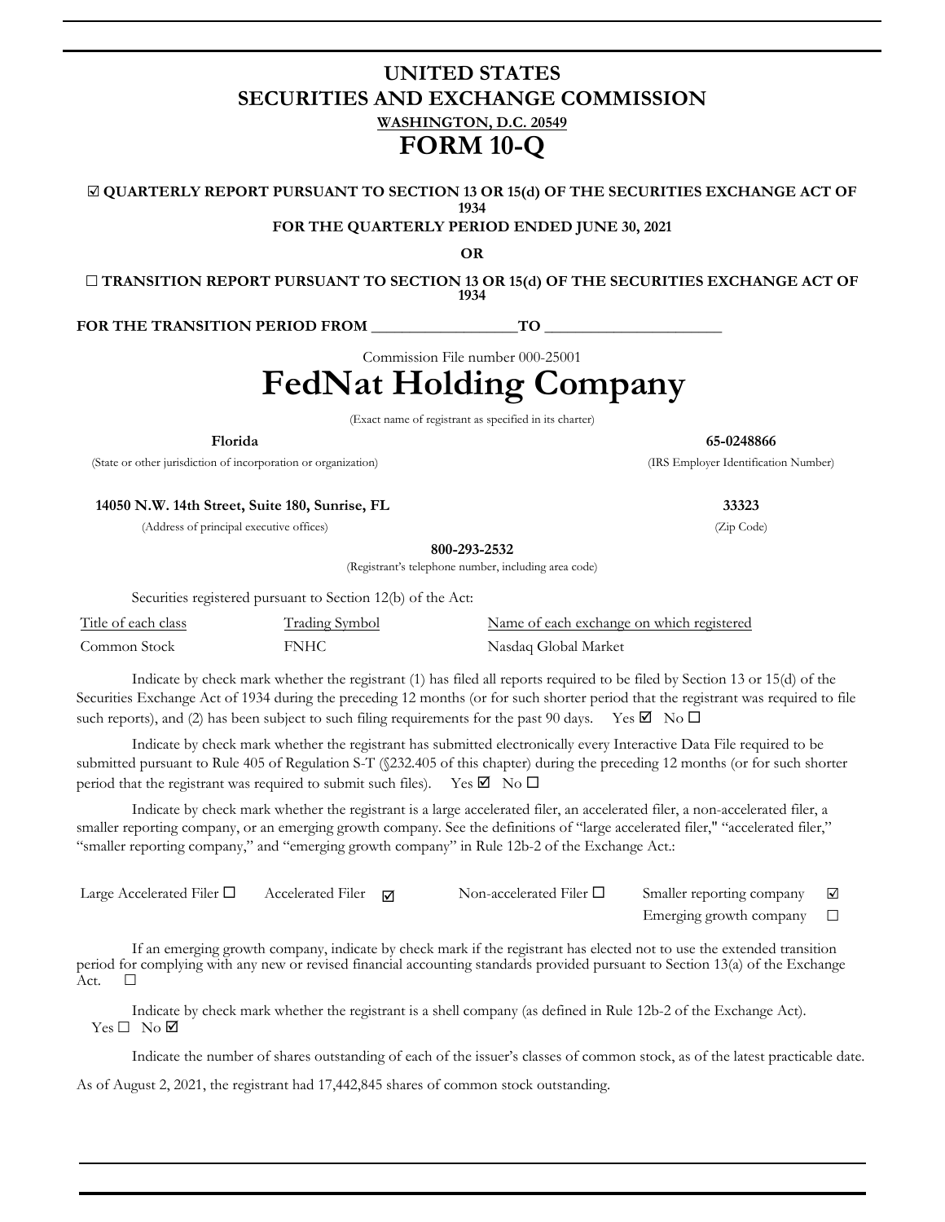# UNITED STATES
# SECURITIES AND EXCHANGE COMMISSION

**WASHINGTON, D.C. 20549**

# FORM 10-Q

**☑ QUARTERLY REPORT PURSUANT TO SECTION 13 OR 15(d) OF THE SECURITIES EXCHANGE ACT OF 1934**

**FOR THE QUARTERLY PERIOD ENDED JUNE 30, 2021**

**OR**

**☐ TRANSITION REPORT PURSUANT TO SECTION 13 OR 15(d) OF THE SECURITIES EXCHANGE ACT OF 1934**

**FOR THE TRANSITION PERIOD FROM __________________TO ______________________**

Commission File number 000-25001

# FedNat Holding Company

(Exact name of registrant as specified in its charter)

| **Florida** | **65-0248866** |
|---|---|
| (State or other jurisdiction of incorporation or organization) | (IRS Employer Identification Number) |
| **14050 N.W. 14th Street, Suite 180, Sunrise, FL** | **33323** |
| (Address of principal executive offices) | (Zip Code) |

**800-293-2532**

(Registrant's telephone number, including area code)

Securities registered pursuant to Section 12(b) of the Act:

| Title of each class | Trading Symbol | Name of each exchange on which registered |
|---|---|---|
| Common Stock | FNHC | Nasdaq Global Market |

Indicate by check mark whether the registrant (1) has filed all reports required to be filed by Section 13 or 15(d) of the Securities Exchange Act of 1934 during the preceding 12 months (or for such shorter period that the registrant was required to file such reports), and (2) has been subject to such filing requirements for the past 90 days. Yes ☑ No ☐

Indicate by check mark whether the registrant has submitted electronically every Interactive Data File required to be submitted pursuant to Rule 405 of Regulation S-T (§232.405 of this chapter) during the preceding 12 months (or for such shorter period that the registrant was required to submit such files). Yes ☑ No ☐

Indicate by check mark whether the registrant is a large accelerated filer, an accelerated filer, a non-accelerated filer, a smaller reporting company, or an emerging growth company. See the definitions of "large accelerated filer," "accelerated filer," "smaller reporting company," and "emerging growth company" in Rule 12b-2 of the Exchange Act.:

| Large Accelerated Filer ☐ | Accelerated Filer ☑ | Non-accelerated Filer ☐ | Smaller reporting company ☑ |
|---|---|---|---|
| | | | Emerging growth company ☐ |

If an emerging growth company, indicate by check mark if the registrant has elected not to use the extended transition period for complying with any new or revised financial accounting standards provided pursuant to Section 13(a) of the Exchange Act. ☐

Indicate by check mark whether the registrant is a shell company (as defined in Rule 12b-2 of the Exchange Act). Yes ☐ No ☑

Indicate the number of shares outstanding of each of the issuer's classes of common stock, as of the latest practicable date.

As of August 2, 2021, the registrant had 17,442,845 shares of common stock outstanding.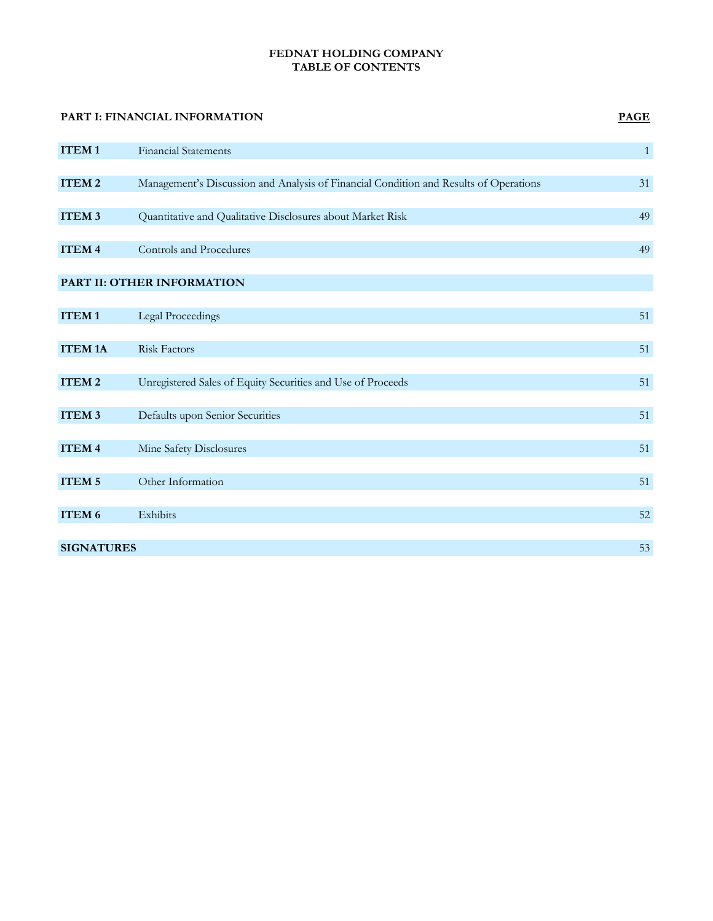**FEDNAT HOLDING COMPANY**
**TABLE OF CONTENTS**

| **PART I: FINANCIAL INFORMATION** | | **PAGE** |
|---|---|---|
| **ITEM 1** | Financial Statements | 1 |
| **ITEM 2** | Management's Discussion and Analysis of Financial Condition and Results of Operations | 31 |
| **ITEM 3** | Quantitative and Qualitative Disclosures about Market Risk | 49 |
| **ITEM 4** | Controls and Procedures | 49 |
| **PART II: OTHER INFORMATION** | | |
| **ITEM 1** | Legal Proceedings | 51 |
| **ITEM 1A** | Risk Factors | 51 |
| **ITEM 2** | Unregistered Sales of Equity Securities and Use of Proceeds | 51 |
| **ITEM 3** | Defaults upon Senior Securities | 51 |
| **ITEM 4** | Mine Safety Disclosures | 51 |
| **ITEM 5** | Other Information | 51 |
| **ITEM 6** | Exhibits | 52 |
| **SIGNATURES** | | 53 |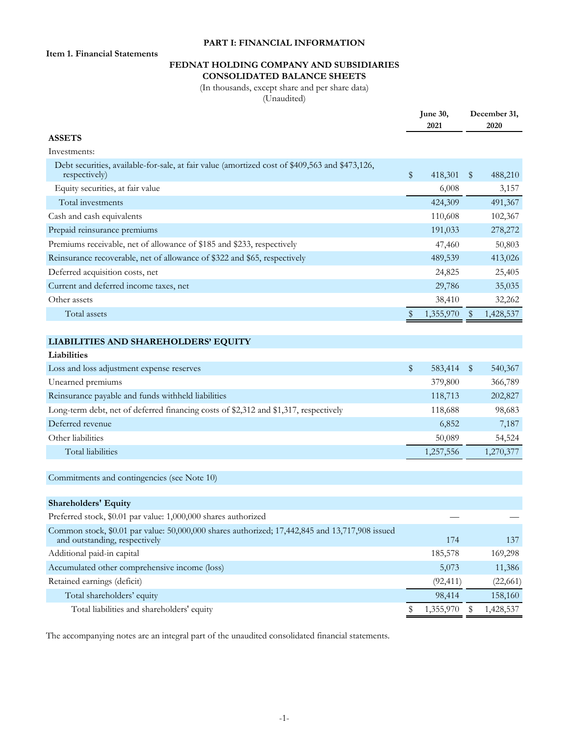# PART I: FINANCIAL INFORMATION

**Item 1. Financial Statements**

## FEDNAT HOLDING COMPANY AND SUBSIDIARIES
## CONSOLIDATED BALANCE SHEETS

(In thousands, except share and per share data)
(Unaudited)

| | June 30, 2021 | December 31, 2020 |
|---|---|---|
| **ASSETS** | | |
| Investments: | | |
| Debt securities, available-for-sale, at fair value (amortized cost of $409,563 and $473,126, respectively) | $ 418,301 | $ 488,210 |
| Equity securities, at fair value | 6,008 | 3,157 |
| Total investments | 424,309 | 491,367 |
| Cash and cash equivalents | 110,608 | 102,367 |
| Prepaid reinsurance premiums | 191,033 | 278,272 |
| Premiums receivable, net of allowance of $185 and $233, respectively | 47,460 | 50,803 |
| Reinsurance recoverable, net of allowance of $322 and $65, respectively | 489,539 | 413,026 |
| Deferred acquisition costs, net | 24,825 | 25,405 |
| Current and deferred income taxes, net | 29,786 | 35,035 |
| Other assets | 38,410 | 32,262 |
| Total assets | $ 1,355,970 | $ 1,428,537 |
| | | |
| **LIABILITIES AND SHAREHOLDERS' EQUITY** | | |
| **Liabilities** | | |
| Loss and loss adjustment expense reserves | $ 583,414 | $ 540,367 |
| Unearned premiums | 379,800 | 366,789 |
| Reinsurance payable and funds withheld liabilities | 118,713 | 202,827 |
| Long-term debt, net of deferred financing costs of $2,312 and $1,317, respectively | 118,688 | 98,683 |
| Deferred revenue | 6,852 | 7,187 |
| Other liabilities | 50,089 | 54,524 |
| Total liabilities | 1,257,556 | 1,270,377 |
| | | |
| Commitments and contingencies (see Note 10) | | |
| | | |
| **Shareholders' Equity** | | |
| Preferred stock, $0.01 par value: 1,000,000 shares authorized | — | — |
| Common stock, $0.01 par value: 50,000,000 shares authorized; 17,442,845 and 13,717,908 issued and outstanding, respectively | 174 | 137 |
| Additional paid-in capital | 185,578 | 169,298 |
| Accumulated other comprehensive income (loss) | 5,073 | 11,386 |
| Retained earnings (deficit) | (92,411) | (22,661) |
| Total shareholders' equity | 98,414 | 158,160 |
| Total liabilities and shareholders' equity | $ 1,355,970 | $ 1,428,537 |

The accompanying notes are an integral part of the unaudited consolidated financial statements.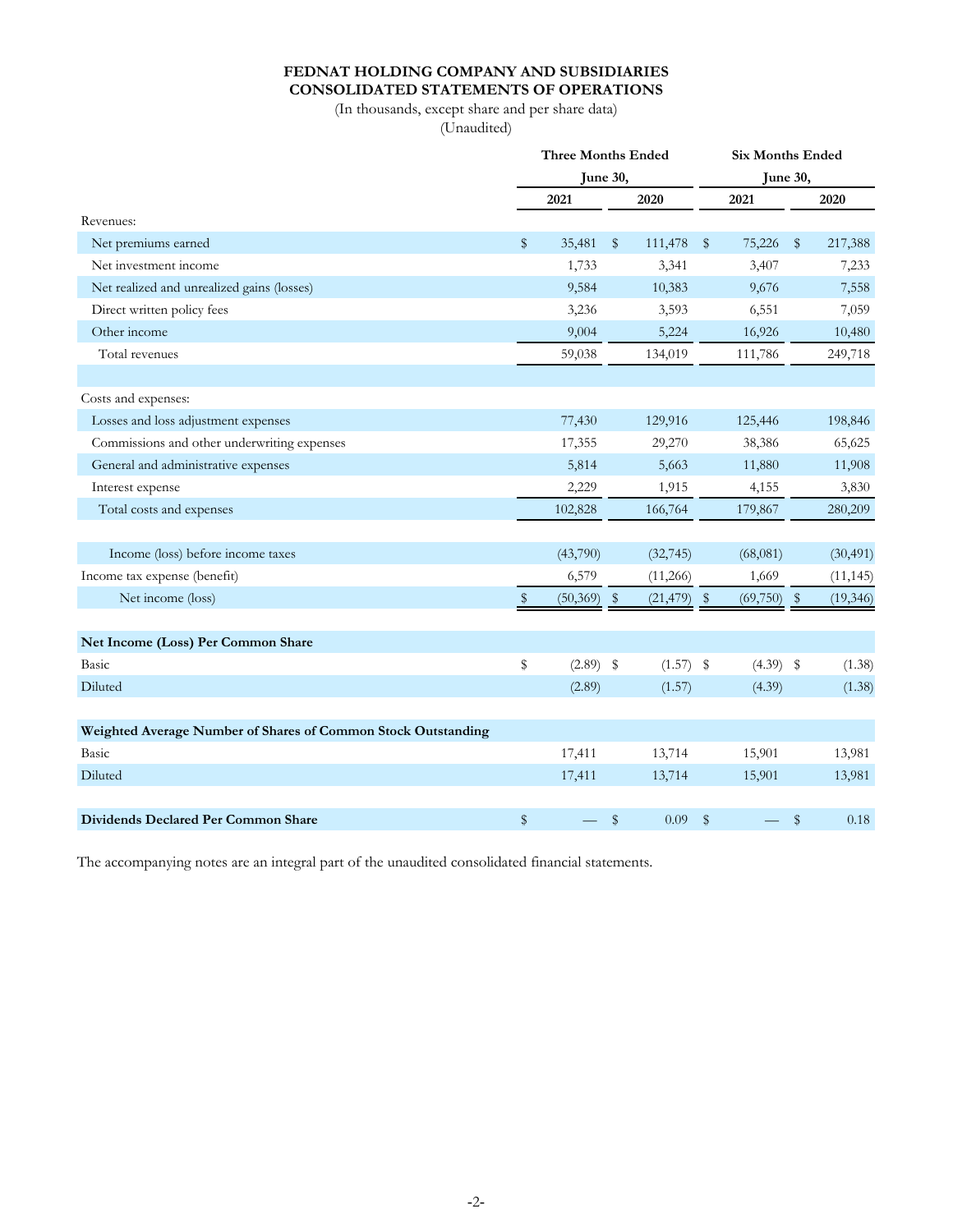# FEDNAT HOLDING COMPANY AND SUBSIDIARIES
# CONSOLIDATED STATEMENTS OF OPERATIONS

(In thousands, except share and per share data)
(Unaudited)

| | Three Months Ended June 30, | | Six Months Ended June 30, | |
|---|---|---|---|---|
| | 2021 | 2020 | 2021 | 2020 |
| Revenues: | | | | |
| Net premiums earned | $ 35,481 | $ 111,478 | $ 75,226 | $ 217,388 |
| Net investment income | 1,733 | 3,341 | 3,407 | 7,233 |
| Net realized and unrealized gains (losses) | 9,584 | 10,383 | 9,676 | 7,558 |
| Direct written policy fees | 3,236 | 3,593 | 6,551 | 7,059 |
| Other income | 9,004 | 5,224 | 16,926 | 10,480 |
| Total revenues | 59,038 | 134,019 | 111,786 | 249,718 |
| | | | | |
| Costs and expenses: | | | | |
| Losses and loss adjustment expenses | 77,430 | 129,916 | 125,446 | 198,846 |
| Commissions and other underwriting expenses | 17,355 | 29,270 | 38,386 | 65,625 |
| General and administrative expenses | 5,814 | 5,663 | 11,880 | 11,908 |
| Interest expense | 2,229 | 1,915 | 4,155 | 3,830 |
| Total costs and expenses | 102,828 | 166,764 | 179,867 | 280,209 |
| | | | | |
| Income (loss) before income taxes | (43,790) | (32,745) | (68,081) | (30,491) |
| Income tax expense (benefit) | 6,579 | (11,266) | 1,669 | (11,145) |
| Net income (loss) | $ (50,369) | $ (21,479) | $ (69,750) | $ (19,346) |
| | | | | |
| **Net Income (Loss) Per Common Share** | | | | |
| Basic | $ (2.89) | $ (1.57) | $ (4.39) | $ (1.38) |
| Diluted | (2.89) | (1.57) | (4.39) | (1.38) |
| | | | | |
| **Weighted Average Number of Shares of Common Stock Outstanding** | | | | |
| Basic | 17,411 | 13,714 | 15,901 | 13,981 |
| Diluted | 17,411 | 13,714 | 15,901 | 13,981 |
| | | | | |
| **Dividends Declared Per Common Share** | $ — | $ 0.09 | $ — | $ 0.18 |

The accompanying notes are an integral part of the unaudited consolidated financial statements.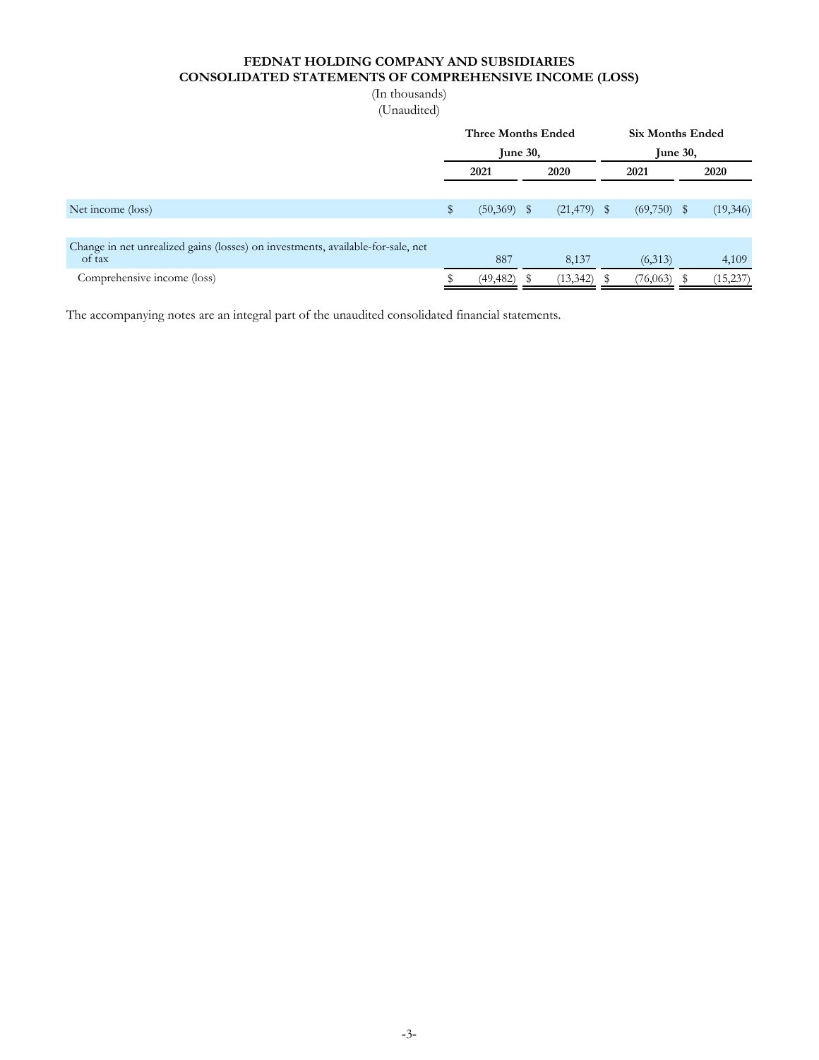**FEDNAT HOLDING COMPANY AND SUBSIDIARIES**
**CONSOLIDATED STATEMENTS OF COMPREHENSIVE INCOME (LOSS)**

(In thousands)
(Unaudited)

| | Three Months Ended June 30, | | Six Months Ended June 30, | |
|---|---|---|---|---|
| | 2021 | 2020 | 2021 | 2020 |
| Net income (loss) | $ (50,369) | $ (21,479) | $ (69,750) | $ (19,346) |
| Change in net unrealized gains (losses) on investments, available-for-sale, net of tax | 887 | 8,137 | (6,313) | 4,109 |
| Comprehensive income (loss) | $ (49,482) | $ (13,342) | $ (76,063) | $ (15,237) |

The accompanying notes are an integral part of the unaudited consolidated financial statements.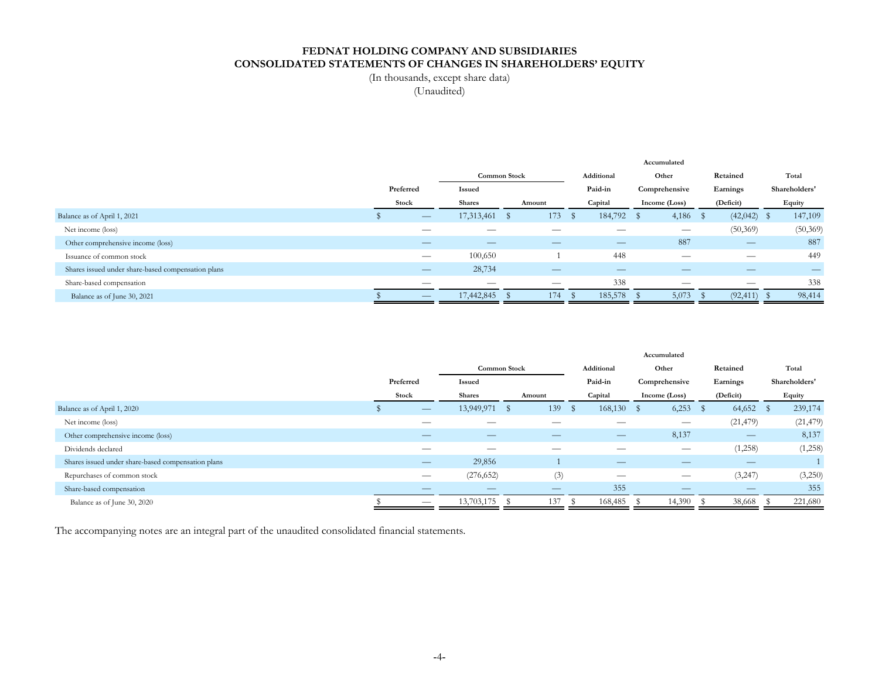# FEDNAT HOLDING COMPANY AND SUBSIDIARIES
## CONSOLIDATED STATEMENTS OF CHANGES IN SHAREHOLDERS' EQUITY

(In thousands, except share data)
(Unaudited)

| | Preferred Stock | Common Stock Issued Shares | Common Stock Amount | Additional Paid-in Capital | Accumulated Other Comprehensive Income (Loss) | Retained Earnings (Deficit) | Total Shareholders' Equity |
|---|---|---|---|---|---|---|---|
| Balance as of April 1, 2021 | $ — | 17,313,461 | $ 173 | $ 184,792 | $ 4,186 | $ (42,042) | $ 147,109 |
| Net income (loss) | — | — | — | — | — | (50,369) | (50,369) |
| Other comprehensive income (loss) | — | — | — | — | 887 | — | 887 |
| Issuance of common stock | — | 100,650 | 1 | 448 | — | — | 449 |
| Shares issued under share-based compensation plans | — | 28,734 | — | — | — | — | — |
| Share-based compensation | — | — | — | 338 | — | — | 338 |
| Balance as of June 30, 2021 | $ — | 17,442,845 | $ 174 | $ 185,578 | $ 5,073 | $ (92,411) | $ 98,414 |

| | Preferred Stock | Common Stock Issued Shares | Common Stock Amount | Additional Paid-in Capital | Accumulated Other Comprehensive Income (Loss) | Retained Earnings (Deficit) | Total Shareholders' Equity |
|---|---|---|---|---|---|---|---|
| Balance as of April 1, 2020 | $ — | 13,949,971 | $ 139 | $ 168,130 | $ 6,253 | $ 64,652 | $ 239,174 |
| Net income (loss) | — | — | — | — | — | (21,479) | (21,479) |
| Other comprehensive income (loss) | — | — | — | — | 8,137 | — | 8,137 |
| Dividends declared | — | — | — | — | — | (1,258) | (1,258) |
| Shares issued under share-based compensation plans | — | 29,856 | 1 | — | — | — | 1 |
| Repurchases of common stock | — | (276,652) | (3) | — | — | (3,247) | (3,250) |
| Share-based compensation | — | — | — | 355 | — | — | 355 |
| Balance as of June 30, 2020 | $ — | 13,703,175 | $ 137 | $ 168,485 | $ 14,390 | $ 38,668 | $ 221,680 |

The accompanying notes are an integral part of the unaudited consolidated financial statements.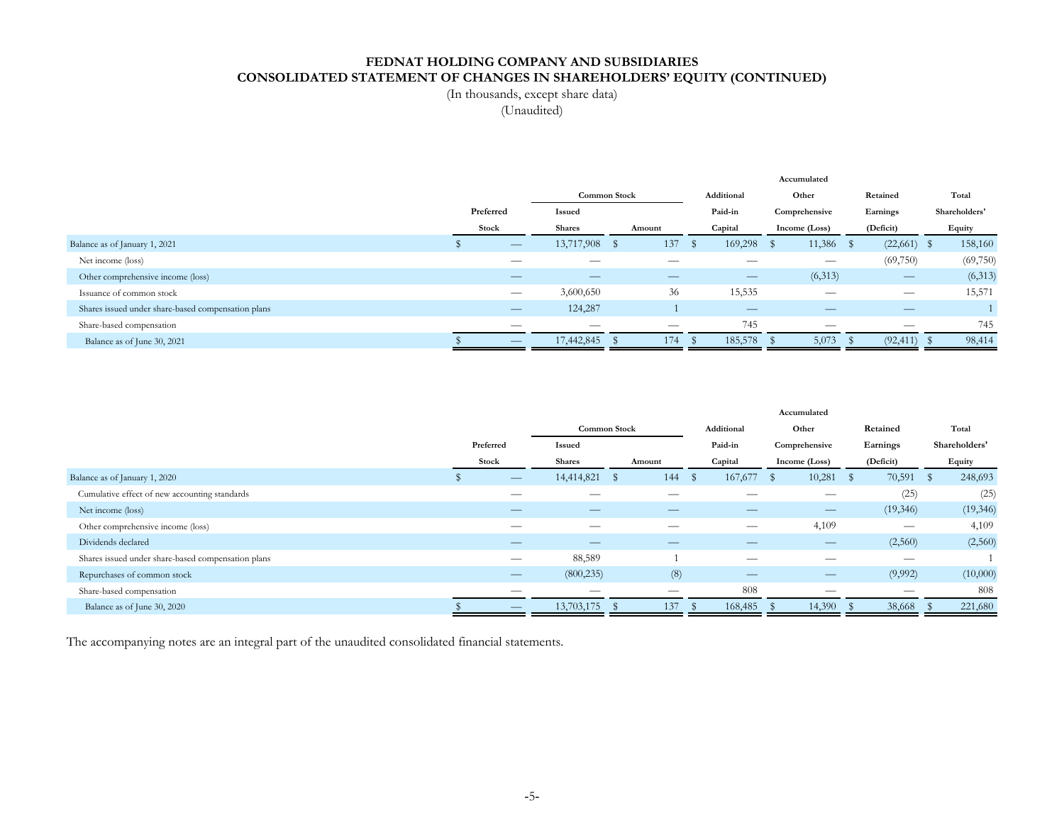# FEDNAT HOLDING COMPANY AND SUBSIDIARIES
## CONSOLIDATED STATEMENT OF CHANGES IN SHAREHOLDERS' EQUITY (CONTINUED)

(In thousands, except share data)
(Unaudited)

| | Preferred Stock | Common Stock Issued Shares | Common Stock Amount | Additional Paid-in Capital | Accumulated Other Comprehensive Income (Loss) | Retained Earnings (Deficit) | Total Shareholders' Equity |
|---|---|---|---|---|---|---|---|
| Balance as of January 1, 2021 | $ — | 13,717,908 | $ 137 | $ 169,298 | $ 11,386 | $ (22,661) | $ 158,160 |
| Net income (loss) | — | — | — | — | — | (69,750) | (69,750) |
| Other comprehensive income (loss) | — | — | — | — | (6,313) | — | (6,313) |
| Issuance of common stock | — | 3,600,650 | 36 | 15,535 | — | — | 15,571 |
| Shares issued under share-based compensation plans | — | 124,287 | 1 | — | — | — | 1 |
| Share-based compensation | — | — | — | 745 | — | — | 745 |
| Balance as of June 30, 2021 | $ — | 17,442,845 | $ 174 | $ 185,578 | $ 5,073 | $ (92,411) | $ 98,414 |

| | Preferred Stock | Common Stock Issued Shares | Common Stock Amount | Additional Paid-in Capital | Accumulated Other Comprehensive Income (Loss) | Retained Earnings (Deficit) | Total Shareholders' Equity |
|---|---|---|---|---|---|---|---|
| Balance as of January 1, 2020 | $ — | 14,414,821 | $ 144 | $ 167,677 | $ 10,281 | $ 70,591 | $ 248,693 |
| Cumulative effect of new accounting standards | — | — | — | — | — | (25) | (25) |
| Net income (loss) | — | — | — | — | — | (19,346) | (19,346) |
| Other comprehensive income (loss) | — | — | — | — | 4,109 | — | 4,109 |
| Dividends declared | — | — | — | — | — | (2,560) | (2,560) |
| Shares issued under share-based compensation plans | — | 88,589 | 1 | — | — | — | 1 |
| Repurchases of common stock | — | (800,235) | (8) | — | — | (9,992) | (10,000) |
| Share-based compensation | — | — | — | 808 | — | — | 808 |
| Balance as of June 30, 2020 | $ — | 13,703,175 | $ 137 | $ 168,485 | $ 14,390 | $ 38,668 | $ 221,680 |

The accompanying notes are an integral part of the unaudited consolidated financial statements.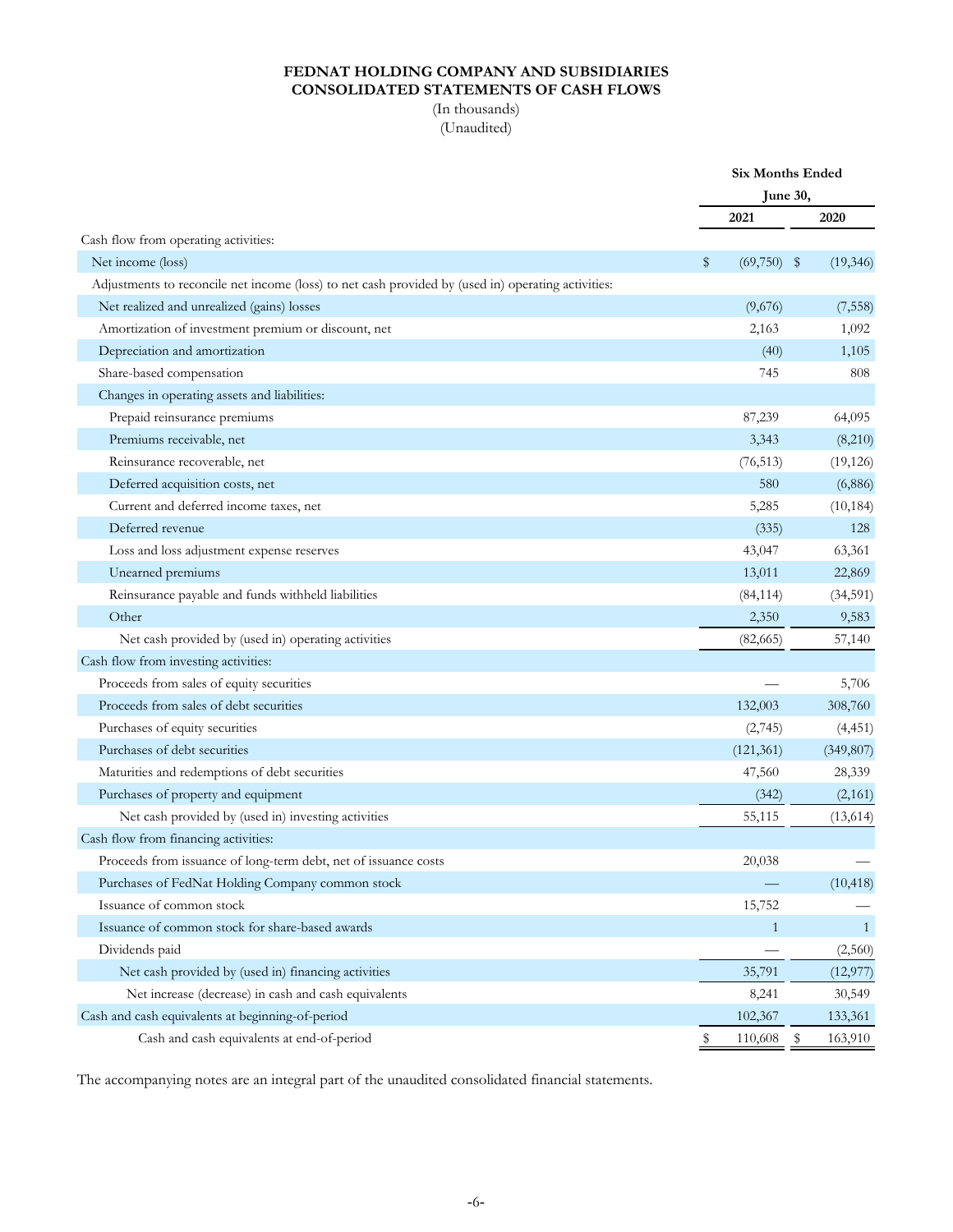# FEDNAT HOLDING COMPANY AND SUBSIDIARIES
# CONSOLIDATED STATEMENTS OF CASH FLOWS

(In thousands)
(Unaudited)

| | Six Months Ended June 30, | |
|---|---|---|
| | 2021 | 2020 |
| Cash flow from operating activities: | | |
| Net income (loss) | $ (69,750) | $ (19,346) |
| Adjustments to reconcile net income (loss) to net cash provided by (used in) operating activities: | | |
| Net realized and unrealized (gains) losses | (9,676) | (7,558) |
| Amortization of investment premium or discount, net | 2,163 | 1,092 |
| Depreciation and amortization | (40) | 1,105 |
| Share-based compensation | 745 | 808 |
| Changes in operating assets and liabilities: | | |
| Prepaid reinsurance premiums | 87,239 | 64,095 |
| Premiums receivable, net | 3,343 | (8,210) |
| Reinsurance recoverable, net | (76,513) | (19,126) |
| Deferred acquisition costs, net | 580 | (6,886) |
| Current and deferred income taxes, net | 5,285 | (10,184) |
| Deferred revenue | (335) | 128 |
| Loss and loss adjustment expense reserves | 43,047 | 63,361 |
| Unearned premiums | 13,011 | 22,869 |
| Reinsurance payable and funds withheld liabilities | (84,114) | (34,591) |
| Other | 2,350 | 9,583 |
| Net cash provided by (used in) operating activities | (82,665) | 57,140 |
| Cash flow from investing activities: | | |
| Proceeds from sales of equity securities | — | 5,706 |
| Proceeds from sales of debt securities | 132,003 | 308,760 |
| Purchases of equity securities | (2,745) | (4,451) |
| Purchases of debt securities | (121,361) | (349,807) |
| Maturities and redemptions of debt securities | 47,560 | 28,339 |
| Purchases of property and equipment | (342) | (2,161) |
| Net cash provided by (used in) investing activities | 55,115 | (13,614) |
| Cash flow from financing activities: | | |
| Proceeds from issuance of long-term debt, net of issuance costs | 20,038 | — |
| Purchases of FedNat Holding Company common stock | — | (10,418) |
| Issuance of common stock | 15,752 | — |
| Issuance of common stock for share-based awards | 1 | 1 |
| Dividends paid | — | (2,560) |
| Net cash provided by (used in) financing activities | 35,791 | (12,977) |
| Net increase (decrease) in cash and cash equivalents | 8,241 | 30,549 |
| Cash and cash equivalents at beginning-of-period | 102,367 | 133,361 |
| Cash and cash equivalents at end-of-period | $ 110,608 | $ 163,910 |

The accompanying notes are an integral part of the unaudited consolidated financial statements.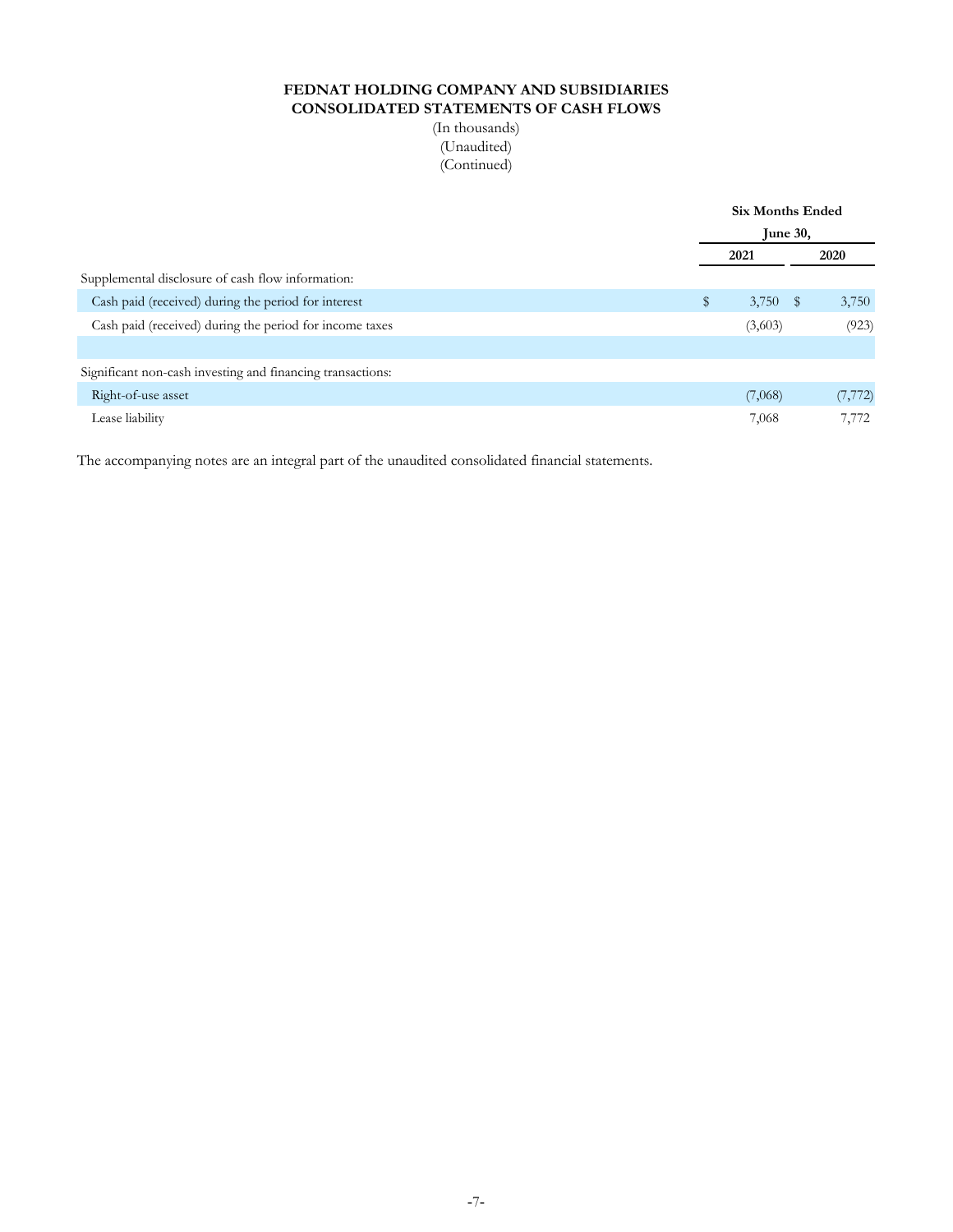**FEDNAT HOLDING COMPANY AND SUBSIDIARIES**
**CONSOLIDATED STATEMENTS OF CASH FLOWS**
(In thousands)
(Unaudited)
(Continued)

| | Six Months Ended June 30, | |
|---|---|---|
| | 2021 | 2020 |
| Supplemental disclosure of cash flow information: | | |
| Cash paid (received) during the period for interest | $ 3,750 | $ 3,750 |
| Cash paid (received) during the period for income taxes | (3,603) | (923) |
| | | |
| Significant non-cash investing and financing transactions: | | |
| Right-of-use asset | (7,068) | (7,772) |
| Lease liability | 7,068 | 7,772 |

The accompanying notes are an integral part of the unaudited consolidated financial statements.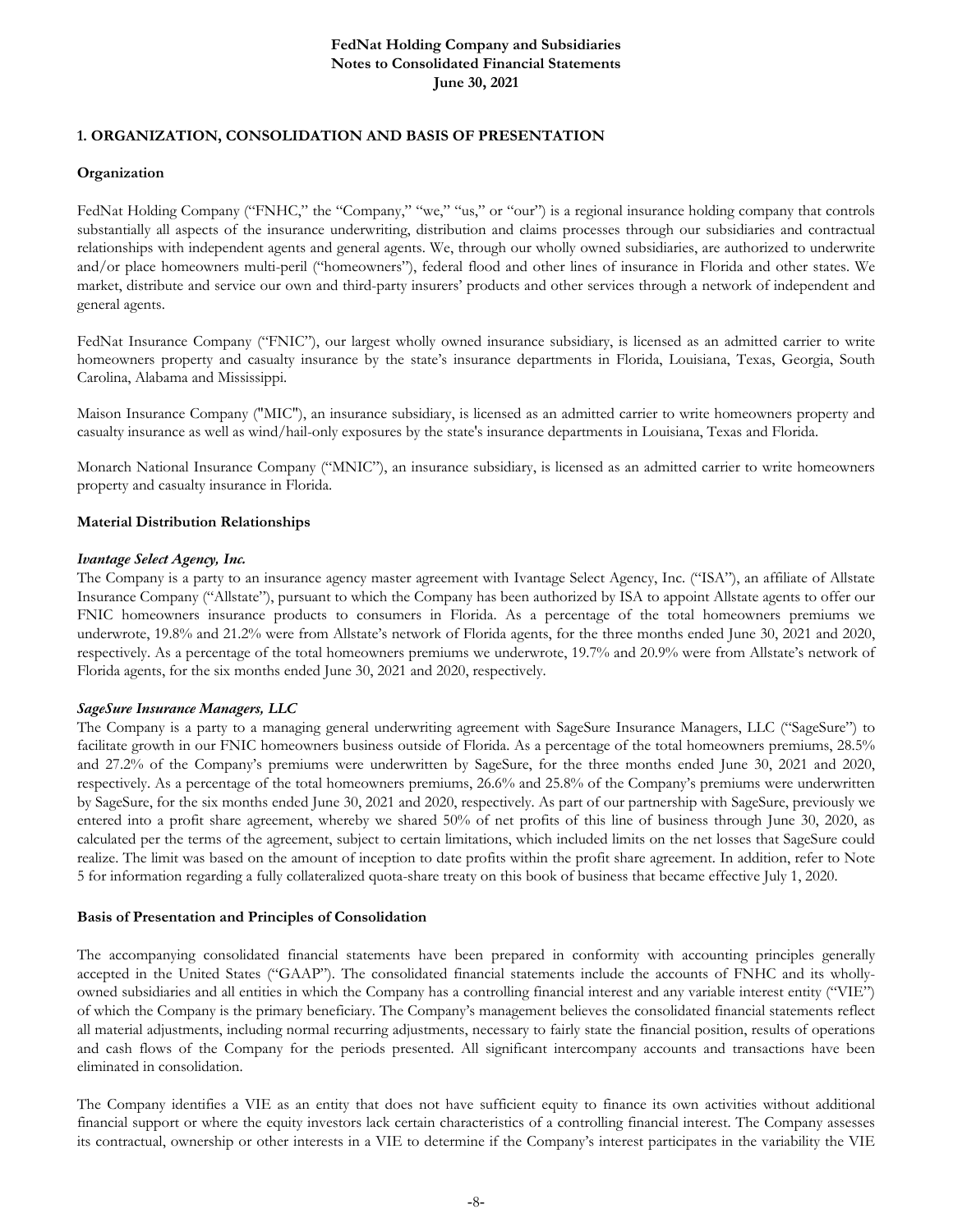## 1. ORGANIZATION, CONSOLIDATION AND BASIS OF PRESENTATION

### Organization

FedNat Holding Company ("FNHC," the "Company," "we," "us," or "our") is a regional insurance holding company that controls substantially all aspects of the insurance underwriting, distribution and claims processes through our subsidiaries and contractual relationships with independent agents and general agents. We, through our wholly owned subsidiaries, are authorized to underwrite and/or place homeowners multi-peril ("homeowners"), federal flood and other lines of insurance in Florida and other states. We market, distribute and service our own and third-party insurers' products and other services through a network of independent and general agents.

FedNat Insurance Company ("FNIC"), our largest wholly owned insurance subsidiary, is licensed as an admitted carrier to write homeowners property and casualty insurance by the state's insurance departments in Florida, Louisiana, Texas, Georgia, South Carolina, Alabama and Mississippi.

Maison Insurance Company ("MIC"), an insurance subsidiary, is licensed as an admitted carrier to write homeowners property and casualty insurance as well as wind/hail-only exposures by the state's insurance departments in Louisiana, Texas and Florida.

Monarch National Insurance Company ("MNIC"), an insurance subsidiary, is licensed as an admitted carrier to write homeowners property and casualty insurance in Florida.

### Material Distribution Relationships

***Ivantage Select Agency, Inc.***

The Company is a party to an insurance agency master agreement with Ivantage Select Agency, Inc. ("ISA"), an affiliate of Allstate Insurance Company ("Allstate"), pursuant to which the Company has been authorized by ISA to appoint Allstate agents to offer our FNIC homeowners insurance products to consumers in Florida. As a percentage of the total homeowners premiums we underwrote, 19.8% and 21.2% were from Allstate's network of Florida agents, for the three months ended June 30, 2021 and 2020, respectively. As a percentage of the total homeowners premiums we underwrote, 19.7% and 20.9% were from Allstate's network of Florida agents, for the six months ended June 30, 2021 and 2020, respectively.

***SageSure Insurance Managers, LLC***

The Company is a party to a managing general underwriting agreement with SageSure Insurance Managers, LLC ("SageSure") to facilitate growth in our FNIC homeowners business outside of Florida. As a percentage of the total homeowners premiums, 28.5% and 27.2% of the Company's premiums were underwritten by SageSure, for the three months ended June 30, 2021 and 2020, respectively. As a percentage of the total homeowners premiums, 26.6% and 25.8% of the Company's premiums were underwritten by SageSure, for the six months ended June 30, 2021 and 2020, respectively. As part of our partnership with SageSure, previously we entered into a profit share agreement, whereby we shared 50% of net profits of this line of business through June 30, 2020, as calculated per the terms of the agreement, subject to certain limitations, which included limits on the net losses that SageSure could realize. The limit was based on the amount of inception to date profits within the profit share agreement. In addition, refer to Note 5 for information regarding a fully collateralized quota-share treaty on this book of business that became effective July 1, 2020.

### Basis of Presentation and Principles of Consolidation

The accompanying consolidated financial statements have been prepared in conformity with accounting principles generally accepted in the United States ("GAAP"). The consolidated financial statements include the accounts of FNHC and its wholly-owned subsidiaries and all entities in which the Company has a controlling financial interest and any variable interest entity ("VIE") of which the Company is the primary beneficiary. The Company's management believes the consolidated financial statements reflect all material adjustments, including normal recurring adjustments, necessary to fairly state the financial position, results of operations and cash flows of the Company for the periods presented. All significant intercompany accounts and transactions have been eliminated in consolidation.

The Company identifies a VIE as an entity that does not have sufficient equity to finance its own activities without additional financial support or where the equity investors lack certain characteristics of a controlling financial interest. The Company assesses its contractual, ownership or other interests in a VIE to determine if the Company's interest participates in the variability the VIE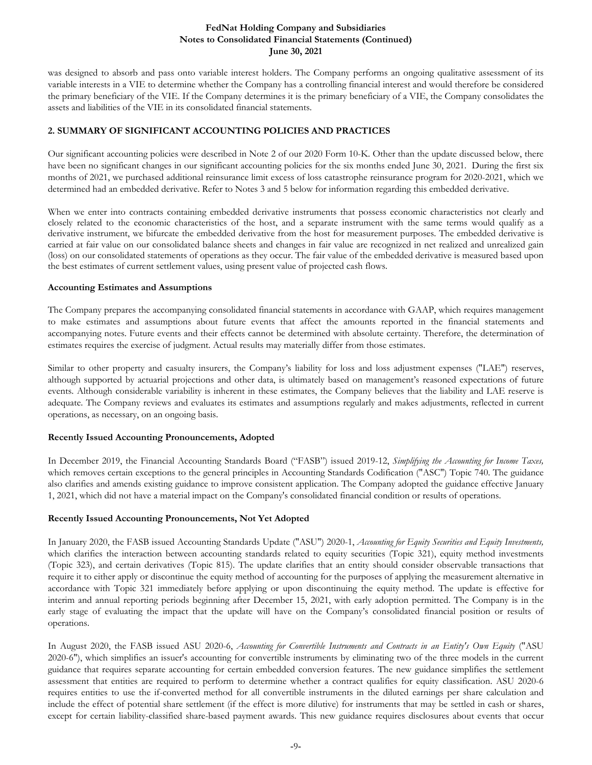was designed to absorb and pass onto variable interest holders. The Company performs an ongoing qualitative assessment of its variable interests in a VIE to determine whether the Company has a controlling financial interest and would therefore be considered the primary beneficiary of the VIE. If the Company determines it is the primary beneficiary of a VIE, the Company consolidates the assets and liabilities of the VIE in its consolidated financial statements.

## 2. SUMMARY OF SIGNIFICANT ACCOUNTING POLICIES AND PRACTICES

Our significant accounting policies were described in Note 2 of our 2020 Form 10-K. Other than the update discussed below, there have been no significant changes in our significant accounting policies for the six months ended June 30, 2021. During the first six months of 2021, we purchased additional reinsurance limit excess of loss catastrophe reinsurance program for 2020-2021, which we determined had an embedded derivative. Refer to Notes 3 and 5 below for information regarding this embedded derivative.

When we enter into contracts containing embedded derivative instruments that possess economic characteristics not clearly and closely related to the economic characteristics of the host, and a separate instrument with the same terms would qualify as a derivative instrument, we bifurcate the embedded derivative from the host for measurement purposes. The embedded derivative is carried at fair value on our consolidated balance sheets and changes in fair value are recognized in net realized and unrealized gain (loss) on our consolidated statements of operations as they occur. The fair value of the embedded derivative is measured based upon the best estimates of current settlement values, using present value of projected cash flows.

### Accounting Estimates and Assumptions

The Company prepares the accompanying consolidated financial statements in accordance with GAAP, which requires management to make estimates and assumptions about future events that affect the amounts reported in the financial statements and accompanying notes. Future events and their effects cannot be determined with absolute certainty. Therefore, the determination of estimates requires the exercise of judgment. Actual results may materially differ from those estimates.

Similar to other property and casualty insurers, the Company's liability for loss and loss adjustment expenses ("LAE") reserves, although supported by actuarial projections and other data, is ultimately based on management's reasoned expectations of future events. Although considerable variability is inherent in these estimates, the Company believes that the liability and LAE reserve is adequate. The Company reviews and evaluates its estimates and assumptions regularly and makes adjustments, reflected in current operations, as necessary, on an ongoing basis.

### Recently Issued Accounting Pronouncements, Adopted

In December 2019, the Financial Accounting Standards Board ("FASB") issued 2019-12, *Simplifying the Accounting for Income Taxes,* which removes certain exceptions to the general principles in Accounting Standards Codification ("ASC") Topic 740. The guidance also clarifies and amends existing guidance to improve consistent application. The Company adopted the guidance effective January 1, 2021, which did not have a material impact on the Company's consolidated financial condition or results of operations.

### Recently Issued Accounting Pronouncements, Not Yet Adopted

In January 2020, the FASB issued Accounting Standards Update ("ASU") 2020-1, *Accounting for Equity Securities and Equity Investments,* which clarifies the interaction between accounting standards related to equity securities (Topic 321), equity method investments (Topic 323), and certain derivatives (Topic 815). The update clarifies that an entity should consider observable transactions that require it to either apply or discontinue the equity method of accounting for the purposes of applying the measurement alternative in accordance with Topic 321 immediately before applying or upon discontinuing the equity method. The update is effective for interim and annual reporting periods beginning after December 15, 2021, with early adoption permitted. The Company is in the early stage of evaluating the impact that the update will have on the Company's consolidated financial position or results of operations.

In August 2020, the FASB issued ASU 2020-6, *Accounting for Convertible Instruments and Contracts in an Entity's Own Equity* ("ASU 2020-6"), which simplifies an issuer's accounting for convertible instruments by eliminating two of the three models in the current guidance that requires separate accounting for certain embedded conversion features. The new guidance simplifies the settlement assessment that entities are required to perform to determine whether a contract qualifies for equity classification. ASU 2020-6 requires entities to use the if-converted method for all convertible instruments in the diluted earnings per share calculation and include the effect of potential share settlement (if the effect is more dilutive) for instruments that may be settled in cash or shares, except for certain liability-classified share-based payment awards. This new guidance requires disclosures about events that occur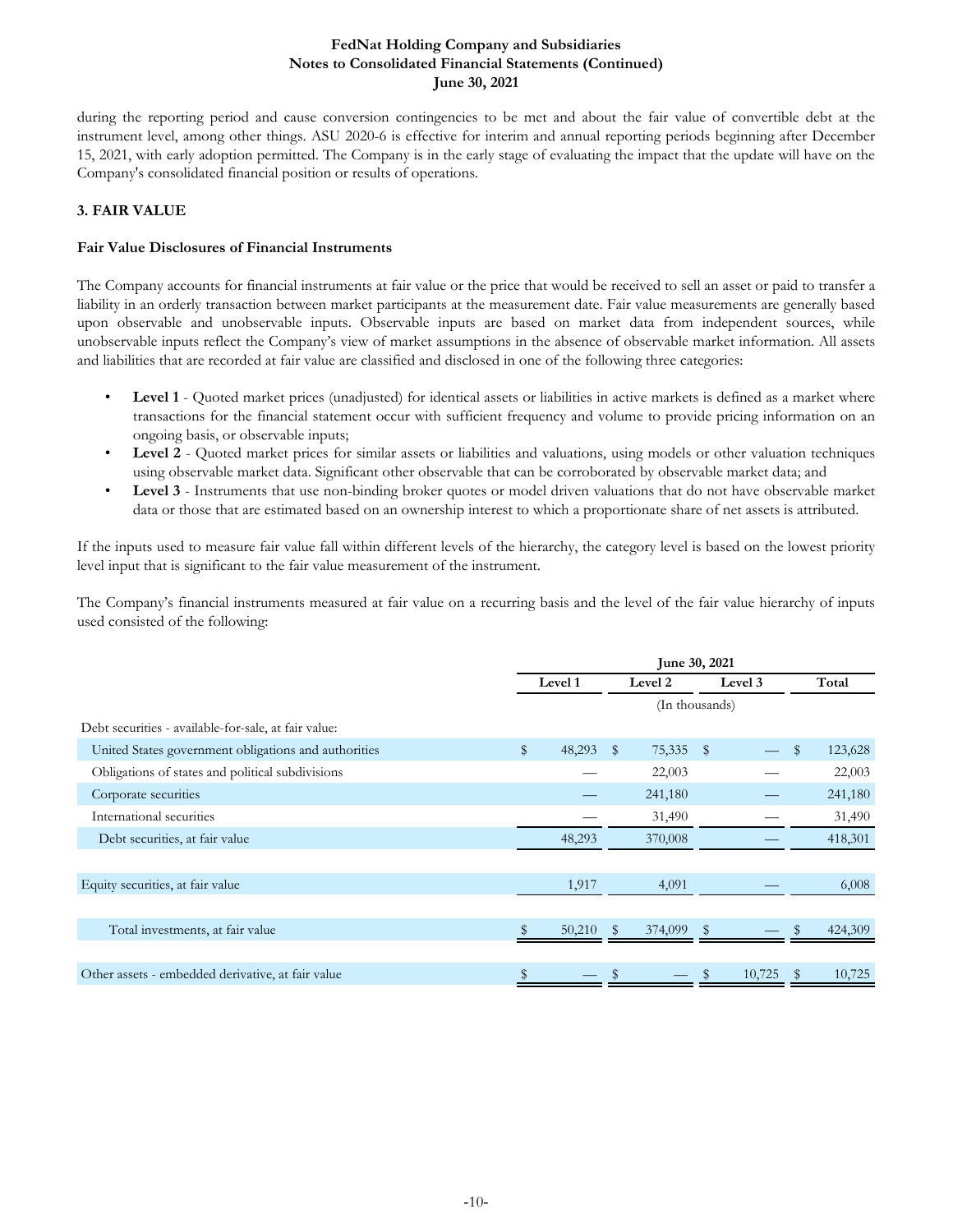during the reporting period and cause conversion contingencies to be met and about the fair value of convertible debt at the instrument level, among other things. ASU 2020-6 is effective for interim and annual reporting periods beginning after December 15, 2021, with early adoption permitted. The Company is in the early stage of evaluating the impact that the update will have on the Company's consolidated financial position or results of operations.

### 3. FAIR VALUE

#### Fair Value Disclosures of Financial Instruments

The Company accounts for financial instruments at fair value or the price that would be received to sell an asset or paid to transfer a liability in an orderly transaction between market participants at the measurement date. Fair value measurements are generally based upon observable and unobservable inputs. Observable inputs are based on market data from independent sources, while unobservable inputs reflect the Company's view of market assumptions in the absence of observable market information. All assets and liabilities that are recorded at fair value are classified and disclosed in one of the following three categories:

- **Level 1** - Quoted market prices (unadjusted) for identical assets or liabilities in active markets is defined as a market where transactions for the financial statement occur with sufficient frequency and volume to provide pricing information on an ongoing basis, or observable inputs;
- **Level 2** - Quoted market prices for similar assets or liabilities and valuations, using models or other valuation techniques using observable market data. Significant other observable that can be corroborated by observable market data; and
- **Level 3** - Instruments that use non-binding broker quotes or model driven valuations that do not have observable market data or those that are estimated based on an ownership interest to which a proportionate share of net assets is attributed.

If the inputs used to measure fair value fall within different levels of the hierarchy, the category level is based on the lowest priority level input that is significant to the fair value measurement of the instrument.

The Company's financial instruments measured at fair value on a recurring basis and the level of the fair value hierarchy of inputs used consisted of the following:

| | June 30, 2021 | | | |
|---|---|---|---|---|
| | Level 1 | Level 2 | Level 3 | Total |
| | (In thousands) | | | |
| Debt securities - available-for-sale, at fair value: | | | | |
| United States government obligations and authorities | $ 48,293 | $ 75,335 | $ — | $ 123,628 |
| Obligations of states and political subdivisions | — | 22,003 | — | 22,003 |
| Corporate securities | — | 241,180 | — | 241,180 |
| International securities | — | 31,490 | — | 31,490 |
| Debt securities, at fair value | 48,293 | 370,008 | — | 418,301 |
| Equity securities, at fair value | 1,917 | 4,091 | — | 6,008 |
| Total investments, at fair value | $ 50,210 | $ 374,099 | $ — | $ 424,309 |
| Other assets - embedded derivative, at fair value | $ — | $ — | $ 10,725 | $ 10,725 |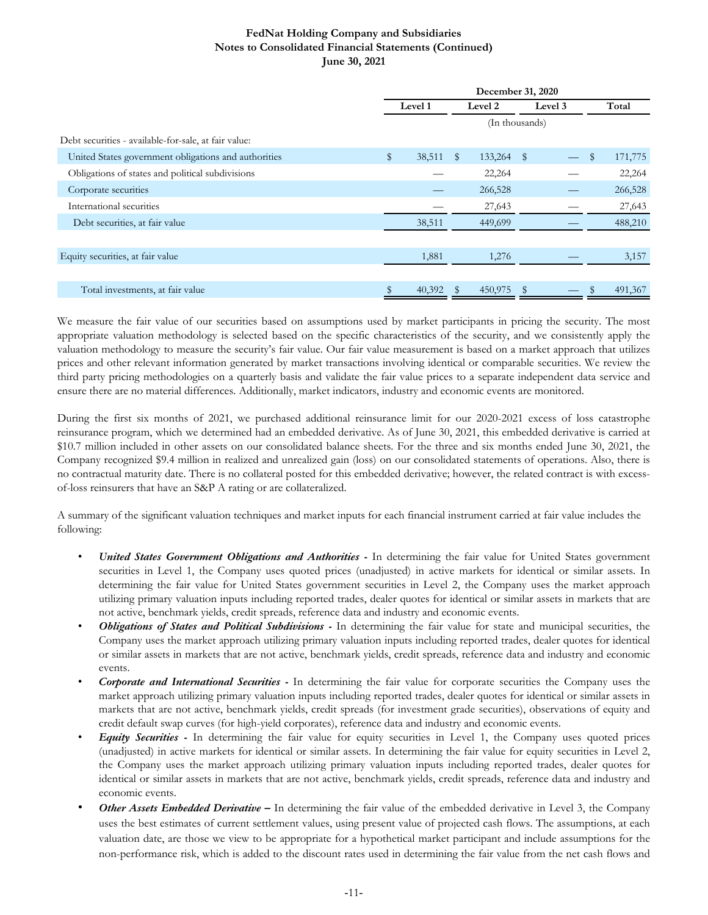| | December 31, 2020 | | | |
|---|---|---|---|---|
| | Level 1 | Level 2 | Level 3 | Total |
| | (In thousands) | | | |
| Debt securities - available-for-sale, at fair value: | | | | |
| United States government obligations and authorities | $ 38,511 | $ 133,264 | $ — | $ 171,775 |
| Obligations of states and political subdivisions | — | 22,264 | — | 22,264 |
| Corporate securities | — | 266,528 | — | 266,528 |
| International securities | — | 27,643 | — | 27,643 |
| Debt securities, at fair value | 38,511 | 449,699 | — | 488,210 |
| | | | | |
| Equity securities, at fair value | 1,881 | 1,276 | — | 3,157 |
| | | | | |
| Total investments, at fair value | $ 40,392 | $ 450,975 | $ — | $ 491,367 |

We measure the fair value of our securities based on assumptions used by market participants in pricing the security. The most appropriate valuation methodology is selected based on the specific characteristics of the security, and we consistently apply the valuation methodology to measure the security's fair value. Our fair value measurement is based on a market approach that utilizes prices and other relevant information generated by market transactions involving identical or comparable securities. We review the third party pricing methodologies on a quarterly basis and validate the fair value prices to a separate independent data service and ensure there are no material differences. Additionally, market indicators, industry and economic events are monitored.

During the first six months of 2021, we purchased additional reinsurance limit for our 2020-2021 excess of loss catastrophe reinsurance program, which we determined had an embedded derivative. As of June 30, 2021, this embedded derivative is carried at \$10.7 million included in other assets on our consolidated balance sheets. For the three and six months ended June 30, 2021, the Company recognized \$9.4 million in realized and unrealized gain (loss) on our consolidated statements of operations. Also, there is no contractual maturity date. There is no collateral posted for this embedded derivative; however, the related contract is with excess-of-loss reinsurers that have an S&P A rating or are collateralized.

A summary of the significant valuation techniques and market inputs for each financial instrument carried at fair value includes the following:

- ***United States Government Obligations and Authorities*** **-** In determining the fair value for United States government securities in Level 1, the Company uses quoted prices (unadjusted) in active markets for identical or similar assets. In determining the fair value for United States government securities in Level 2, the Company uses the market approach utilizing primary valuation inputs including reported trades, dealer quotes for identical or similar assets in markets that are not active, benchmark yields, credit spreads, reference data and industry and economic events.
- ***Obligations of States and Political Subdivisions*** **-** In determining the fair value for state and municipal securities, the Company uses the market approach utilizing primary valuation inputs including reported trades, dealer quotes for identical or similar assets in markets that are not active, benchmark yields, credit spreads, reference data and industry and economic events.
- ***Corporate and International Securities*** **-** In determining the fair value for corporate securities the Company uses the market approach utilizing primary valuation inputs including reported trades, dealer quotes for identical or similar assets in markets that are not active, benchmark yields, credit spreads (for investment grade securities), observations of equity and credit default swap curves (for high-yield corporates), reference data and industry and economic events.
- ***Equity Securities*** **-** In determining the fair value for equity securities in Level 1, the Company uses quoted prices (unadjusted) in active markets for identical or similar assets. In determining the fair value for equity securities in Level 2, the Company uses the market approach utilizing primary valuation inputs including reported trades, dealer quotes for identical or similar assets in markets that are not active, benchmark yields, credit spreads, reference data and industry and economic events.
- ***Other Assets Embedded Derivative*** **–** In determining the fair value of the embedded derivative in Level 3, the Company uses the best estimates of current settlement values, using present value of projected cash flows. The assumptions, at each valuation date, are those we view to be appropriate for a hypothetical market participant and include assumptions for the non-performance risk, which is added to the discount rates used in determining the fair value from the net cash flows and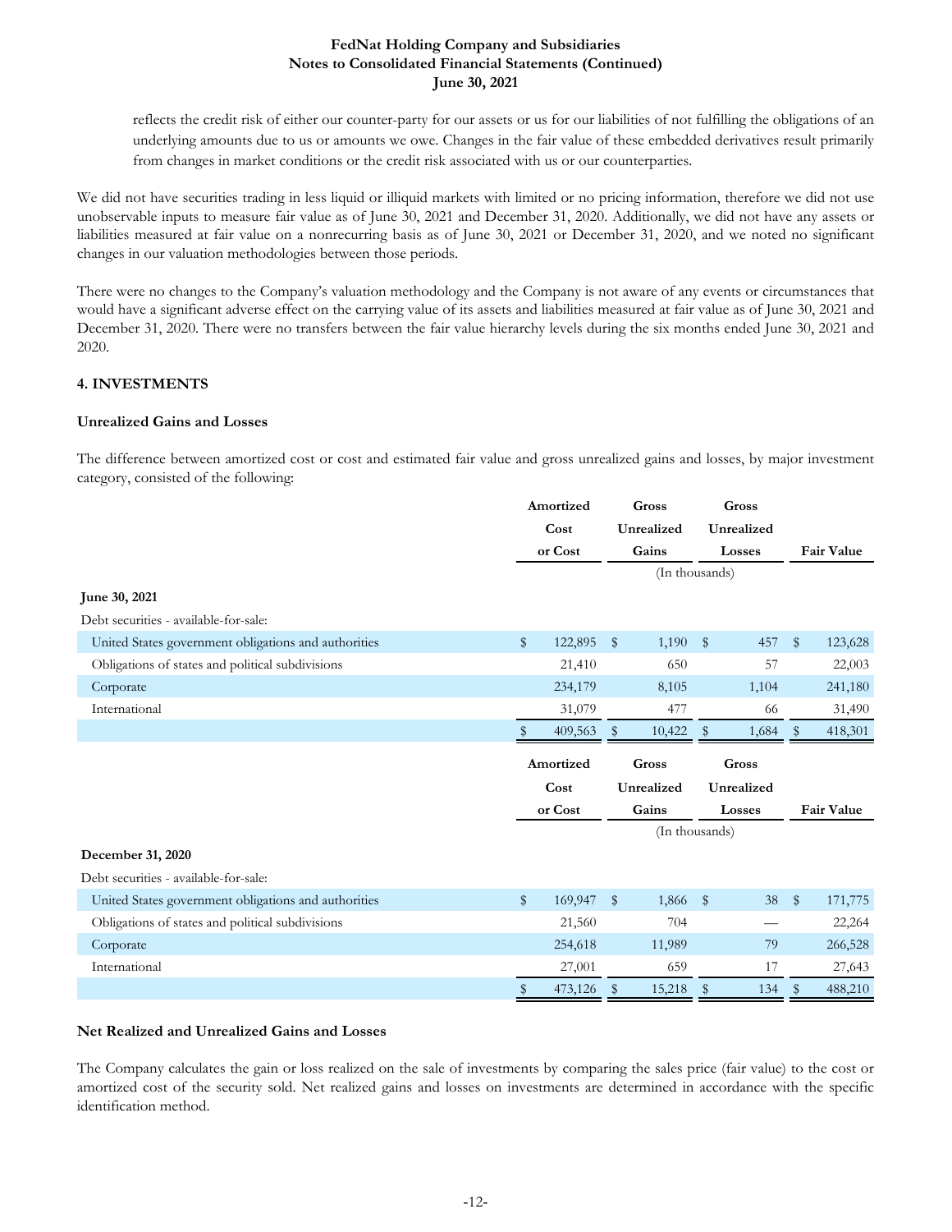reflects the credit risk of either our counter-party for our assets or us for our liabilities of not fulfilling the obligations of an underlying amounts due to us or amounts we owe. Changes in the fair value of these embedded derivatives result primarily from changes in market conditions or the credit risk associated with us or our counterparties.

We did not have securities trading in less liquid or illiquid markets with limited or no pricing information, therefore we did not use unobservable inputs to measure fair value as of June 30, 2021 and December 31, 2020. Additionally, we did not have any assets or liabilities measured at fair value on a nonrecurring basis as of June 30, 2021 or December 31, 2020, and we noted no significant changes in our valuation methodologies between those periods.

There were no changes to the Company's valuation methodology and the Company is not aware of any events or circumstances that would have a significant adverse effect on the carrying value of its assets and liabilities measured at fair value as of June 30, 2021 and December 31, 2020. There were no transfers between the fair value hierarchy levels during the six months ended June 30, 2021 and 2020.

## 4. INVESTMENTS

### Unrealized Gains and Losses

The difference between amortized cost or cost and estimated fair value and gross unrealized gains and losses, by major investment category, consisted of the following:

| | Amortized Cost or Cost | Gross Unrealized Gains | Gross Unrealized Losses | Fair Value |
|---|---|---|---|---|
| | (In thousands) | | | |
| **June 30, 2021** | | | | |
| Debt securities - available-for-sale: | | | | |
| United States government obligations and authorities | $ 122,895 | $ 1,190 | $ 457 | $ 123,628 |
| Obligations of states and political subdivisions | 21,410 | 650 | 57 | 22,003 |
| Corporate | 234,179 | 8,105 | 1,104 | 241,180 |
| International | 31,079 | 477 | 66 | 31,490 |
| | $ 409,563 | $ 10,422 | $ 1,684 | $ 418,301 |

| | Amortized Cost or Cost | Gross Unrealized Gains | Gross Unrealized Losses | Fair Value |
|---|---|---|---|---|
| | (In thousands) | | | |
| **December 31, 2020** | | | | |
| Debt securities - available-for-sale: | | | | |
| United States government obligations and authorities | $ 169,947 | $ 1,866 | $ 38 | $ 171,775 |
| Obligations of states and political subdivisions | 21,560 | 704 | — | 22,264 |
| Corporate | 254,618 | 11,989 | 79 | 266,528 |
| International | 27,001 | 659 | 17 | 27,643 |
| | $ 473,126 | $ 15,218 | $ 134 | $ 488,210 |

### Net Realized and Unrealized Gains and Losses

The Company calculates the gain or loss realized on the sale of investments by comparing the sales price (fair value) to the cost or amortized cost of the security sold. Net realized gains and losses on investments are determined in accordance with the specific identification method.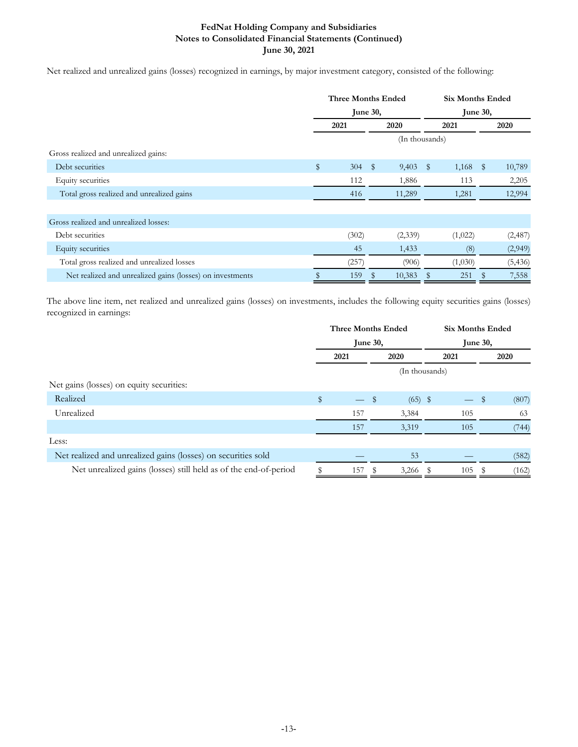Net realized and unrealized gains (losses) recognized in earnings, by major investment category, consisted of the following:

| | Three Months Ended June 30, | | Six Months Ended June 30, | |
|---|---|---|---|---|
| | 2021 | 2020 | 2021 | 2020 |
| | (In thousands) | | | |
| Gross realized and unrealized gains: | | | | |
| Debt securities | $ 304 | $ 9,403 | $ 1,168 | $ 10,789 |
| Equity securities | 112 | 1,886 | 113 | 2,205 |
| Total gross realized and unrealized gains | 416 | 11,289 | 1,281 | 12,994 |
| | | | | |
| Gross realized and unrealized losses: | | | | |
| Debt securities | (302) | (2,339) | (1,022) | (2,487) |
| Equity securities | 45 | 1,433 | (8) | (2,949) |
| Total gross realized and unrealized losses | (257) | (906) | (1,030) | (5,436) |
| Net realized and unrealized gains (losses) on investments | $ 159 | $ 10,383 | $ 251 | $ 7,558 |

The above line item, net realized and unrealized gains (losses) on investments, includes the following equity securities gains (losses) recognized in earnings:

| | Three Months Ended June 30, | | Six Months Ended June 30, | |
|---|---|---|---|---|
| | 2021 | 2020 | 2021 | 2020 |
| | (In thousands) | | | |
| Net gains (losses) on equity securities: | | | | |
| Realized | $ — | $ (65) | $ — | $ (807) |
| Unrealized | 157 | 3,384 | 105 | 63 |
| | 157 | 3,319 | 105 | (744) |
| Less: | | | | |
| Net realized and unrealized gains (losses) on securities sold | — | 53 | — | (582) |
| Net unrealized gains (losses) still held as of the end-of-period | $ 157 | $ 3,266 | $ 105 | $ (162) |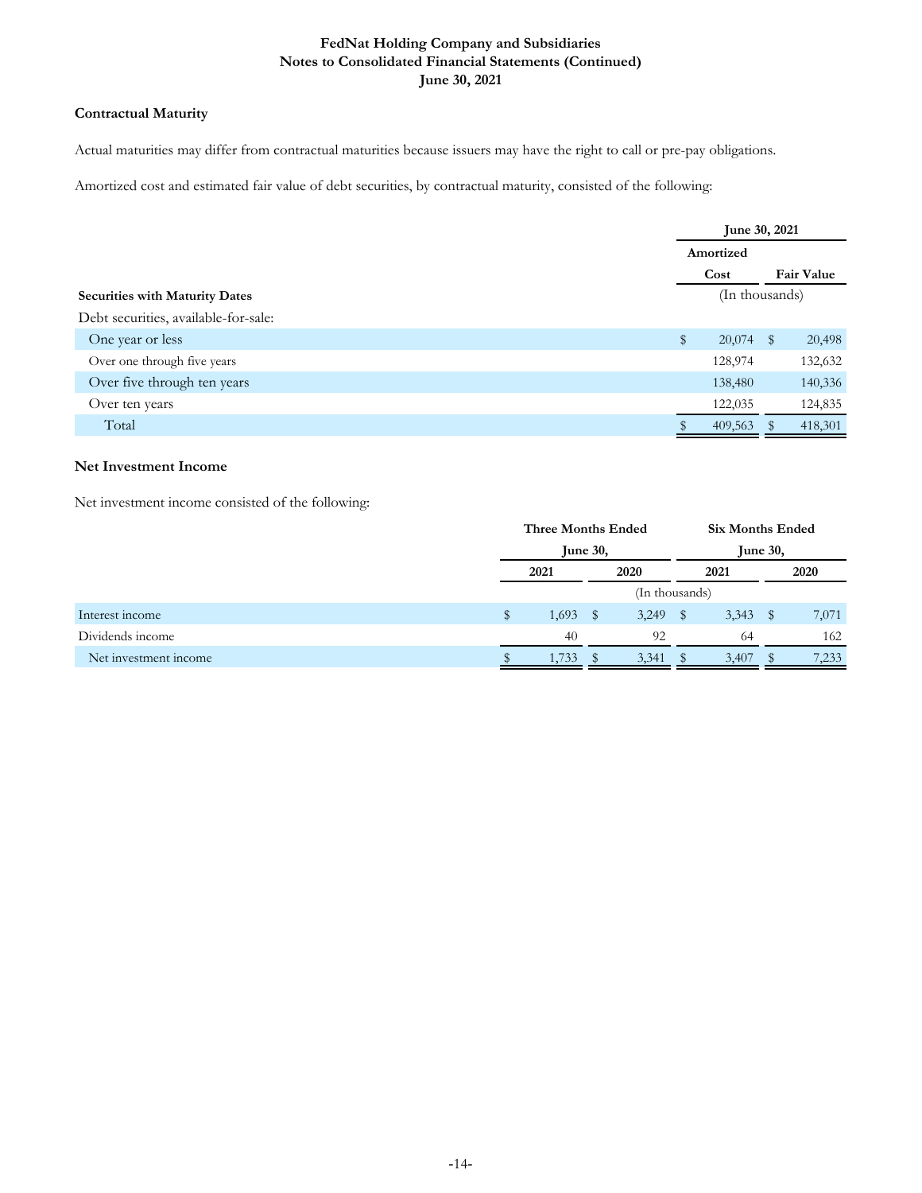**Contractual Maturity**

Actual maturities may differ from contractual maturities because issuers may have the right to call or pre-pay obligations.

Amortized cost and estimated fair value of debt securities, by contractual maturity, consisted of the following:

| | June 30, 2021 | |
|---|---|---|
| | Amortized Cost | Fair Value |
| **Securities with Maturity Dates** | (In thousands) | |
| Debt securities, available-for-sale: | | |
| One year or less | $ 20,074 | $ 20,498 |
| Over one through five years | 128,974 | 132,632 |
| Over five through ten years | 138,480 | 140,336 |
| Over ten years | 122,035 | 124,835 |
| Total | $ 409,563 | $ 418,301 |

**Net Investment Income**

Net investment income consisted of the following:

| | Three Months Ended June 30, | | Six Months Ended June 30, | |
|---|---|---|---|---|
| | 2021 | 2020 | 2021 | 2020 |
| | (In thousands) | | | |
| Interest income | $ 1,693 | $ 3,249 | $ 3,343 | $ 7,071 |
| Dividends income | 40 | 92 | 64 | 162 |
| Net investment income | $ 1,733 | $ 3,341 | $ 3,407 | $ 7,233 |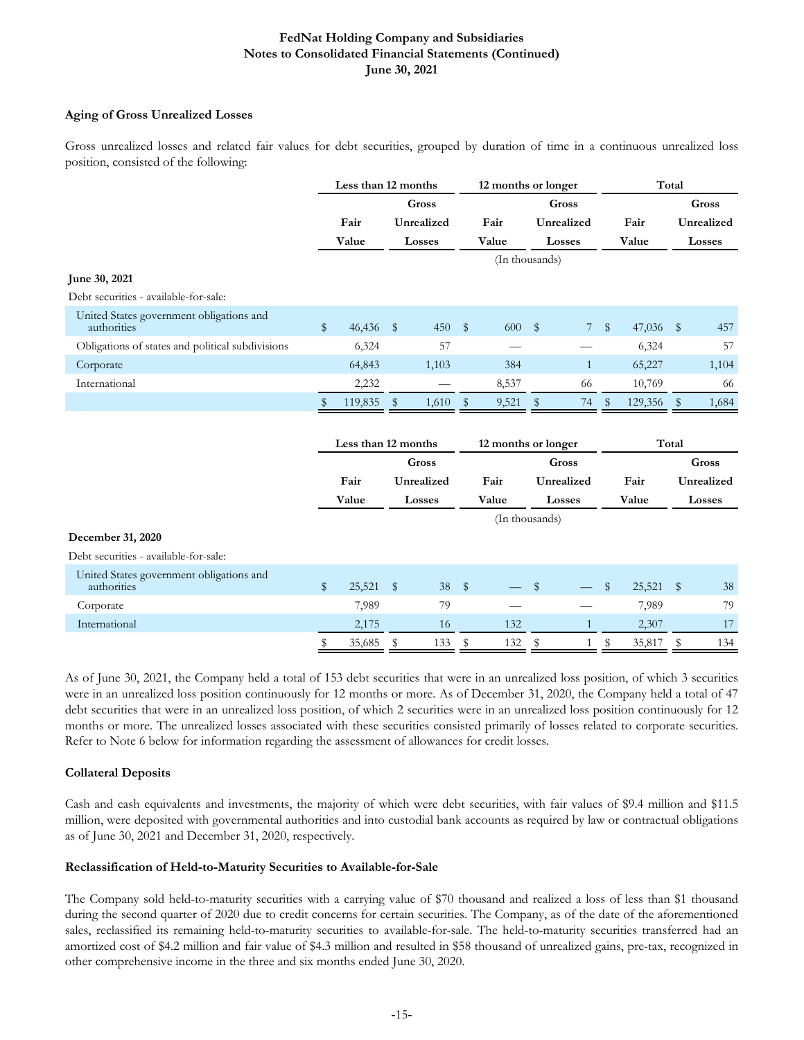### Aging of Gross Unrealized Losses

Gross unrealized losses and related fair values for debt securities, grouped by duration of time in a continuous unrealized loss position, consisted of the following:

| | Less than 12 months | | 12 months or longer | | Total | |
|---|---|---|---|---|---|---|
| | Fair Value | Gross Unrealized Losses | Fair Value | Gross Unrealized Losses | Fair Value | Gross Unrealized Losses |
| | (In thousands) | | | | | |
| **June 30, 2021** | | | | | | |
| Debt securities - available-for-sale: | | | | | | |
| United States government obligations and authorities | $ 46,436 | $ 450 | $ 600 | $ 7 | $ 47,036 | $ 457 |
| Obligations of states and political subdivisions | 6,324 | 57 | — | — | 6,324 | 57 |
| Corporate | 64,843 | 1,103 | 384 | 1 | 65,227 | 1,104 |
| International | 2,232 | — | 8,537 | 66 | 10,769 | 66 |
| | $ 119,835 | $ 1,610 | $ 9,521 | $ 74 | $ 129,356 | $ 1,684 |

| | Less than 12 months | | 12 months or longer | | Total | |
|---|---|---|---|---|---|---|
| | Fair Value | Gross Unrealized Losses | Fair Value | Gross Unrealized Losses | Fair Value | Gross Unrealized Losses |
| | (In thousands) | | | | | |
| **December 31, 2020** | | | | | | |
| Debt securities - available-for-sale: | | | | | | |
| United States government obligations and authorities | $ 25,521 | $ 38 | $ — | $ — | $ 25,521 | $ 38 |
| Corporate | 7,989 | 79 | — | — | 7,989 | 79 |
| International | 2,175 | 16 | 132 | 1 | 2,307 | 17 |
| | $ 35,685 | $ 133 | $ 132 | $ 1 | $ 35,817 | $ 134 |

As of June 30, 2021, the Company held a total of 153 debt securities that were in an unrealized loss position, of which 3 securities were in an unrealized loss position continuously for 12 months or more. As of December 31, 2020, the Company held a total of 47 debt securities that were in an unrealized loss position, of which 2 securities were in an unrealized loss position continuously for 12 months or more. The unrealized losses associated with these securities consisted primarily of losses related to corporate securities. Refer to Note 6 below for information regarding the assessment of allowances for credit losses.

### Collateral Deposits

Cash and cash equivalents and investments, the majority of which were debt securities, with fair values of $9.4 million and $11.5 million, were deposited with governmental authorities and into custodial bank accounts as required by law or contractual obligations as of June 30, 2021 and December 31, 2020, respectively.

### Reclassification of Held-to-Maturity Securities to Available-for-Sale

The Company sold held-to-maturity securities with a carrying value of $70 thousand and realized a loss of less than $1 thousand during the second quarter of 2020 due to credit concerns for certain securities. The Company, as of the date of the aforementioned sales, reclassified its remaining held-to-maturity securities to available-for-sale. The held-to-maturity securities transferred had an amortized cost of $4.2 million and fair value of $4.3 million and resulted in $58 thousand of unrealized gains, pre-tax, recognized in other comprehensive income in the three and six months ended June 30, 2020.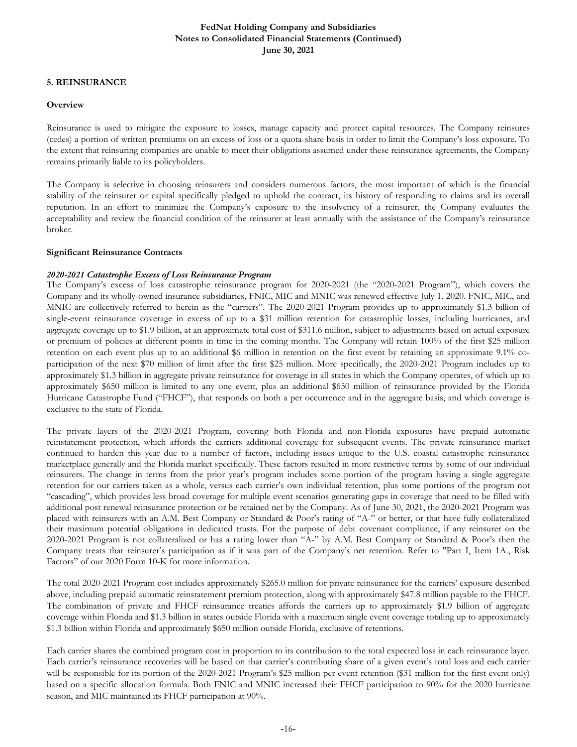## 5. REINSURANCE

### Overview

Reinsurance is used to mitigate the exposure to losses, manage capacity and protect capital resources. The Company reinsures (cedes) a portion of written premiums on an excess of loss or a quota-share basis in order to limit the Company's loss exposure. To the extent that reinsuring companies are unable to meet their obligations assumed under these reinsurance agreements, the Company remains primarily liable to its policyholders.

The Company is selective in choosing reinsurers and considers numerous factors, the most important of which is the financial stability of the reinsurer or capital specifically pledged to uphold the contract, its history of responding to claims and its overall reputation. In an effort to minimize the Company's exposure to the insolvency of a reinsurer, the Company evaluates the acceptability and review the financial condition of the reinsurer at least annually with the assistance of the Company's reinsurance broker.

### Significant Reinsurance Contracts

***2020-2021 Catastrophe Excess of Loss Reinsurance Program***

The Company's excess of loss catastrophe reinsurance program for 2020-2021 (the "2020-2021 Program"), which covers the Company and its wholly-owned insurance subsidiaries, FNIC, MIC and MNIC was renewed effective July 1, 2020. FNIC, MIC, and MNIC are collectively referred to herein as the "carriers". The 2020-2021 Program provides up to approximately $1.3 billion of single-event reinsurance coverage in excess of up to a $31 million retention for catastrophic losses, including hurricanes, and aggregate coverage up to $1.9 billion, at an approximate total cost of $311.6 million, subject to adjustments based on actual exposure or premium of policies at different points in time in the coming months. The Company will retain 100% of the first $25 million retention on each event plus up to an additional $6 million in retention on the first event by retaining an approximate 9.1% co-participation of the next $70 million of limit after the first $25 million. More specifically, the 2020-2021 Program includes up to approximately $1.3 billion in aggregate private reinsurance for coverage in all states in which the Company operates, of which up to approximately $650 million is limited to any one event, plus an additional $650 million of reinsurance provided by the Florida Hurricane Catastrophe Fund ("FHCF"), that responds on both a per occurrence and in the aggregate basis, and which coverage is exclusive to the state of Florida.

The private layers of the 2020-2021 Program, covering both Florida and non-Florida exposures have prepaid automatic reinstatement protection, which affords the carriers additional coverage for subsequent events. The private reinsurance market continued to harden this year due to a number of factors, including issues unique to the U.S. coastal catastrophe reinsurance marketplace generally and the Florida market specifically. These factors resulted in more restrictive terms by some of our individual reinsurers. The change in terms from the prior year's program includes some portion of the program having a single aggregate retention for our carriers taken as a whole, versus each carrier's own individual retention, plus some portions of the program not "cascading", which provides less broad coverage for multiple event scenarios generating gaps in coverage that need to be filled with additional post renewal reinsurance protection or be retained net by the Company. As of June 30, 2021, the 2020-2021 Program was placed with reinsurers with an A.M. Best Company or Standard & Poor's rating of "A-" or better, or that have fully collateralized their maximum potential obligations in dedicated trusts. For the purpose of debt covenant compliance, if any reinsurer on the 2020-2021 Program is not collateralized or has a rating lower than "A-" by A.M. Best Company or Standard & Poor's then the Company treats that reinsurer's participation as if it was part of the Company's net retention. Refer to "Part I, Item 1A., Risk Factors" of our 2020 Form 10-K for more information.

The total 2020-2021 Program cost includes approximately $265.0 million for private reinsurance for the carriers' exposure described above, including prepaid automatic reinstatement premium protection, along with approximately $47.8 million payable to the FHCF. The combination of private and FHCF reinsurance treaties affords the carriers up to approximately $1.9 billion of aggregate coverage within Florida and $1.3 billion in states outside Florida with a maximum single event coverage totaling up to approximately $1.3 billion within Florida and approximately $650 million outside Florida, exclusive of retentions.

Each carrier shares the combined program cost in proportion to its contribution to the total expected loss in each reinsurance layer. Each carrier's reinsurance recoveries will be based on that carrier's contributing share of a given event's total loss and each carrier will be responsible for its portion of the 2020-2021 Program's $25 million per event retention ($31 million for the first event only) based on a specific allocation formula. Both FNIC and MNIC increased their FHCF participation to 90% for the 2020 hurricane season, and MIC maintained its FHCF participation at 90%.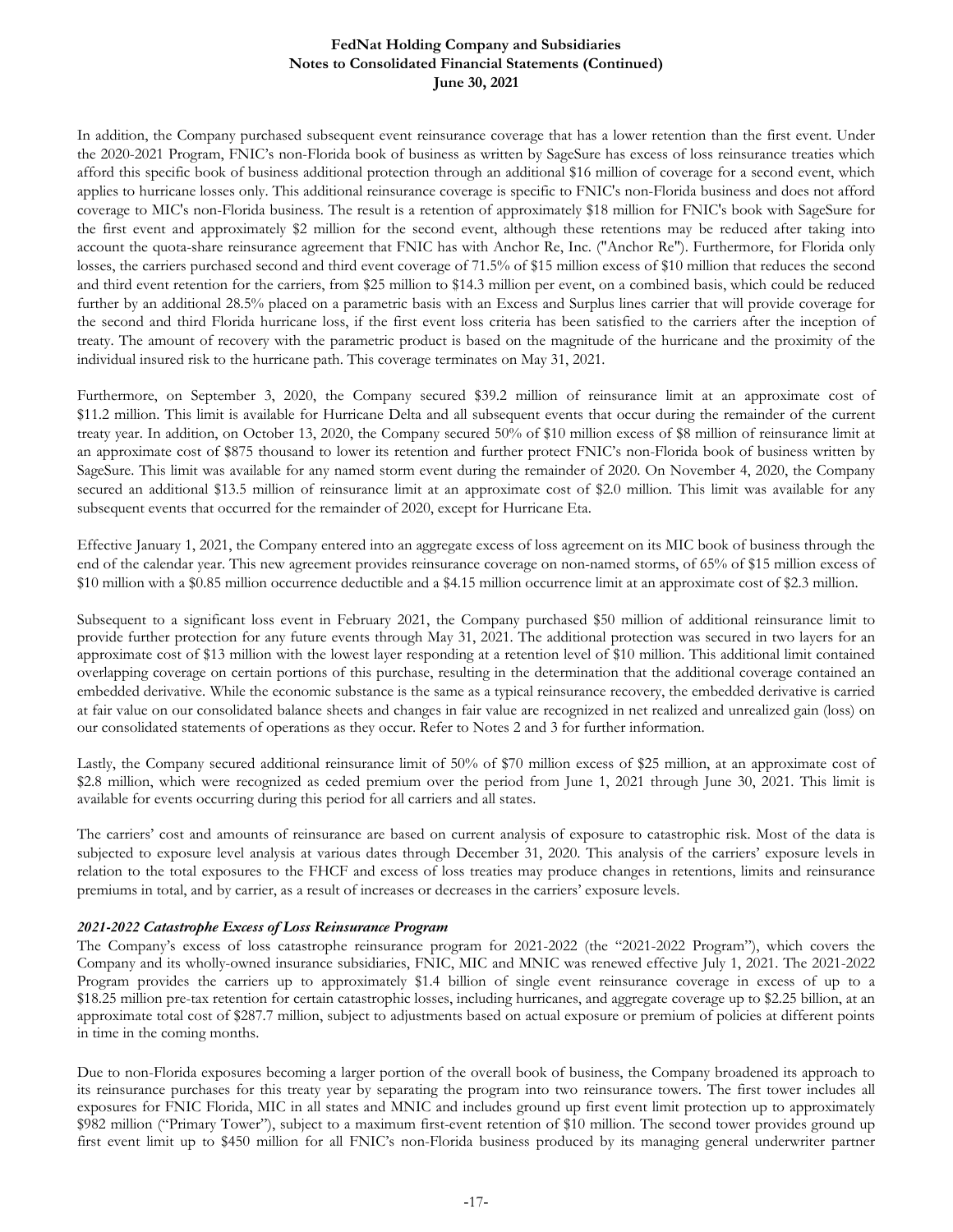In addition, the Company purchased subsequent event reinsurance coverage that has a lower retention than the first event. Under the 2020-2021 Program, FNIC's non-Florida book of business as written by SageSure has excess of loss reinsurance treaties which afford this specific book of business additional protection through an additional $16 million of coverage for a second event, which applies to hurricane losses only. This additional reinsurance coverage is specific to FNIC's non-Florida business and does not afford coverage to MIC's non-Florida business. The result is a retention of approximately $18 million for FNIC's book with SageSure for the first event and approximately $2 million for the second event, although these retentions may be reduced after taking into account the quota-share reinsurance agreement that FNIC has with Anchor Re, Inc. ("Anchor Re"). Furthermore, for Florida only losses, the carriers purchased second and third event coverage of 71.5% of $15 million excess of $10 million that reduces the second and third event retention for the carriers, from $25 million to $14.3 million per event, on a combined basis, which could be reduced further by an additional 28.5% placed on a parametric basis with an Excess and Surplus lines carrier that will provide coverage for the second and third Florida hurricane loss, if the first event loss criteria has been satisfied to the carriers after the inception of treaty. The amount of recovery with the parametric product is based on the magnitude of the hurricane and the proximity of the individual insured risk to the hurricane path. This coverage terminates on May 31, 2021.

Furthermore, on September 3, 2020, the Company secured $39.2 million of reinsurance limit at an approximate cost of $11.2 million. This limit is available for Hurricane Delta and all subsequent events that occur during the remainder of the current treaty year. In addition, on October 13, 2020, the Company secured 50% of $10 million excess of $8 million of reinsurance limit at an approximate cost of $875 thousand to lower its retention and further protect FNIC's non-Florida book of business written by SageSure. This limit was available for any named storm event during the remainder of 2020. On November 4, 2020, the Company secured an additional $13.5 million of reinsurance limit at an approximate cost of $2.0 million. This limit was available for any subsequent events that occurred for the remainder of 2020, except for Hurricane Eta.

Effective January 1, 2021, the Company entered into an aggregate excess of loss agreement on its MIC book of business through the end of the calendar year. This new agreement provides reinsurance coverage on non-named storms, of 65% of $15 million excess of $10 million with a $0.85 million occurrence deductible and a $4.15 million occurrence limit at an approximate cost of $2.3 million.

Subsequent to a significant loss event in February 2021, the Company purchased $50 million of additional reinsurance limit to provide further protection for any future events through May 31, 2021. The additional protection was secured in two layers for an approximate cost of $13 million with the lowest layer responding at a retention level of $10 million. This additional limit contained overlapping coverage on certain portions of this purchase, resulting in the determination that the additional coverage contained an embedded derivative. While the economic substance is the same as a typical reinsurance recovery, the embedded derivative is carried at fair value on our consolidated balance sheets and changes in fair value are recognized in net realized and unrealized gain (loss) on our consolidated statements of operations as they occur. Refer to Notes 2 and 3 for further information.

Lastly, the Company secured additional reinsurance limit of 50% of $70 million excess of $25 million, at an approximate cost of $2.8 million, which were recognized as ceded premium over the period from June 1, 2021 through June 30, 2021. This limit is available for events occurring during this period for all carriers and all states.

The carriers' cost and amounts of reinsurance are based on current analysis of exposure to catastrophic risk. Most of the data is subjected to exposure level analysis at various dates through December 31, 2020. This analysis of the carriers' exposure levels in relation to the total exposures to the FHCF and excess of loss treaties may produce changes in retentions, limits and reinsurance premiums in total, and by carrier, as a result of increases or decreases in the carriers' exposure levels.

***2021-2022 Catastrophe Excess of Loss Reinsurance Program***

The Company's excess of loss catastrophe reinsurance program for 2021-2022 (the "2021-2022 Program"), which covers the Company and its wholly-owned insurance subsidiaries, FNIC, MIC and MNIC was renewed effective July 1, 2021. The 2021-2022 Program provides the carriers up to approximately $1.4 billion of single event reinsurance coverage in excess of up to a $18.25 million pre-tax retention for certain catastrophic losses, including hurricanes, and aggregate coverage up to $2.25 billion, at an approximate total cost of $287.7 million, subject to adjustments based on actual exposure or premium of policies at different points in time in the coming months.

Due to non-Florida exposures becoming a larger portion of the overall book of business, the Company broadened its approach to its reinsurance purchases for this treaty year by separating the program into two reinsurance towers. The first tower includes all exposures for FNIC Florida, MIC in all states and MNIC and includes ground up first event limit protection up to approximately $982 million ("Primary Tower"), subject to a maximum first-event retention of $10 million. The second tower provides ground up first event limit up to $450 million for all FNIC's non-Florida business produced by its managing general underwriter partner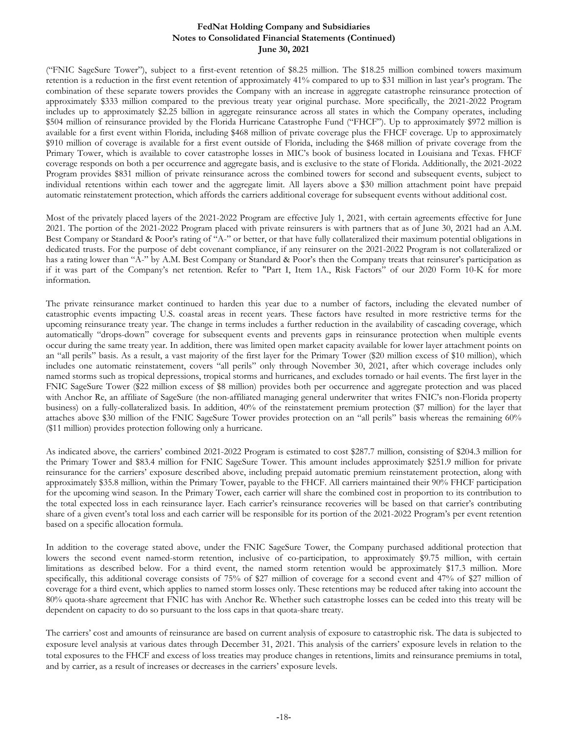("FNIC SageSure Tower"), subject to a first-event retention of $8.25 million. The $18.25 million combined towers maximum retention is a reduction in the first event retention of approximately 41% compared to up to $31 million in last year's program. The combination of these separate towers provides the Company with an increase in aggregate catastrophe reinsurance protection of approximately $333 million compared to the previous treaty year original purchase. More specifically, the 2021-2022 Program includes up to approximately $2.25 billion in aggregate reinsurance across all states in which the Company operates, including $504 million of reinsurance provided by the Florida Hurricane Catastrophe Fund ("FHCF"). Up to approximately $972 million is available for a first event within Florida, including $468 million of private coverage plus the FHCF coverage. Up to approximately $910 million of coverage is available for a first event outside of Florida, including the $468 million of private coverage from the Primary Tower, which is available to cover catastrophe losses in MIC's book of business located in Louisiana and Texas. FHCF coverage responds on both a per occurrence and aggregate basis, and is exclusive to the state of Florida. Additionally, the 2021-2022 Program provides $831 million of private reinsurance across the combined towers for second and subsequent events, subject to individual retentions within each tower and the aggregate limit. All layers above a $30 million attachment point have prepaid automatic reinstatement protection, which affords the carriers additional coverage for subsequent events without additional cost.

Most of the privately placed layers of the 2021-2022 Program are effective July 1, 2021, with certain agreements effective for June 2021. The portion of the 2021-2022 Program placed with private reinsurers is with partners that as of June 30, 2021 had an A.M. Best Company or Standard & Poor's rating of "A-" or better, or that have fully collateralized their maximum potential obligations in dedicated trusts. For the purpose of debt covenant compliance, if any reinsurer on the 2021-2022 Program is not collateralized or has a rating lower than "A-" by A.M. Best Company or Standard & Poor's then the Company treats that reinsurer's participation as if it was part of the Company's net retention. Refer to "Part I, Item 1A., Risk Factors" of our 2020 Form 10-K for more information.

The private reinsurance market continued to harden this year due to a number of factors, including the elevated number of catastrophic events impacting U.S. coastal areas in recent years. These factors have resulted in more restrictive terms for the upcoming reinsurance treaty year. The change in terms includes a further reduction in the availability of cascading coverage, which automatically "drops-down" coverage for subsequent events and prevents gaps in reinsurance protection when multiple events occur during the same treaty year. In addition, there was limited open market capacity available for lower layer attachment points on an "all perils" basis. As a result, a vast majority of the first layer for the Primary Tower ($20 million excess of $10 million), which includes one automatic reinstatement, covers "all perils" only through November 30, 2021, after which coverage includes only named storms such as tropical depressions, tropical storms and hurricanes, and excludes tornado or hail events. The first layer in the FNIC SageSure Tower ($22 million excess of $8 million) provides both per occurrence and aggregate protection and was placed with Anchor Re, an affiliate of SageSure (the non-affiliated managing general underwriter that writes FNIC's non-Florida property business) on a fully-collateralized basis. In addition, 40% of the reinstatement premium protection ($7 million) for the layer that attaches above $30 million of the FNIC SageSure Tower provides protection on an "all perils" basis whereas the remaining 60% ($11 million) provides protection following only a hurricane.

As indicated above, the carriers' combined 2021-2022 Program is estimated to cost $287.7 million, consisting of $204.3 million for the Primary Tower and $83.4 million for FNIC SageSure Tower. This amount includes approximately $251.9 million for private reinsurance for the carriers' exposure described above, including prepaid automatic premium reinstatement protection, along with approximately $35.8 million, within the Primary Tower, payable to the FHCF. All carriers maintained their 90% FHCF participation for the upcoming wind season. In the Primary Tower, each carrier will share the combined cost in proportion to its contribution to the total expected loss in each reinsurance layer. Each carrier's reinsurance recoveries will be based on that carrier's contributing share of a given event's total loss and each carrier will be responsible for its portion of the 2021-2022 Program's per event retention based on a specific allocation formula.

In addition to the coverage stated above, under the FNIC SageSure Tower, the Company purchased additional protection that lowers the second event named-storm retention, inclusive of co-participation, to approximately $9.75 million, with certain limitations as described below. For a third event, the named storm retention would be approximately $17.3 million. More specifically, this additional coverage consists of 75% of $27 million of coverage for a second event and 47% of $27 million of coverage for a third event, which applies to named storm losses only. These retentions may be reduced after taking into account the 80% quota-share agreement that FNIC has with Anchor Re. Whether such catastrophe losses can be ceded into this treaty will be dependent on capacity to do so pursuant to the loss caps in that quota-share treaty.

The carriers' cost and amounts of reinsurance are based on current analysis of exposure to catastrophic risk. The data is subjected to exposure level analysis at various dates through December 31, 2021. This analysis of the carriers' exposure levels in relation to the total exposures to the FHCF and excess of loss treaties may produce changes in retentions, limits and reinsurance premiums in total, and by carrier, as a result of increases or decreases in the carriers' exposure levels.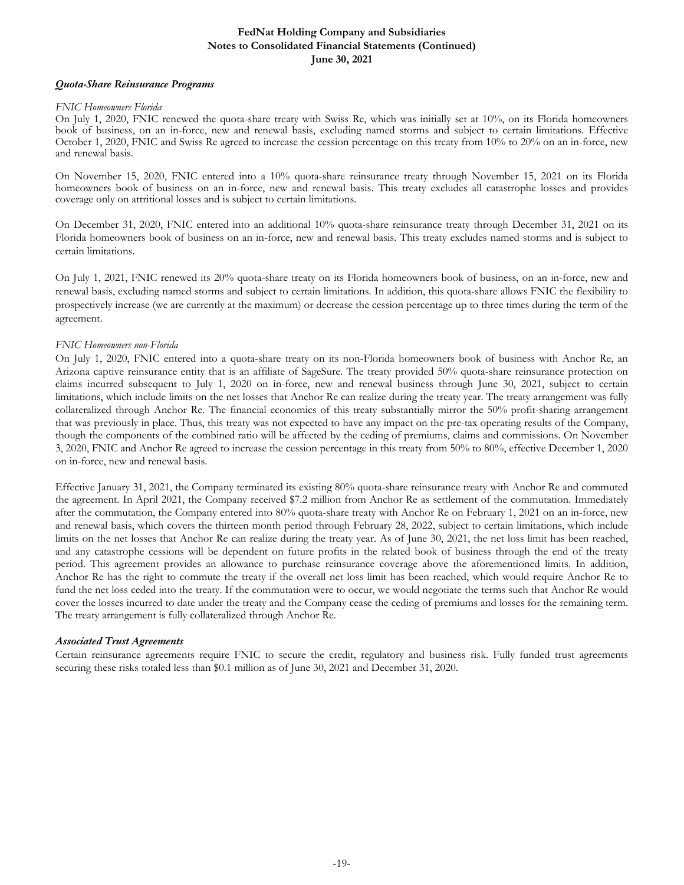***Quota-Share Reinsurance Programs***

*FNIC Homeowners Florida*

On July 1, 2020, FNIC renewed the quota-share treaty with Swiss Re, which was initially set at 10%, on its Florida homeowners book of business, on an in-force, new and renewal basis, excluding named storms and subject to certain limitations. Effective October 1, 2020, FNIC and Swiss Re agreed to increase the cession percentage on this treaty from 10% to 20% on an in-force, new and renewal basis.

On November 15, 2020, FNIC entered into a 10% quota-share reinsurance treaty through November 15, 2021 on its Florida homeowners book of business on an in-force, new and renewal basis. This treaty excludes all catastrophe losses and provides coverage only on attritional losses and is subject to certain limitations.

On December 31, 2020, FNIC entered into an additional 10% quota-share reinsurance treaty through December 31, 2021 on its Florida homeowners book of business on an in-force, new and renewal basis. This treaty excludes named storms and is subject to certain limitations.

On July 1, 2021, FNIC renewed its 20% quota-share treaty on its Florida homeowners book of business, on an in-force, new and renewal basis, excluding named storms and subject to certain limitations. In addition, this quota-share allows FNIC the flexibility to prospectively increase (we are currently at the maximum) or decrease the cession percentage up to three times during the term of the agreement.

*FNIC Homeowners non-Florida*

On July 1, 2020, FNIC entered into a quota-share treaty on its non-Florida homeowners book of business with Anchor Re, an Arizona captive reinsurance entity that is an affiliate of SageSure. The treaty provided 50% quota-share reinsurance protection on claims incurred subsequent to July 1, 2020 on in-force, new and renewal business through June 30, 2021, subject to certain limitations, which include limits on the net losses that Anchor Re can realize during the treaty year. The treaty arrangement was fully collateralized through Anchor Re. The financial economics of this treaty substantially mirror the 50% profit-sharing arrangement that was previously in place. Thus, this treaty was not expected to have any impact on the pre-tax operating results of the Company, though the components of the combined ratio will be affected by the ceding of premiums, claims and commissions. On November 3, 2020, FNIC and Anchor Re agreed to increase the cession percentage in this treaty from 50% to 80%, effective December 1, 2020 on in-force, new and renewal basis.

Effective January 31, 2021, the Company terminated its existing 80% quota-share reinsurance treaty with Anchor Re and commuted the agreement. In April 2021, the Company received $7.2 million from Anchor Re as settlement of the commutation. Immediately after the commutation, the Company entered into 80% quota-share treaty with Anchor Re on February 1, 2021 on an in-force, new and renewal basis, which covers the thirteen month period through February 28, 2022, subject to certain limitations, which include limits on the net losses that Anchor Re can realize during the treaty year. As of June 30, 2021, the net loss limit has been reached, and any catastrophe cessions will be dependent on future profits in the related book of business through the end of the treaty period. This agreement provides an allowance to purchase reinsurance coverage above the aforementioned limits. In addition, Anchor Re has the right to commute the treaty if the overall net loss limit has been reached, which would require Anchor Re to fund the net loss ceded into the treaty. If the commutation were to occur, we would negotiate the terms such that Anchor Re would cover the losses incurred to date under the treaty and the Company cease the ceding of premiums and losses for the remaining term. The treaty arrangement is fully collateralized through Anchor Re.

***Associated Trust Agreements***

Certain reinsurance agreements require FNIC to secure the credit, regulatory and business risk. Fully funded trust agreements securing these risks totaled less than $0.1 million as of June 30, 2021 and December 31, 2020.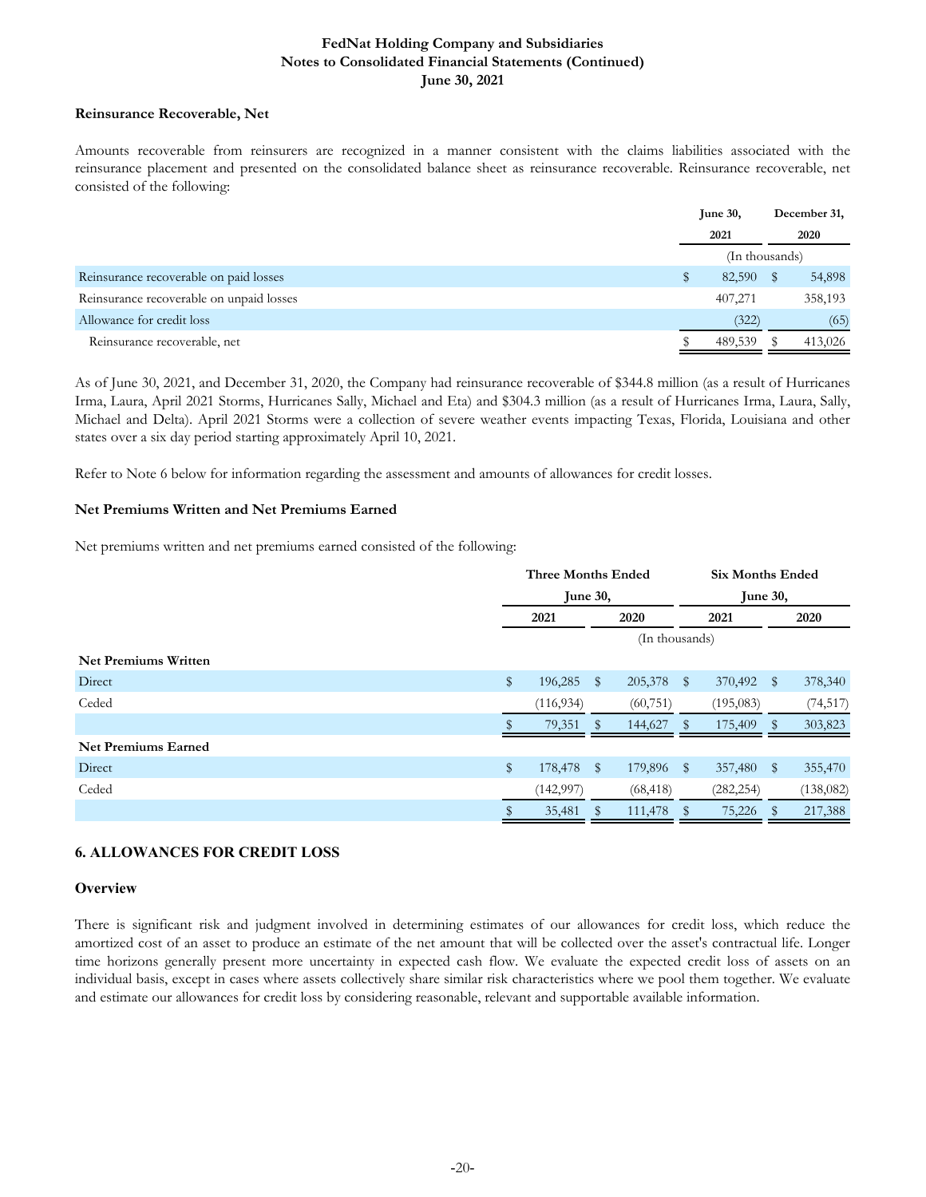## Reinsurance Recoverable, Net

Amounts recoverable from reinsurers are recognized in a manner consistent with the claims liabilities associated with the reinsurance placement and presented on the consolidated balance sheet as reinsurance recoverable. Reinsurance recoverable, net consisted of the following:

| | June 30, 2021 | December 31, 2020 |
|---|---|---|
| | (In thousands) | |
| Reinsurance recoverable on paid losses | $ 82,590 | $ 54,898 |
| Reinsurance recoverable on unpaid losses | 407,271 | 358,193 |
| Allowance for credit loss | (322) | (65) |
| Reinsurance recoverable, net | $ 489,539 | $ 413,026 |

As of June 30, 2021, and December 31, 2020, the Company had reinsurance recoverable of $344.8 million (as a result of Hurricanes Irma, Laura, April 2021 Storms, Hurricanes Sally, Michael and Eta) and $304.3 million (as a result of Hurricanes Irma, Laura, Sally, Michael and Delta). April 2021 Storms were a collection of severe weather events impacting Texas, Florida, Louisiana and other states over a six day period starting approximately April 10, 2021.

Refer to Note 6 below for information regarding the assessment and amounts of allowances for credit losses.

## Net Premiums Written and Net Premiums Earned

Net premiums written and net premiums earned consisted of the following:

| | Three Months Ended June 30, | | Six Months Ended June 30, | |
|---|---|---|---|---|
| | 2021 | 2020 | 2021 | 2020 |
| | (In thousands) | | | |
| **Net Premiums Written** | | | | |
| Direct | $ 196,285 | $ 205,378 | $ 370,492 | $ 378,340 |
| Ceded | (116,934) | (60,751) | (195,083) | (74,517) |
| | $ 79,351 | $ 144,627 | $ 175,409 | $ 303,823 |
| **Net Premiums Earned** | | | | |
| Direct | $ 178,478 | $ 179,896 | $ 357,480 | $ 355,470 |
| Ceded | (142,997) | (68,418) | (282,254) | (138,082) |
| | $ 35,481 | $ 111,478 | $ 75,226 | $ 217,388 |

# 6. ALLOWANCES FOR CREDIT LOSS

## Overview

There is significant risk and judgment involved in determining estimates of our allowances for credit loss, which reduce the amortized cost of an asset to produce an estimate of the net amount that will be collected over the asset's contractual life. Longer time horizons generally present more uncertainty in expected cash flow. We evaluate the expected credit loss of assets on an individual basis, except in cases where assets collectively share similar risk characteristics where we pool them together. We evaluate and estimate our allowances for credit loss by considering reasonable, relevant and supportable available information.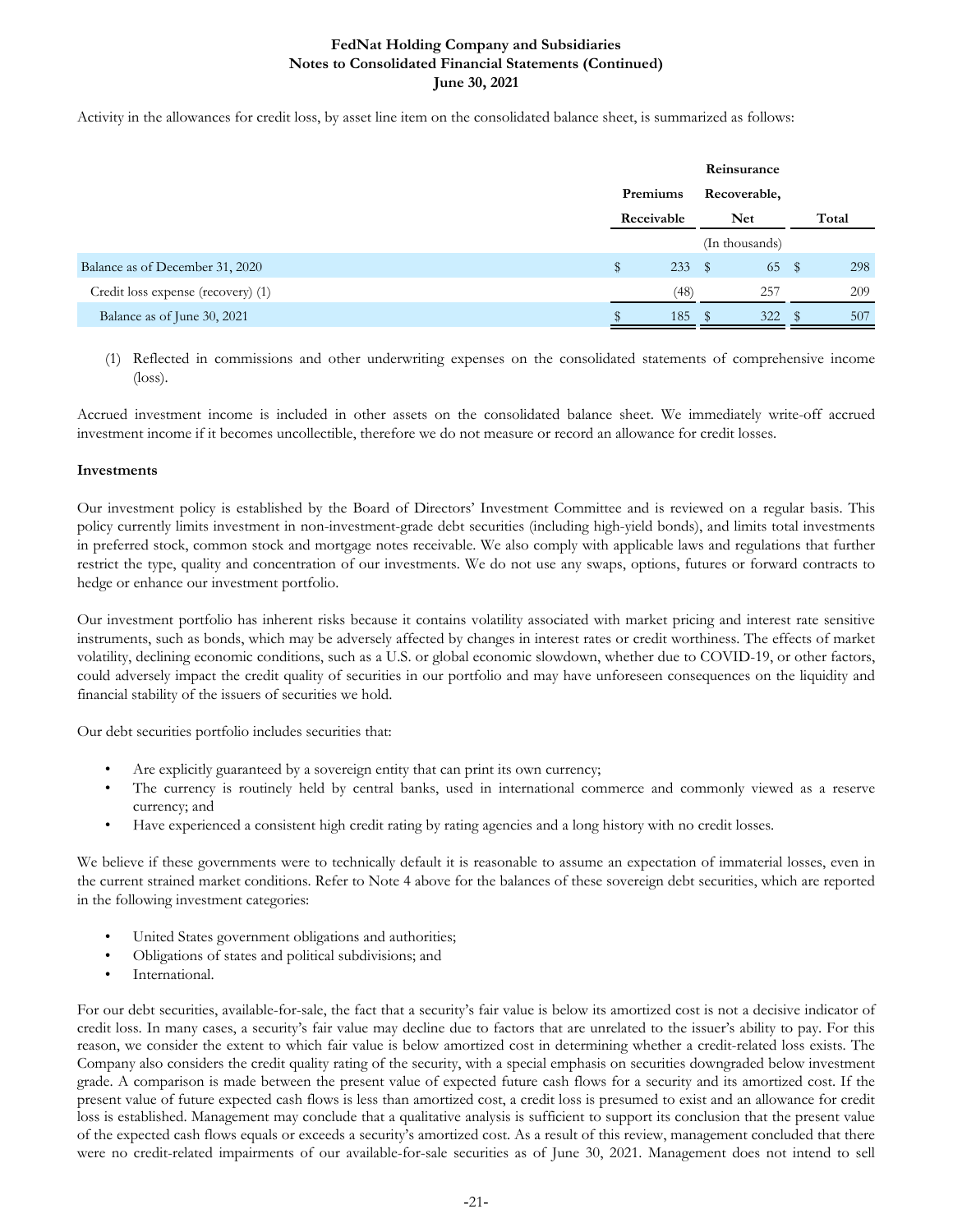Activity in the allowances for credit loss, by asset line item on the consolidated balance sheet, is summarized as follows:

| | Premiums Receivable | Reinsurance Recoverable, Net | Total |
|---|---|---|---|
| | | (In thousands) | |
| Balance as of December 31, 2020 | $ 233 | $ 65 | $ 298 |
| Credit loss expense (recovery) (1) | (48) | 257 | 209 |
| Balance as of June 30, 2021 | $ 185 | $ 322 | $ 507 |

(1) Reflected in commissions and other underwriting expenses on the consolidated statements of comprehensive income (loss).

Accrued investment income is included in other assets on the consolidated balance sheet. We immediately write-off accrued investment income if it becomes uncollectible, therefore we do not measure or record an allowance for credit losses.

**Investments**

Our investment policy is established by the Board of Directors' Investment Committee and is reviewed on a regular basis. This policy currently limits investment in non-investment-grade debt securities (including high-yield bonds), and limits total investments in preferred stock, common stock and mortgage notes receivable. We also comply with applicable laws and regulations that further restrict the type, quality and concentration of our investments. We do not use any swaps, options, futures or forward contracts to hedge or enhance our investment portfolio.

Our investment portfolio has inherent risks because it contains volatility associated with market pricing and interest rate sensitive instruments, such as bonds, which may be adversely affected by changes in interest rates or credit worthiness. The effects of market volatility, declining economic conditions, such as a U.S. or global economic slowdown, whether due to COVID-19, or other factors, could adversely impact the credit quality of securities in our portfolio and may have unforeseen consequences on the liquidity and financial stability of the issuers of securities we hold.

Our debt securities portfolio includes securities that:

- Are explicitly guaranteed by a sovereign entity that can print its own currency;
- The currency is routinely held by central banks, used in international commerce and commonly viewed as a reserve currency; and
- Have experienced a consistent high credit rating by rating agencies and a long history with no credit losses.

We believe if these governments were to technically default it is reasonable to assume an expectation of immaterial losses, even in the current strained market conditions. Refer to Note 4 above for the balances of these sovereign debt securities, which are reported in the following investment categories:

- United States government obligations and authorities;
- Obligations of states and political subdivisions; and
- International.

For our debt securities, available-for-sale, the fact that a security's fair value is below its amortized cost is not a decisive indicator of credit loss. In many cases, a security's fair value may decline due to factors that are unrelated to the issuer's ability to pay. For this reason, we consider the extent to which fair value is below amortized cost in determining whether a credit-related loss exists. The Company also considers the credit quality rating of the security, with a special emphasis on securities downgraded below investment grade. A comparison is made between the present value of expected future cash flows for a security and its amortized cost. If the present value of future expected cash flows is less than amortized cost, a credit loss is presumed to exist and an allowance for credit loss is established. Management may conclude that a qualitative analysis is sufficient to support its conclusion that the present value of the expected cash flows equals or exceeds a security's amortized cost. As a result of this review, management concluded that there were no credit-related impairments of our available-for-sale securities as of June 30, 2021. Management does not intend to sell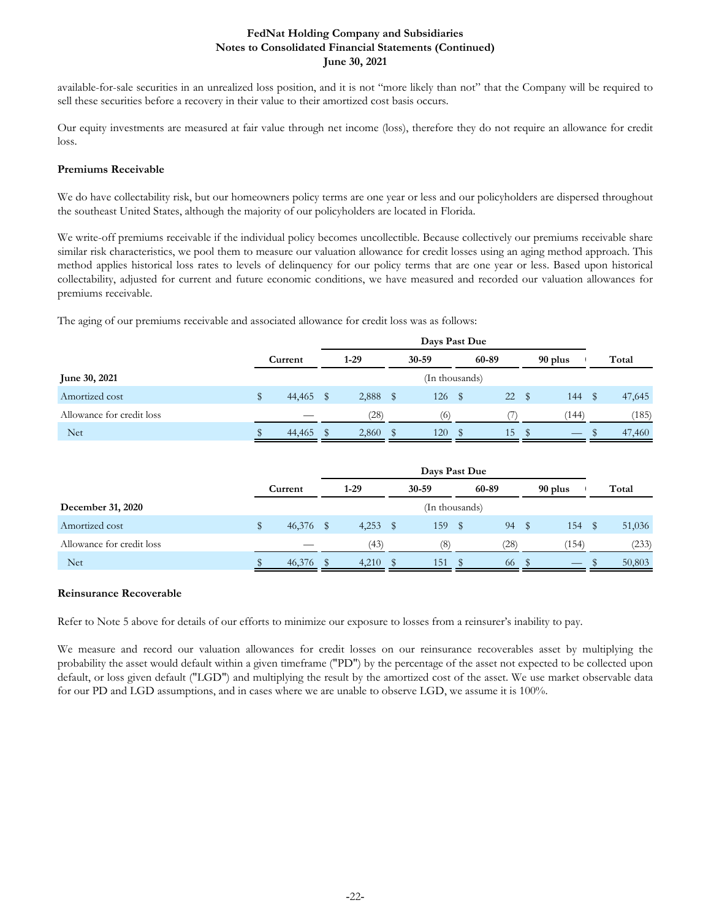available-for-sale securities in an unrealized loss position, and it is not "more likely than not" that the Company will be required to sell these securities before a recovery in their value to their amortized cost basis occurs.

Our equity investments are measured at fair value through net income (loss), therefore they do not require an allowance for credit loss.

**Premiums Receivable**

We do have collectability risk, but our homeowners policy terms are one year or less and our policyholders are dispersed throughout the southeast United States, although the majority of our policyholders are located in Florida.

We write-off premiums receivable if the individual policy becomes uncollectible. Because collectively our premiums receivable share similar risk characteristics, we pool them to measure our valuation allowance for credit losses using an aging method approach. This method applies historical loss rates to levels of delinquency for our policy terms that are one year or less. Based upon historical collectability, adjusted for current and future economic conditions, we have measured and recorded our valuation allowances for premiums receivable.

The aging of our premiums receivable and associated allowance for credit loss was as follows:

| | | Days Past Due | | | | |
|---|---|---|---|---|---|---|
| | Current | 1-29 | 30-59 | 60-89 | 90 plus | Total |
| **June 30, 2021** | (In thousands) | | | | | |
| Amortized cost | $ 44,465 | $ 2,888 | $ 126 | $ 22 | $ 144 | $ 47,645 |
| Allowance for credit loss | — | (28) | (6) | (7) | (144) | (185) |
| Net | $ 44,465 | $ 2,860 | $ 120 | $ 15 | $ — | $ 47,460 |

| | | Days Past Due | | | | |
|---|---|---|---|---|---|---|
| | Current | 1-29 | 30-59 | 60-89 | 90 plus | Total |
| **December 31, 2020** | (In thousands) | | | | | |
| Amortized cost | $ 46,376 | $ 4,253 | $ 159 | $ 94 | $ 154 | $ 51,036 |
| Allowance for credit loss | — | (43) | (8) | (28) | (154) | (233) |
| Net | $ 46,376 | $ 4,210 | $ 151 | $ 66 | $ — | $ 50,803 |

**Reinsurance Recoverable**

Refer to Note 5 above for details of our efforts to minimize our exposure to losses from a reinsurer's inability to pay.

We measure and record our valuation allowances for credit losses on our reinsurance recoverables asset by multiplying the probability the asset would default within a given timeframe ("PD") by the percentage of the asset not expected to be collected upon default, or loss given default ("LGD") and multiplying the result by the amortized cost of the asset. We use market observable data for our PD and LGD assumptions, and in cases where we are unable to observe LGD, we assume it is 100%.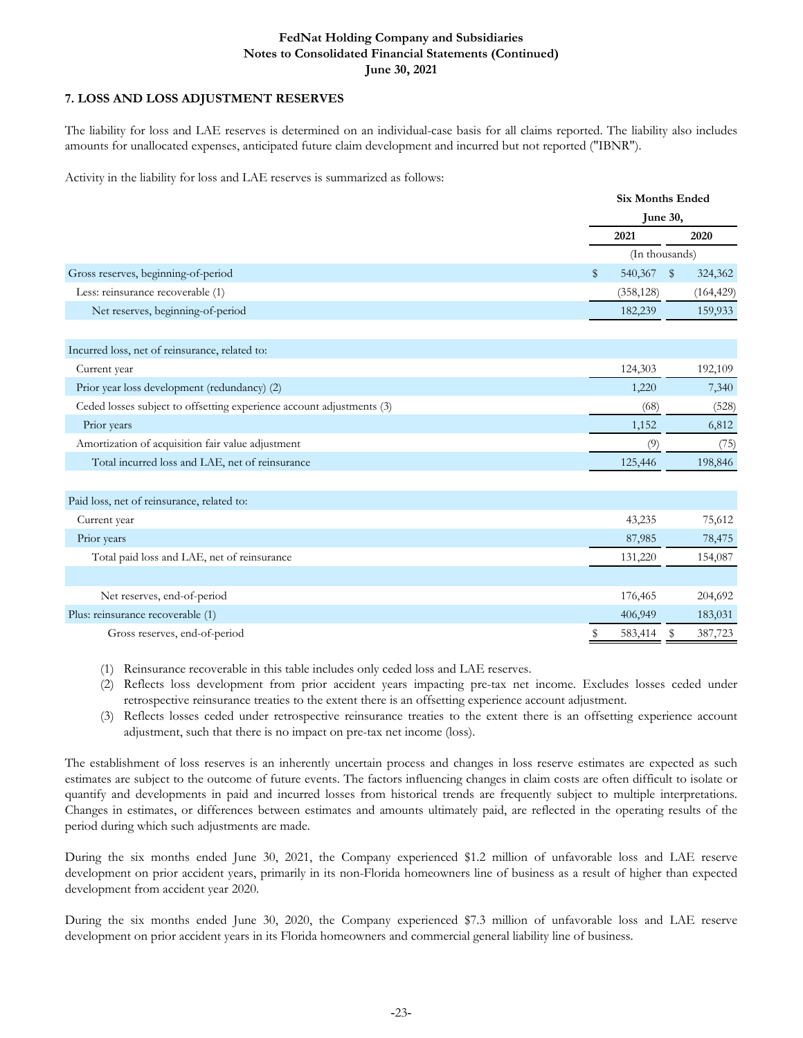FedNat Holding Company and Subsidiaries
Notes to Consolidated Financial Statements (Continued)
June 30, 2021

### 7. LOSS AND LOSS ADJUSTMENT RESERVES

The liability for loss and LAE reserves is determined on an individual-case basis for all claims reported. The liability also includes amounts for unallocated expenses, anticipated future claim development and incurred but not reported ("IBNR").

Activity in the liability for loss and LAE reserves is summarized as follows:

| | Six Months Ended June 30, | |
|---|---|---|
| | 2021 | 2020 |
| | (In thousands) | |
| Gross reserves, beginning-of-period | $ 540,367 | $ 324,362 |
| Less: reinsurance recoverable (1) | (358,128) | (164,429) |
| Net reserves, beginning-of-period | 182,239 | 159,933 |
| | | |
| Incurred loss, net of reinsurance, related to: | | |
| Current year | 124,303 | 192,109 |
| Prior year loss development (redundancy) (2) | 1,220 | 7,340 |
| Ceded losses subject to offsetting experience account adjustments (3) | (68) | (528) |
| Prior years | 1,152 | 6,812 |
| Amortization of acquisition fair value adjustment | (9) | (75) |
| Total incurred loss and LAE, net of reinsurance | 125,446 | 198,846 |
| | | |
| Paid loss, net of reinsurance, related to: | | |
| Current year | 43,235 | 75,612 |
| Prior years | 87,985 | 78,475 |
| Total paid loss and LAE, net of reinsurance | 131,220 | 154,087 |
| | | |
| Net reserves, end-of-period | 176,465 | 204,692 |
| Plus: reinsurance recoverable (1) | 406,949 | 183,031 |
| Gross reserves, end-of-period | $ 583,414 | $ 387,723 |

(1) Reinsurance recoverable in this table includes only ceded loss and LAE reserves.
(2) Reflects loss development from prior accident years impacting pre-tax net income. Excludes losses ceded under retrospective reinsurance treaties to the extent there is an offsetting experience account adjustment.
(3) Reflects losses ceded under retrospective reinsurance treaties to the extent there is an offsetting experience account adjustment, such that there is no impact on pre-tax net income (loss).

The establishment of loss reserves is an inherently uncertain process and changes in loss reserve estimates are expected as such estimates are subject to the outcome of future events. The factors influencing changes in claim costs are often difficult to isolate or quantify and developments in paid and incurred losses from historical trends are frequently subject to multiple interpretations. Changes in estimates, or differences between estimates and amounts ultimately paid, are reflected in the operating results of the period during which such adjustments are made.

During the six months ended June 30, 2021, the Company experienced $1.2 million of unfavorable loss and LAE reserve development on prior accident years, primarily in its non-Florida homeowners line of business as a result of higher than expected development from accident year 2020.

During the six months ended June 30, 2020, the Company experienced $7.3 million of unfavorable loss and LAE reserve development on prior accident years in its Florida homeowners and commercial general liability line of business.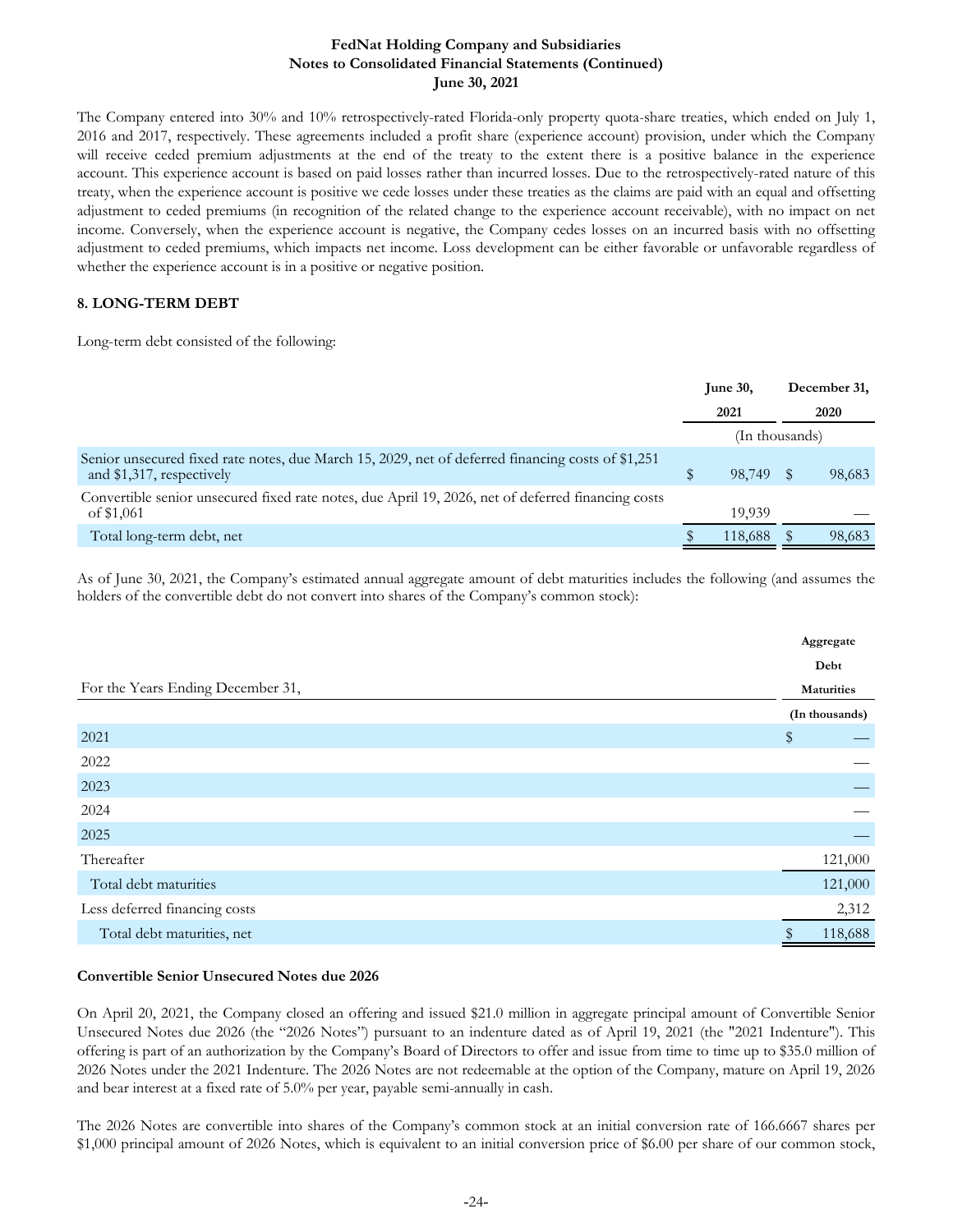The Company entered into 30% and 10% retrospectively-rated Florida-only property quota-share treaties, which ended on July 1, 2016 and 2017, respectively. These agreements included a profit share (experience account) provision, under which the Company will receive ceded premium adjustments at the end of the treaty to the extent there is a positive balance in the experience account. This experience account is based on paid losses rather than incurred losses. Due to the retrospectively-rated nature of this treaty, when the experience account is positive we cede losses under these treaties as the claims are paid with an equal and offsetting adjustment to ceded premiums (in recognition of the related change to the experience account receivable), with no impact on net income. Conversely, when the experience account is negative, the Company cedes losses on an incurred basis with no offsetting adjustment to ceded premiums, which impacts net income. Loss development can be either favorable or unfavorable regardless of whether the experience account is in a positive or negative position.

### 8. LONG-TERM DEBT

Long-term debt consisted of the following:

| | June 30, 2021 | December 31, 2020 |
|---|---|---|
| | (In thousands) | |
| Senior unsecured fixed rate notes, due March 15, 2029, net of deferred financing costs of $1,251 and $1,317, respectively | $ 98,749 | $ 98,683 |
| Convertible senior unsecured fixed rate notes, due April 19, 2026, net of deferred financing costs of $1,061 | 19,939 | — |
| Total long-term debt, net | $ 118,688 | $ 98,683 |

As of June 30, 2021, the Company's estimated annual aggregate amount of debt maturities includes the following (and assumes the holders of the convertible debt do not convert into shares of the Company's common stock):

| For the Years Ending December 31, | Aggregate Debt Maturities |
|---|---|
| | (In thousands) |
| 2021 | $ — |
| 2022 | — |
| 2023 | — |
| 2024 | — |
| 2025 | — |
| Thereafter | 121,000 |
| Total debt maturities | 121,000 |
| Less deferred financing costs | 2,312 |
| Total debt maturities, net | $ 118,688 |

#### Convertible Senior Unsecured Notes due 2026

On April 20, 2021, the Company closed an offering and issued $21.0 million in aggregate principal amount of Convertible Senior Unsecured Notes due 2026 (the "2026 Notes") pursuant to an indenture dated as of April 19, 2021 (the "2021 Indenture"). This offering is part of an authorization by the Company's Board of Directors to offer and issue from time to time up to $35.0 million of 2026 Notes under the 2021 Indenture. The 2026 Notes are not redeemable at the option of the Company, mature on April 19, 2026 and bear interest at a fixed rate of 5.0% per year, payable semi-annually in cash.

The 2026 Notes are convertible into shares of the Company's common stock at an initial conversion rate of 166.6667 shares per $1,000 principal amount of 2026 Notes, which is equivalent to an initial conversion price of $6.00 per share of our common stock,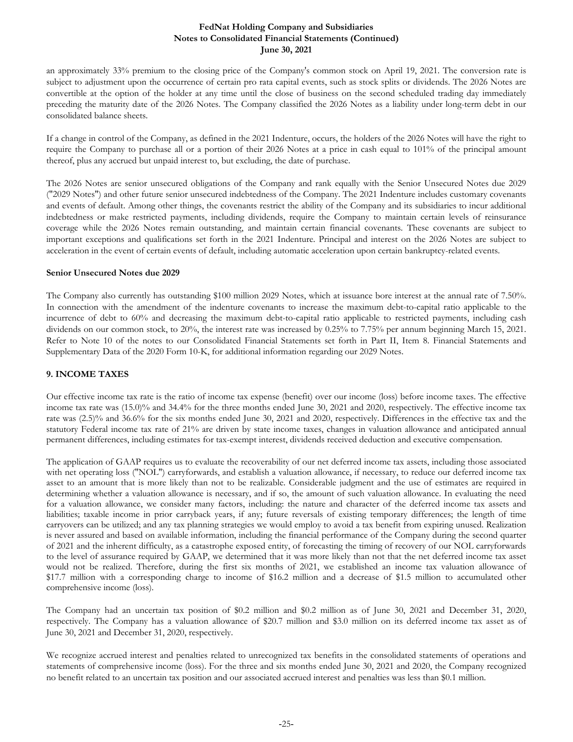an approximately 33% premium to the closing price of the Company's common stock on April 19, 2021. The conversion rate is subject to adjustment upon the occurrence of certain pro rata capital events, such as stock splits or dividends. The 2026 Notes are convertible at the option of the holder at any time until the close of business on the second scheduled trading day immediately preceding the maturity date of the 2026 Notes. The Company classified the 2026 Notes as a liability under long-term debt in our consolidated balance sheets.

If a change in control of the Company, as defined in the 2021 Indenture, occurs, the holders of the 2026 Notes will have the right to require the Company to purchase all or a portion of their 2026 Notes at a price in cash equal to 101% of the principal amount thereof, plus any accrued but unpaid interest to, but excluding, the date of purchase.

The 2026 Notes are senior unsecured obligations of the Company and rank equally with the Senior Unsecured Notes due 2029 ("2029 Notes") and other future senior unsecured indebtedness of the Company. The 2021 Indenture includes customary covenants and events of default. Among other things, the covenants restrict the ability of the Company and its subsidiaries to incur additional indebtedness or make restricted payments, including dividends, require the Company to maintain certain levels of reinsurance coverage while the 2026 Notes remain outstanding, and maintain certain financial covenants. These covenants are subject to important exceptions and qualifications set forth in the 2021 Indenture. Principal and interest on the 2026 Notes are subject to acceleration in the event of certain events of default, including automatic acceleration upon certain bankruptcy-related events.

**Senior Unsecured Notes due 2029**

The Company also currently has outstanding $100 million 2029 Notes, which at issuance bore interest at the annual rate of 7.50%. In connection with the amendment of the indenture covenants to increase the maximum debt-to-capital ratio applicable to the incurrence of debt to 60% and decreasing the maximum debt-to-capital ratio applicable to restricted payments, including cash dividends on our common stock, to 20%, the interest rate was increased by 0.25% to 7.75% per annum beginning March 15, 2021. Refer to Note 10 of the notes to our Consolidated Financial Statements set forth in Part II, Item 8. Financial Statements and Supplementary Data of the 2020 Form 10-K, for additional information regarding our 2029 Notes.

## 9. INCOME TAXES

Our effective income tax rate is the ratio of income tax expense (benefit) over our income (loss) before income taxes. The effective income tax rate was (15.0)% and 34.4% for the three months ended June 30, 2021 and 2020, respectively. The effective income tax rate was (2.5)% and 36.6% for the six months ended June 30, 2021 and 2020, respectively. Differences in the effective tax and the statutory Federal income tax rate of 21% are driven by state income taxes, changes in valuation allowance and anticipated annual permanent differences, including estimates for tax-exempt interest, dividends received deduction and executive compensation.

The application of GAAP requires us to evaluate the recoverability of our net deferred income tax assets, including those associated with net operating loss ("NOL") carryforwards, and establish a valuation allowance, if necessary, to reduce our deferred income tax asset to an amount that is more likely than not to be realizable. Considerable judgment and the use of estimates are required in determining whether a valuation allowance is necessary, and if so, the amount of such valuation allowance. In evaluating the need for a valuation allowance, we consider many factors, including: the nature and character of the deferred income tax assets and liabilities; taxable income in prior carryback years, if any; future reversals of existing temporary differences; the length of time carryovers can be utilized; and any tax planning strategies we would employ to avoid a tax benefit from expiring unused. Realization is never assured and based on available information, including the financial performance of the Company during the second quarter of 2021 and the inherent difficulty, as a catastrophe exposed entity, of forecasting the timing of recovery of our NOL carryforwards to the level of assurance required by GAAP, we determined that it was more likely than not that the net deferred income tax asset would not be realized. Therefore, during the first six months of 2021, we established an income tax valuation allowance of $17.7 million with a corresponding charge to income of $16.2 million and a decrease of $1.5 million to accumulated other comprehensive income (loss).

The Company had an uncertain tax position of $0.2 million and $0.2 million as of June 30, 2021 and December 31, 2020, respectively. The Company has a valuation allowance of $20.7 million and $3.0 million on its deferred income tax asset as of June 30, 2021 and December 31, 2020, respectively.

We recognize accrued interest and penalties related to unrecognized tax benefits in the consolidated statements of operations and statements of comprehensive income (loss). For the three and six months ended June 30, 2021 and 2020, the Company recognized no benefit related to an uncertain tax position and our associated accrued interest and penalties was less than $0.1 million.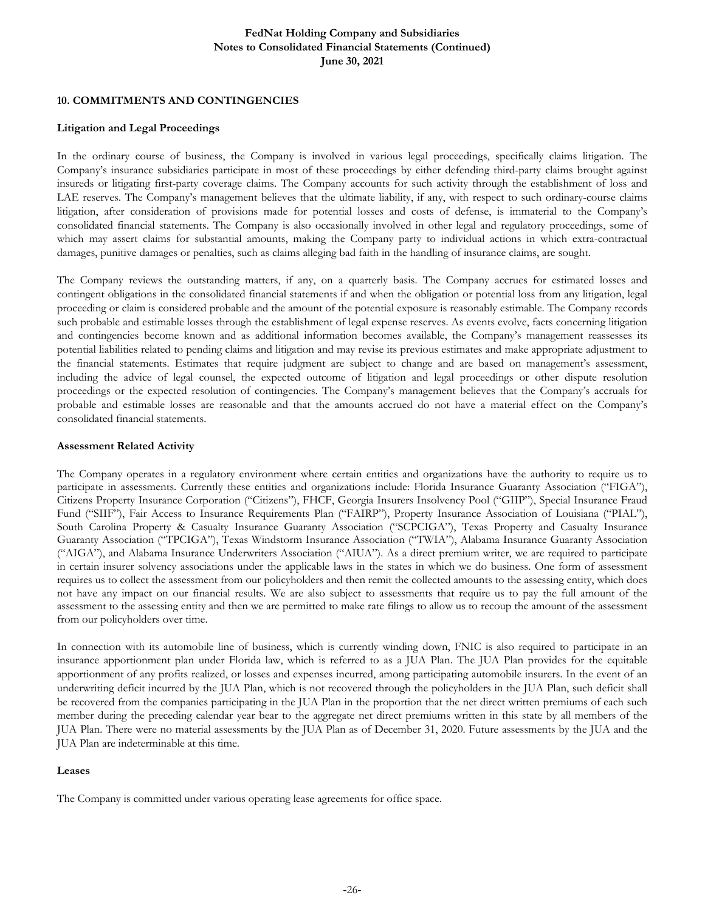## 10. COMMITMENTS AND CONTINGENCIES

### Litigation and Legal Proceedings

In the ordinary course of business, the Company is involved in various legal proceedings, specifically claims litigation. The Company's insurance subsidiaries participate in most of these proceedings by either defending third-party claims brought against insureds or litigating first-party coverage claims. The Company accounts for such activity through the establishment of loss and LAE reserves. The Company's management believes that the ultimate liability, if any, with respect to such ordinary-course claims litigation, after consideration of provisions made for potential losses and costs of defense, is immaterial to the Company's consolidated financial statements. The Company is also occasionally involved in other legal and regulatory proceedings, some of which may assert claims for substantial amounts, making the Company party to individual actions in which extra-contractual damages, punitive damages or penalties, such as claims alleging bad faith in the handling of insurance claims, are sought.

The Company reviews the outstanding matters, if any, on a quarterly basis. The Company accrues for estimated losses and contingent obligations in the consolidated financial statements if and when the obligation or potential loss from any litigation, legal proceeding or claim is considered probable and the amount of the potential exposure is reasonably estimable. The Company records such probable and estimable losses through the establishment of legal expense reserves. As events evolve, facts concerning litigation and contingencies become known and as additional information becomes available, the Company's management reassesses its potential liabilities related to pending claims and litigation and may revise its previous estimates and make appropriate adjustment to the financial statements. Estimates that require judgment are subject to change and are based on management's assessment, including the advice of legal counsel, the expected outcome of litigation and legal proceedings or other dispute resolution proceedings or the expected resolution of contingencies. The Company's management believes that the Company's accruals for probable and estimable losses are reasonable and that the amounts accrued do not have a material effect on the Company's consolidated financial statements.

### Assessment Related Activity

The Company operates in a regulatory environment where certain entities and organizations have the authority to require us to participate in assessments. Currently these entities and organizations include: Florida Insurance Guaranty Association ("FIGA"), Citizens Property Insurance Corporation ("Citizens"), FHCF, Georgia Insurers Insolvency Pool ("GIIP"), Special Insurance Fraud Fund ("SIIF"), Fair Access to Insurance Requirements Plan ("FAIRP"), Property Insurance Association of Louisiana ("PIAL"), South Carolina Property & Casualty Insurance Guaranty Association ("SCPCIGA"), Texas Property and Casualty Insurance Guaranty Association ("TPCIGA"), Texas Windstorm Insurance Association ("TWIA"), Alabama Insurance Guaranty Association ("AIGA"), and Alabama Insurance Underwriters Association ("AIUA"). As a direct premium writer, we are required to participate in certain insurer solvency associations under the applicable laws in the states in which we do business. One form of assessment requires us to collect the assessment from our policyholders and then remit the collected amounts to the assessing entity, which does not have any impact on our financial results. We are also subject to assessments that require us to pay the full amount of the assessment to the assessing entity and then we are permitted to make rate filings to allow us to recoup the amount of the assessment from our policyholders over time.

In connection with its automobile line of business, which is currently winding down, FNIC is also required to participate in an insurance apportionment plan under Florida law, which is referred to as a JUA Plan. The JUA Plan provides for the equitable apportionment of any profits realized, or losses and expenses incurred, among participating automobile insurers. In the event of an underwriting deficit incurred by the JUA Plan, which is not recovered through the policyholders in the JUA Plan, such deficit shall be recovered from the companies participating in the JUA Plan in the proportion that the net direct written premiums of each such member during the preceding calendar year bear to the aggregate net direct premiums written in this state by all members of the JUA Plan. There were no material assessments by the JUA Plan as of December 31, 2020. Future assessments by the JUA and the JUA Plan are indeterminable at this time.

### Leases

The Company is committed under various operating lease agreements for office space.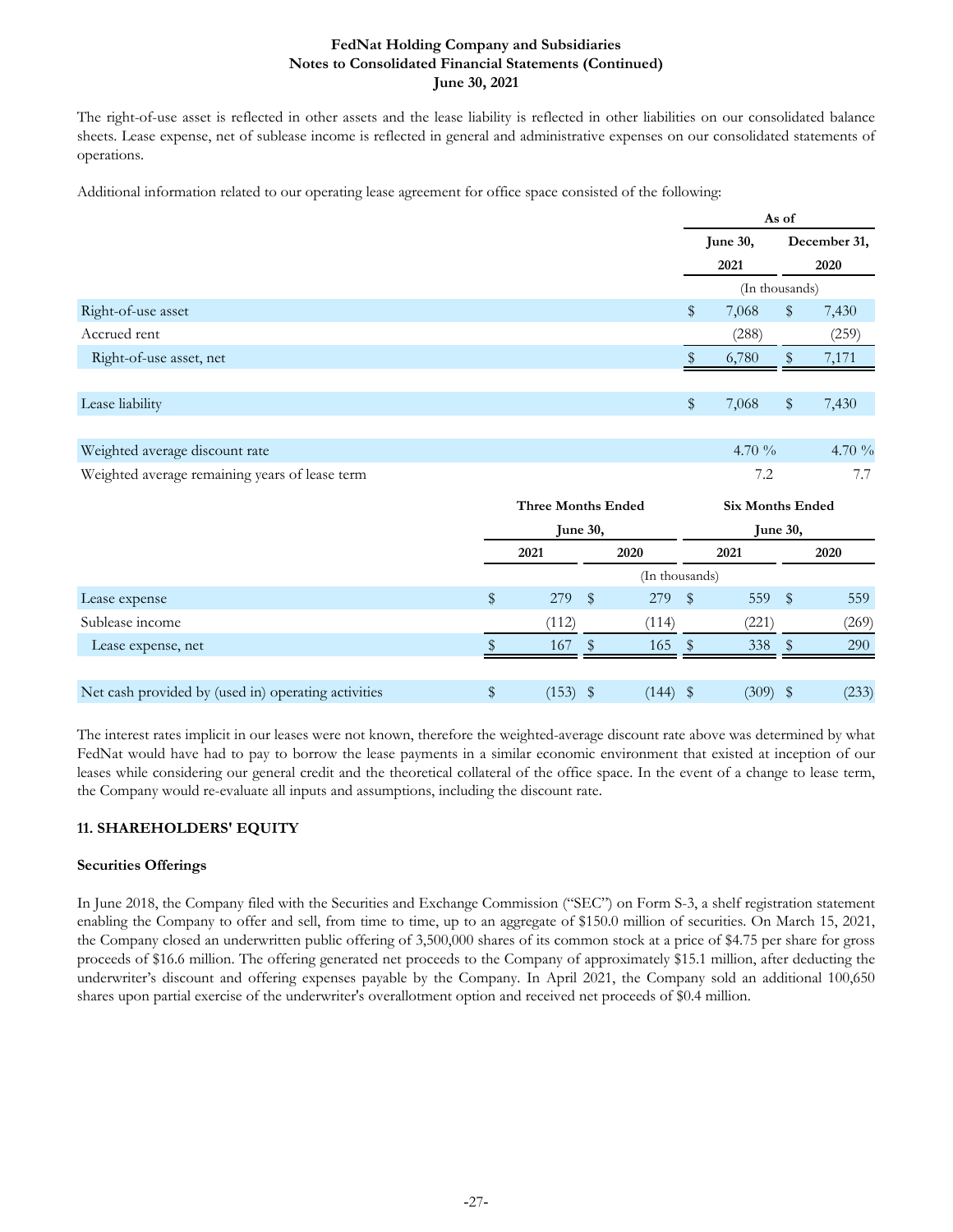The right-of-use asset is reflected in other assets and the lease liability is reflected in other liabilities on our consolidated balance sheets. Lease expense, net of sublease income is reflected in general and administrative expenses on our consolidated statements of operations.

Additional information related to our operating lease agreement for office space consisted of the following:

| | As of | |
|---|---|---|
| | June 30, 2021 | December 31, 2020 |
| | (In thousands) | |
| Right-of-use asset | $ 7,068 | $ 7,430 |
| Accrued rent | (288) | (259) |
| Right-of-use asset, net | $ 6,780 | $ 7,171 |
| Lease liability | $ 7,068 | $ 7,430 |
| Weighted average discount rate | 4.70 % | 4.70 % |
| Weighted average remaining years of lease term | 7.2 | 7.7 |

| | Three Months Ended June 30, | | Six Months Ended June 30, | |
|---|---|---|---|---|
| | 2021 | 2020 | 2021 | 2020 |
| | (In thousands) | | | |
| Lease expense | $ 279 | $ 279 | $ 559 | $ 559 |
| Sublease income | (112) | (114) | (221) | (269) |
| Lease expense, net | $ 167 | $ 165 | $ 338 | $ 290 |
| Net cash provided by (used in) operating activities | $ (153) | $ (144) | $ (309) | $ (233) |

The interest rates implicit in our leases were not known, therefore the weighted-average discount rate above was determined by what FedNat would have had to pay to borrow the lease payments in a similar economic environment that existed at inception of our leases while considering our general credit and the theoretical collateral of the office space. In the event of a change to lease term, the Company would re-evaluate all inputs and assumptions, including the discount rate.

## 11. SHAREHOLDERS' EQUITY

### Securities Offerings

In June 2018, the Company filed with the Securities and Exchange Commission ("SEC") on Form S-3, a shelf registration statement enabling the Company to offer and sell, from time to time, up to an aggregate of $150.0 million of securities. On March 15, 2021, the Company closed an underwritten public offering of 3,500,000 shares of its common stock at a price of $4.75 per share for gross proceeds of $16.6 million. The offering generated net proceeds to the Company of approximately $15.1 million, after deducting the underwriter's discount and offering expenses payable by the Company. In April 2021, the Company sold an additional 100,650 shares upon partial exercise of the underwriter's overallotment option and received net proceeds of $0.4 million.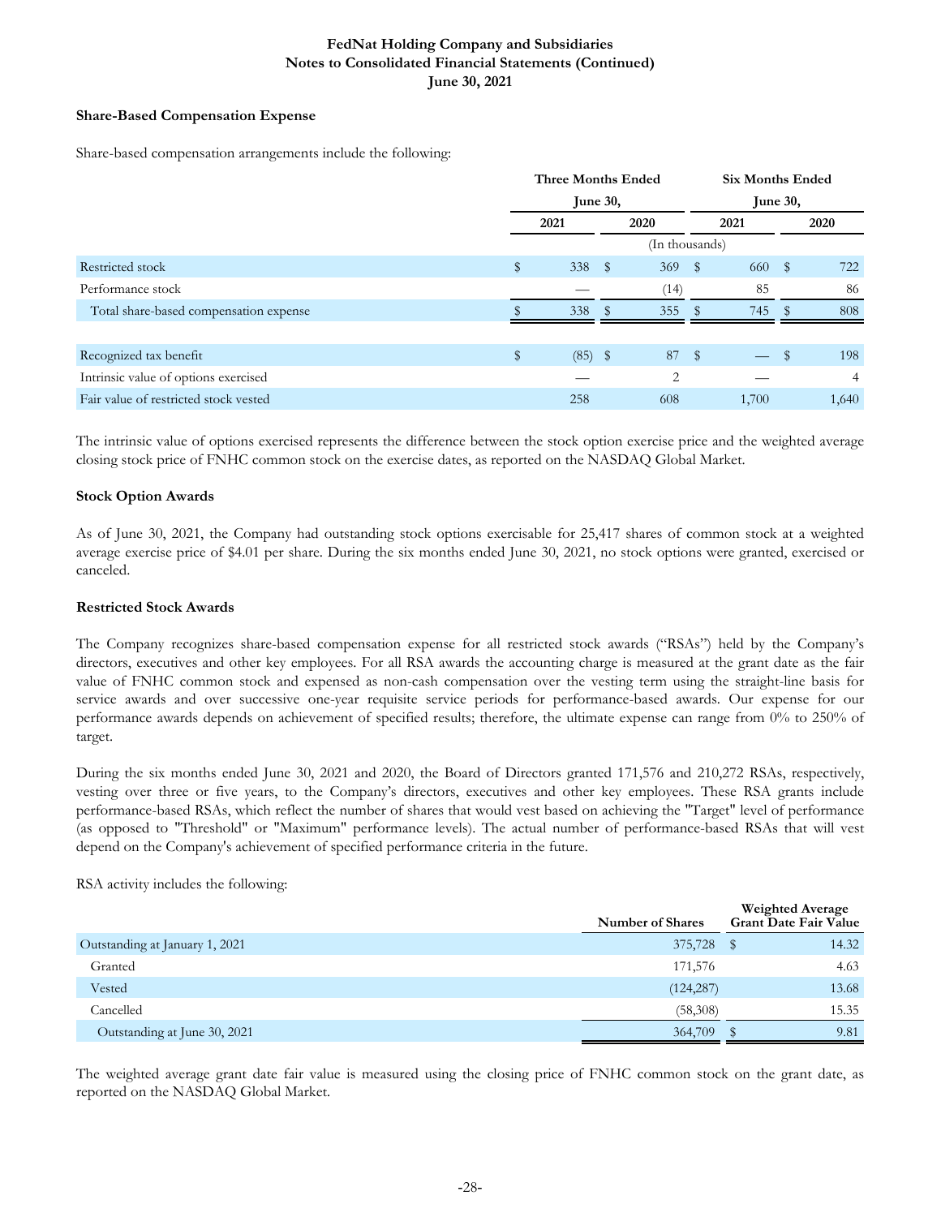### Share-Based Compensation Expense

Share-based compensation arrangements include the following:

| | Three Months Ended June 30, | | Six Months Ended June 30, | |
|---|---|---|---|---|
| | 2021 | 2020 | 2021 | 2020 |
| | (In thousands) | | | |
| Restricted stock | $ 338 | $ 369 | $ 660 | $ 722 |
| Performance stock | — | (14) | 85 | 86 |
| Total share-based compensation expense | $ 338 | $ 355 | $ 745 | $ 808 |
| | | | | |
| Recognized tax benefit | $ (85) | $ 87 | $ — | $ 198 |
| Intrinsic value of options exercised | — | 2 | — | 4 |
| Fair value of restricted stock vested | 258 | 608 | 1,700 | 1,640 |

The intrinsic value of options exercised represents the difference between the stock option exercise price and the weighted average closing stock price of FNHC common stock on the exercise dates, as reported on the NASDAQ Global Market.

### Stock Option Awards

As of June 30, 2021, the Company had outstanding stock options exercisable for 25,417 shares of common stock at a weighted average exercise price of $4.01 per share. During the six months ended June 30, 2021, no stock options were granted, exercised or canceled.

### Restricted Stock Awards

The Company recognizes share-based compensation expense for all restricted stock awards ("RSAs") held by the Company's directors, executives and other key employees. For all RSA awards the accounting charge is measured at the grant date as the fair value of FNHC common stock and expensed as non-cash compensation over the vesting term using the straight-line basis for service awards and over successive one-year requisite service periods for performance-based awards. Our expense for our performance awards depends on achievement of specified results; therefore, the ultimate expense can range from 0% to 250% of target.

During the six months ended June 30, 2021 and 2020, the Board of Directors granted 171,576 and 210,272 RSAs, respectively, vesting over three or five years, to the Company's directors, executives and other key employees. These RSA grants include performance-based RSAs, which reflect the number of shares that would vest based on achieving the "Target" level of performance (as opposed to "Threshold" or "Maximum" performance levels). The actual number of performance-based RSAs that will vest depend on the Company's achievement of specified performance criteria in the future.

RSA activity includes the following:

| | Number of Shares | Weighted Average Grant Date Fair Value |
|---|---|---|
| Outstanding at January 1, 2021 | 375,728 | $ 14.32 |
| Granted | 171,576 | 4.63 |
| Vested | (124,287) | 13.68 |
| Cancelled | (58,308) | 15.35 |
| Outstanding at June 30, 2021 | 364,709 | $ 9.81 |

The weighted average grant date fair value is measured using the closing price of FNHC common stock on the grant date, as reported on the NASDAQ Global Market.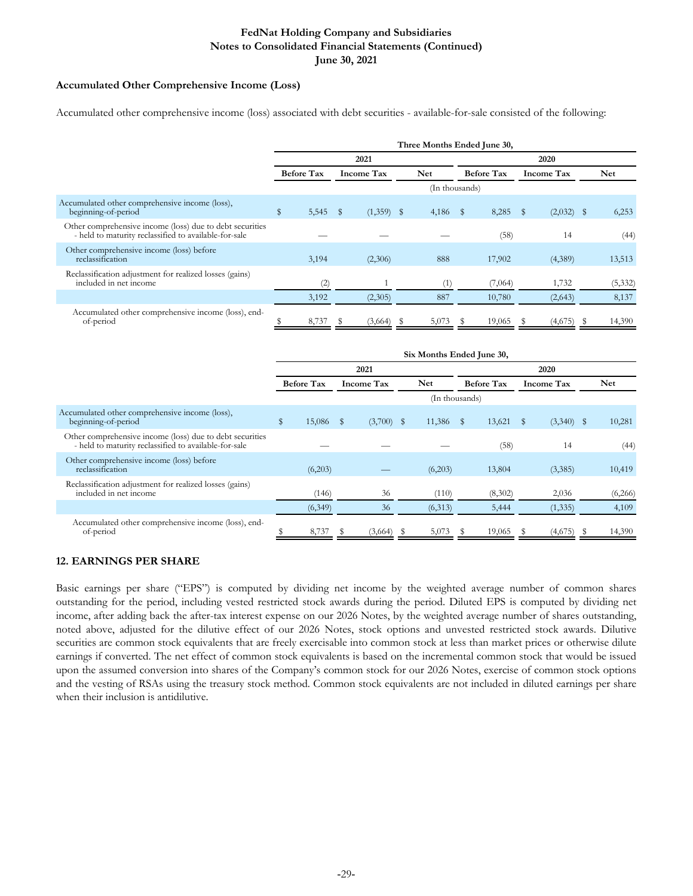### Accumulated Other Comprehensive Income (Loss)

Accumulated other comprehensive income (loss) associated with debt securities - available-for-sale consisted of the following:

| | Three Months Ended June 30, | | | | | |
|---|---|---|---|---|---|---|
| | 2021 | | | 2020 | | |
| | Before Tax | Income Tax | Net | Before Tax | Income Tax | Net |
| | (In thousands) | | | | | |
| Accumulated other comprehensive income (loss), beginning-of-period | $ 5,545 | $ (1,359) | $ 4,186 | $ 8,285 | $ (2,032) | $ 6,253 |
| Other comprehensive income (loss) due to debt securities - held to maturity reclassified to available-for-sale | — | — | — | (58) | 14 | (44) |
| Other comprehensive income (loss) before reclassification | 3,194 | (2,306) | 888 | 17,902 | (4,389) | 13,513 |
| Reclassification adjustment for realized losses (gains) included in net income | (2) | 1 | (1) | (7,064) | 1,732 | (5,332) |
| | 3,192 | (2,305) | 887 | 10,780 | (2,643) | 8,137 |
| Accumulated other comprehensive income (loss), end-of-period | $ 8,737 | $ (3,664) | $ 5,073 | $ 19,065 | $ (4,675) | $ 14,390 |

| | Six Months Ended June 30, | | | | | |
|---|---|---|---|---|---|---|
| | 2021 | | | 2020 | | |
| | Before Tax | Income Tax | Net | Before Tax | Income Tax | Net |
| | (In thousands) | | | | | |
| Accumulated other comprehensive income (loss), beginning-of-period | $ 15,086 | $ (3,700) | $ 11,386 | $ 13,621 | $ (3,340) | $ 10,281 |
| Other comprehensive income (loss) due to debt securities - held to maturity reclassified to available-for-sale | — | — | — | (58) | 14 | (44) |
| Other comprehensive income (loss) before reclassification | (6,203) | — | (6,203) | 13,804 | (3,385) | 10,419 |
| Reclassification adjustment for realized losses (gains) included in net income | (146) | 36 | (110) | (8,302) | 2,036 | (6,266) |
| | (6,349) | 36 | (6,313) | 5,444 | (1,335) | 4,109 |
| Accumulated other comprehensive income (loss), end-of-period | $ 8,737 | $ (3,664) | $ 5,073 | $ 19,065 | $ (4,675) | $ 14,390 |

## 12. EARNINGS PER SHARE

Basic earnings per share ("EPS") is computed by dividing net income by the weighted average number of common shares outstanding for the period, including vested restricted stock awards during the period. Diluted EPS is computed by dividing net income, after adding back the after-tax interest expense on our 2026 Notes, by the weighted average number of shares outstanding, noted above, adjusted for the dilutive effect of our 2026 Notes, stock options and unvested restricted stock awards. Dilutive securities are common stock equivalents that are freely exercisable into common stock at less than market prices or otherwise dilute earnings if converted. The net effect of common stock equivalents is based on the incremental common stock that would be issued upon the assumed conversion into shares of the Company's common stock for our 2026 Notes, exercise of common stock options and the vesting of RSAs using the treasury stock method. Common stock equivalents are not included in diluted earnings per share when their inclusion is antidilutive.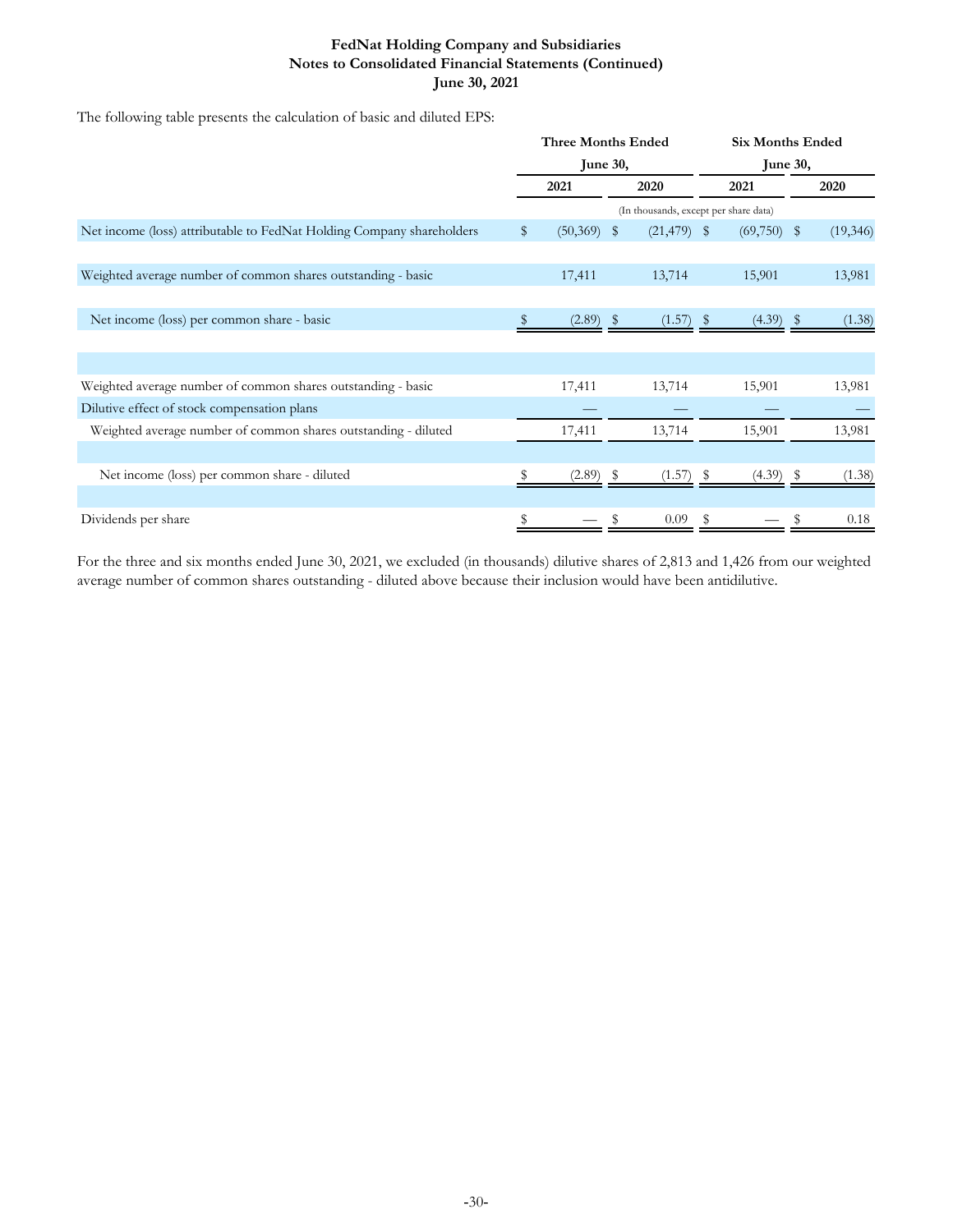**FedNat Holding Company and Subsidiaries**
**Notes to Consolidated Financial Statements (Continued)**
**June 30, 2021**

The following table presents the calculation of basic and diluted EPS:

| | Three Months Ended June 30, | | Six Months Ended June 30, | |
|---|---|---|---|---|
| | 2021 | 2020 | 2021 | 2020 |
| | (In thousands, except per share data) | | | |
| Net income (loss) attributable to FedNat Holding Company shareholders | $ (50,369) | $ (21,479) | $ (69,750) | $ (19,346) |
| Weighted average number of common shares outstanding - basic | 17,411 | 13,714 | 15,901 | 13,981 |
| Net income (loss) per common share - basic | $ (2.89) | $ (1.57) | $ (4.39) | $ (1.38) |
| | | | | |
| Weighted average number of common shares outstanding - basic | 17,411 | 13,714 | 15,901 | 13,981 |
| Dilutive effect of stock compensation plans | — | — | — | — |
| Weighted average number of common shares outstanding - diluted | 17,411 | 13,714 | 15,901 | 13,981 |
| Net income (loss) per common share - diluted | $ (2.89) | $ (1.57) | $ (4.39) | $ (1.38) |
| Dividends per share | $ — | $ 0.09 | $ — | $ 0.18 |

For the three and six months ended June 30, 2021, we excluded (in thousands) dilutive shares of 2,813 and 1,426 from our weighted average number of common shares outstanding - diluted above because their inclusion would have been antidilutive.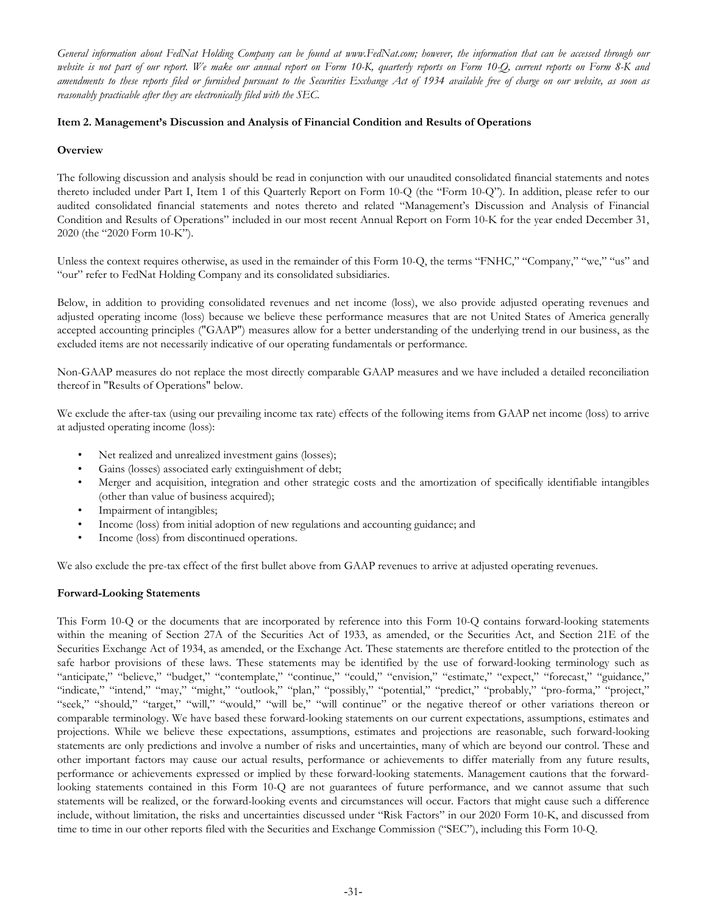*General information about FedNat Holding Company can be found at www.FedNat.com; however, the information that can be accessed through our website is not part of our report. We make our annual report on Form 10-K, quarterly reports on Form 10-Q, current reports on Form 8-K and amendments to these reports filed or furnished pursuant to the Securities Exchange Act of 1934 available free of charge on our website, as soon as reasonably practicable after they are electronically filed with the SEC.*

## Item 2. Management's Discussion and Analysis of Financial Condition and Results of Operations

### Overview

The following discussion and analysis should be read in conjunction with our unaudited consolidated financial statements and notes thereto included under Part I, Item 1 of this Quarterly Report on Form 10-Q (the "Form 10-Q"). In addition, please refer to our audited consolidated financial statements and notes thereto and related "Management's Discussion and Analysis of Financial Condition and Results of Operations" included in our most recent Annual Report on Form 10-K for the year ended December 31, 2020 (the "2020 Form 10-K").

Unless the context requires otherwise, as used in the remainder of this Form 10-Q, the terms "FNHC," "Company," "we," "us" and "our" refer to FedNat Holding Company and its consolidated subsidiaries.

Below, in addition to providing consolidated revenues and net income (loss), we also provide adjusted operating revenues and adjusted operating income (loss) because we believe these performance measures that are not United States of America generally accepted accounting principles ("GAAP") measures allow for a better understanding of the underlying trend in our business, as the excluded items are not necessarily indicative of our operating fundamentals or performance.

Non-GAAP measures do not replace the most directly comparable GAAP measures and we have included a detailed reconciliation thereof in "Results of Operations" below.

We exclude the after-tax (using our prevailing income tax rate) effects of the following items from GAAP net income (loss) to arrive at adjusted operating income (loss):

- Net realized and unrealized investment gains (losses);
- Gains (losses) associated early extinguishment of debt;
- Merger and acquisition, integration and other strategic costs and the amortization of specifically identifiable intangibles (other than value of business acquired);
- Impairment of intangibles;
- Income (loss) from initial adoption of new regulations and accounting guidance; and
- Income (loss) from discontinued operations.

We also exclude the pre-tax effect of the first bullet above from GAAP revenues to arrive at adjusted operating revenues.

### Forward-Looking Statements

This Form 10-Q or the documents that are incorporated by reference into this Form 10-Q contains forward-looking statements within the meaning of Section 27A of the Securities Act of 1933, as amended, or the Securities Act, and Section 21E of the Securities Exchange Act of 1934, as amended, or the Exchange Act. These statements are therefore entitled to the protection of the safe harbor provisions of these laws. These statements may be identified by the use of forward-looking terminology such as "anticipate," "believe," "budget," "contemplate," "continue," "could," "envision," "estimate," "expect," "forecast," "guidance," "indicate," "intend," "may," "might," "outlook," "plan," "possibly," "potential," "predict," "probably," "pro-forma," "project," "seek," "should," "target," "will," "would," "will be," "will continue" or the negative thereof or other variations thereon or comparable terminology. We have based these forward-looking statements on our current expectations, assumptions, estimates and projections. While we believe these expectations, assumptions, estimates and projections are reasonable, such forward-looking statements are only predictions and involve a number of risks and uncertainties, many of which are beyond our control. These and other important factors may cause our actual results, performance or achievements to differ materially from any future results, performance or achievements expressed or implied by these forward-looking statements. Management cautions that the forward-looking statements contained in this Form 10-Q are not guarantees of future performance, and we cannot assume that such statements will be realized, or the forward-looking events and circumstances will occur. Factors that might cause such a difference include, without limitation, the risks and uncertainties discussed under "Risk Factors" in our 2020 Form 10-K, and discussed from time to time in our other reports filed with the Securities and Exchange Commission ("SEC"), including this Form 10-Q.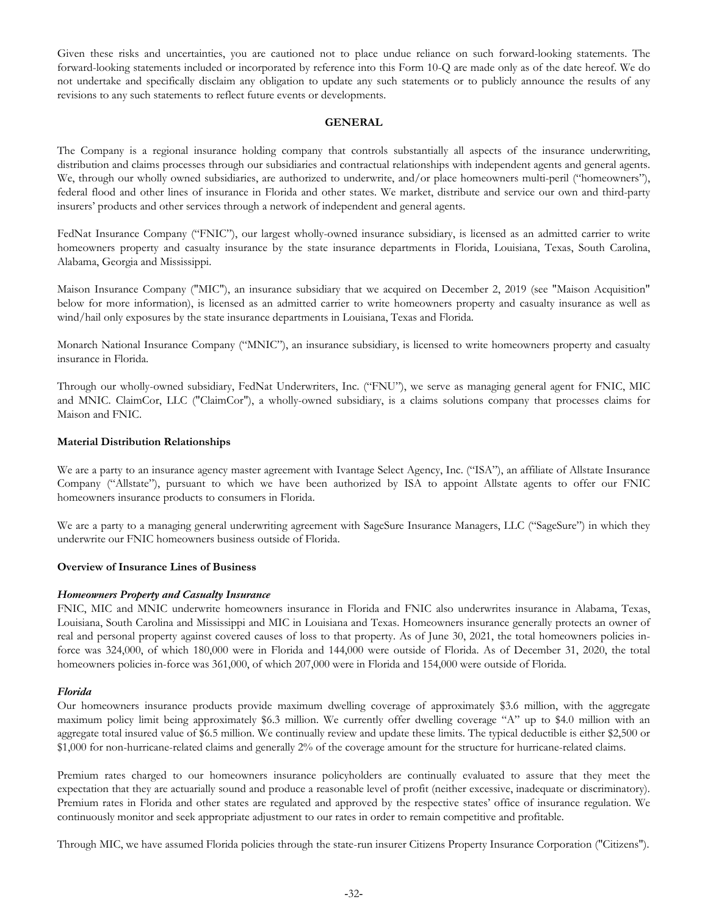Given these risks and uncertainties, you are cautioned not to place undue reliance on such forward-looking statements. The forward-looking statements included or incorporated by reference into this Form 10-Q are made only as of the date hereof. We do not undertake and specifically disclaim any obligation to update any such statements or to publicly announce the results of any revisions to any such statements to reflect future events or developments.

## GENERAL

The Company is a regional insurance holding company that controls substantially all aspects of the insurance underwriting, distribution and claims processes through our subsidiaries and contractual relationships with independent agents and general agents. We, through our wholly owned subsidiaries, are authorized to underwrite, and/or place homeowners multi-peril ("homeowners"), federal flood and other lines of insurance in Florida and other states. We market, distribute and service our own and third-party insurers' products and other services through a network of independent and general agents.

FedNat Insurance Company ("FNIC"), our largest wholly-owned insurance subsidiary, is licensed as an admitted carrier to write homeowners property and casualty insurance by the state insurance departments in Florida, Louisiana, Texas, South Carolina, Alabama, Georgia and Mississippi.

Maison Insurance Company ("MIC"), an insurance subsidiary that we acquired on December 2, 2019 (see "Maison Acquisition" below for more information), is licensed as an admitted carrier to write homeowners property and casualty insurance as well as wind/hail only exposures by the state insurance departments in Louisiana, Texas and Florida.

Monarch National Insurance Company ("MNIC"), an insurance subsidiary, is licensed to write homeowners property and casualty insurance in Florida.

Through our wholly-owned subsidiary, FedNat Underwriters, Inc. ("FNU"), we serve as managing general agent for FNIC, MIC and MNIC. ClaimCor, LLC ("ClaimCor"), a wholly-owned subsidiary, is a claims solutions company that processes claims for Maison and FNIC.

### Material Distribution Relationships

We are a party to an insurance agency master agreement with Ivantage Select Agency, Inc. ("ISA"), an affiliate of Allstate Insurance Company ("Allstate"), pursuant to which we have been authorized by ISA to appoint Allstate agents to offer our FNIC homeowners insurance products to consumers in Florida.

We are a party to a managing general underwriting agreement with SageSure Insurance Managers, LLC ("SageSure") in which they underwrite our FNIC homeowners business outside of Florida.

### Overview of Insurance Lines of Business

#### *Homeowners Property and Casualty Insurance*

FNIC, MIC and MNIC underwrite homeowners insurance in Florida and FNIC also underwrites insurance in Alabama, Texas, Louisiana, South Carolina and Mississippi and MIC in Louisiana and Texas. Homeowners insurance generally protects an owner of real and personal property against covered causes of loss to that property. As of June 30, 2021, the total homeowners policies in-force was 324,000, of which 180,000 were in Florida and 144,000 were outside of Florida. As of December 31, 2020, the total homeowners policies in-force was 361,000, of which 207,000 were in Florida and 154,000 were outside of Florida.

#### *Florida*

Our homeowners insurance products provide maximum dwelling coverage of approximately $3.6 million, with the aggregate maximum policy limit being approximately $6.3 million. We currently offer dwelling coverage "A" up to $4.0 million with an aggregate total insured value of $6.5 million. We continually review and update these limits. The typical deductible is either $2,500 or $1,000 for non-hurricane-related claims and generally 2% of the coverage amount for the structure for hurricane-related claims.

Premium rates charged to our homeowners insurance policyholders are continually evaluated to assure that they meet the expectation that they are actuarially sound and produce a reasonable level of profit (neither excessive, inadequate or discriminatory). Premium rates in Florida and other states are regulated and approved by the respective states' office of insurance regulation. We continuously monitor and seek appropriate adjustment to our rates in order to remain competitive and profitable.

Through MIC, we have assumed Florida policies through the state-run insurer Citizens Property Insurance Corporation ("Citizens").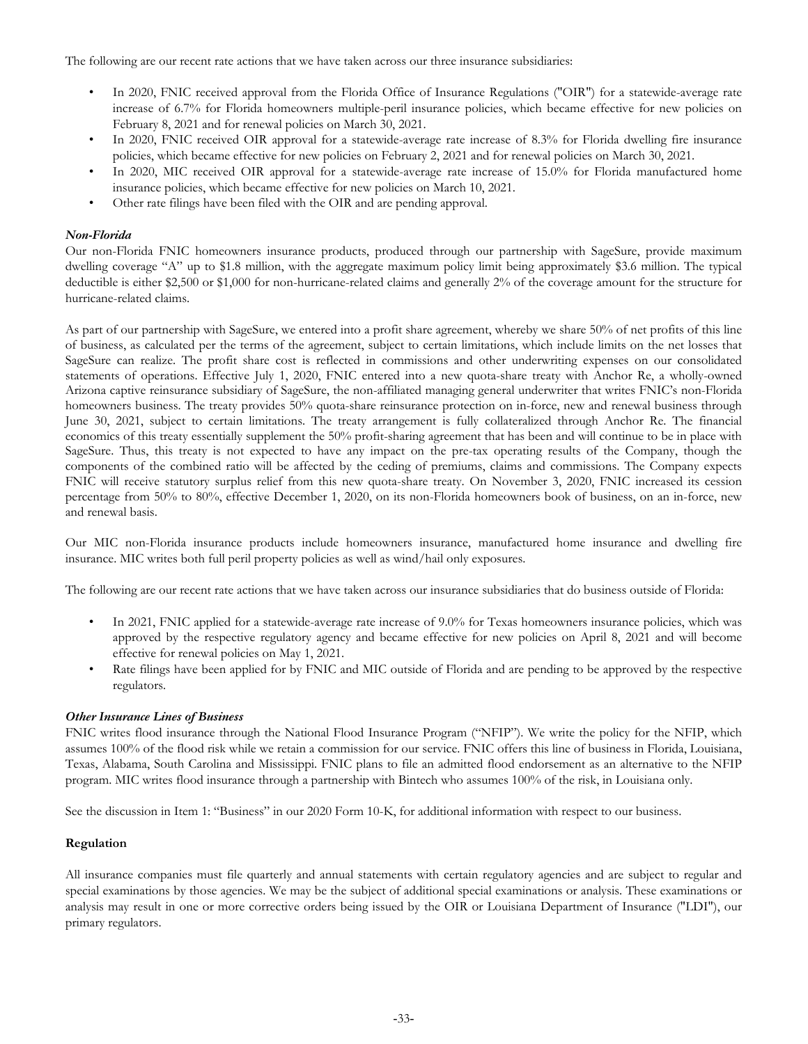The following are our recent rate actions that we have taken across our three insurance subsidiaries:

- In 2020, FNIC received approval from the Florida Office of Insurance Regulations ("OIR") for a statewide-average rate increase of 6.7% for Florida homeowners multiple-peril insurance policies, which became effective for new policies on February 8, 2021 and for renewal policies on March 30, 2021.
- In 2020, FNIC received OIR approval for a statewide-average rate increase of 8.3% for Florida dwelling fire insurance policies, which became effective for new policies on February 2, 2021 and for renewal policies on March 30, 2021.
- In 2020, MIC received OIR approval for a statewide-average rate increase of 15.0% for Florida manufactured home insurance policies, which became effective for new policies on March 10, 2021.
- Other rate filings have been filed with the OIR and are pending approval.

***Non-Florida***

Our non-Florida FNIC homeowners insurance products, produced through our partnership with SageSure, provide maximum dwelling coverage "A" up to $1.8 million, with the aggregate maximum policy limit being approximately $3.6 million. The typical deductible is either $2,500 or $1,000 for non-hurricane-related claims and generally 2% of the coverage amount for the structure for hurricane-related claims.

As part of our partnership with SageSure, we entered into a profit share agreement, whereby we share 50% of net profits of this line of business, as calculated per the terms of the agreement, subject to certain limitations, which include limits on the net losses that SageSure can realize. The profit share cost is reflected in commissions and other underwriting expenses on our consolidated statements of operations. Effective July 1, 2020, FNIC entered into a new quota-share treaty with Anchor Re, a wholly-owned Arizona captive reinsurance subsidiary of SageSure, the non-affiliated managing general underwriter that writes FNIC's non-Florida homeowners business. The treaty provides 50% quota-share reinsurance protection on in-force, new and renewal business through June 30, 2021, subject to certain limitations. The treaty arrangement is fully collateralized through Anchor Re. The financial economics of this treaty essentially supplement the 50% profit-sharing agreement that has been and will continue to be in place with SageSure. Thus, this treaty is not expected to have any impact on the pre-tax operating results of the Company, though the components of the combined ratio will be affected by the ceding of premiums, claims and commissions. The Company expects FNIC will receive statutory surplus relief from this new quota-share treaty. On November 3, 2020, FNIC increased its cession percentage from 50% to 80%, effective December 1, 2020, on its non-Florida homeowners book of business, on an in-force, new and renewal basis.

Our MIC non-Florida insurance products include homeowners insurance, manufactured home insurance and dwelling fire insurance. MIC writes both full peril property policies as well as wind/hail only exposures.

The following are our recent rate actions that we have taken across our insurance subsidiaries that do business outside of Florida:

- In 2021, FNIC applied for a statewide-average rate increase of 9.0% for Texas homeowners insurance policies, which was approved by the respective regulatory agency and became effective for new policies on April 8, 2021 and will become effective for renewal policies on May 1, 2021.
- Rate filings have been applied for by FNIC and MIC outside of Florida and are pending to be approved by the respective regulators.

***Other Insurance Lines of Business***

FNIC writes flood insurance through the National Flood Insurance Program ("NFIP"). We write the policy for the NFIP, which assumes 100% of the flood risk while we retain a commission for our service. FNIC offers this line of business in Florida, Louisiana, Texas, Alabama, South Carolina and Mississippi. FNIC plans to file an admitted flood endorsement as an alternative to the NFIP program. MIC writes flood insurance through a partnership with Bintech who assumes 100% of the risk, in Louisiana only.

See the discussion in Item 1: "Business" in our 2020 Form 10-K, for additional information with respect to our business.

**Regulation**

All insurance companies must file quarterly and annual statements with certain regulatory agencies and are subject to regular and special examinations by those agencies. We may be the subject of additional special examinations or analysis. These examinations or analysis may result in one or more corrective orders being issued by the OIR or Louisiana Department of Insurance ("LDI"), our primary regulators.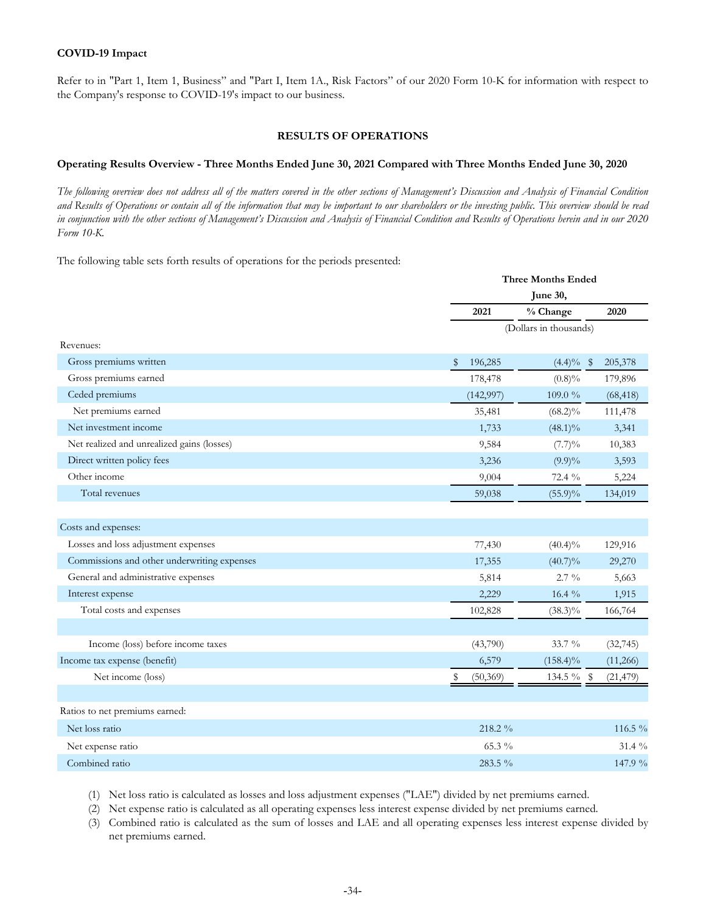**COVID-19 Impact**

Refer to in "Part 1, Item 1, Business" and "Part I, Item 1A., Risk Factors" of our 2020 Form 10-K for information with respect to the Company's response to COVID-19's impact to our business.

## RESULTS OF OPERATIONS

### Operating Results Overview - Three Months Ended June 30, 2021 Compared with Three Months Ended June 30, 2020

*The following overview does not address all of the matters covered in the other sections of Management's Discussion and Analysis of Financial Condition and Results of Operations or contain all of the information that may be important to our shareholders or the investing public. This overview should be read in conjunction with the other sections of Management's Discussion and Analysis of Financial Condition and Results of Operations herein and in our 2020 Form 10-K.*

The following table sets forth results of operations for the periods presented:

| | Three Months Ended June 30, | | |
|---|---|---|---|
| | 2021 | % Change | 2020 |
| | (Dollars in thousands) | | |
| Revenues: | | | |
| Gross premiums written | $ 196,285 | (4.4)% | $ 205,378 |
| Gross premiums earned | 178,478 | (0.8)% | 179,896 |
| Ceded premiums | (142,997) | 109.0 % | (68,418) |
| Net premiums earned | 35,481 | (68.2)% | 111,478 |
| Net investment income | 1,733 | (48.1)% | 3,341 |
| Net realized and unrealized gains (losses) | 9,584 | (7.7)% | 10,383 |
| Direct written policy fees | 3,236 | (9.9)% | 3,593 |
| Other income | 9,004 | 72.4 % | 5,224 |
| Total revenues | 59,038 | (55.9)% | 134,019 |
| | | | |
| Costs and expenses: | | | |
| Losses and loss adjustment expenses | 77,430 | (40.4)% | 129,916 |
| Commissions and other underwriting expenses | 17,355 | (40.7)% | 29,270 |
| General and administrative expenses | 5,814 | 2.7 % | 5,663 |
| Interest expense | 2,229 | 16.4 % | 1,915 |
| Total costs and expenses | 102,828 | (38.3)% | 166,764 |
| | | | |
| Income (loss) before income taxes | (43,790) | 33.7 % | (32,745) |
| Income tax expense (benefit) | 6,579 | (158.4)% | (11,266) |
| Net income (loss) | $ (50,369) | 134.5 % | $ (21,479) |
| | | | |
| Ratios to net premiums earned: | | | |
| Net loss ratio | 218.2 % | | 116.5 % |
| Net expense ratio | 65.3 % | | 31.4 % |
| Combined ratio | 283.5 % | | 147.9 % |

(1) Net loss ratio is calculated as losses and loss adjustment expenses ("LAE") divided by net premiums earned.

(2) Net expense ratio is calculated as all operating expenses less interest expense divided by net premiums earned.

(3) Combined ratio is calculated as the sum of losses and LAE and all operating expenses less interest expense divided by net premiums earned.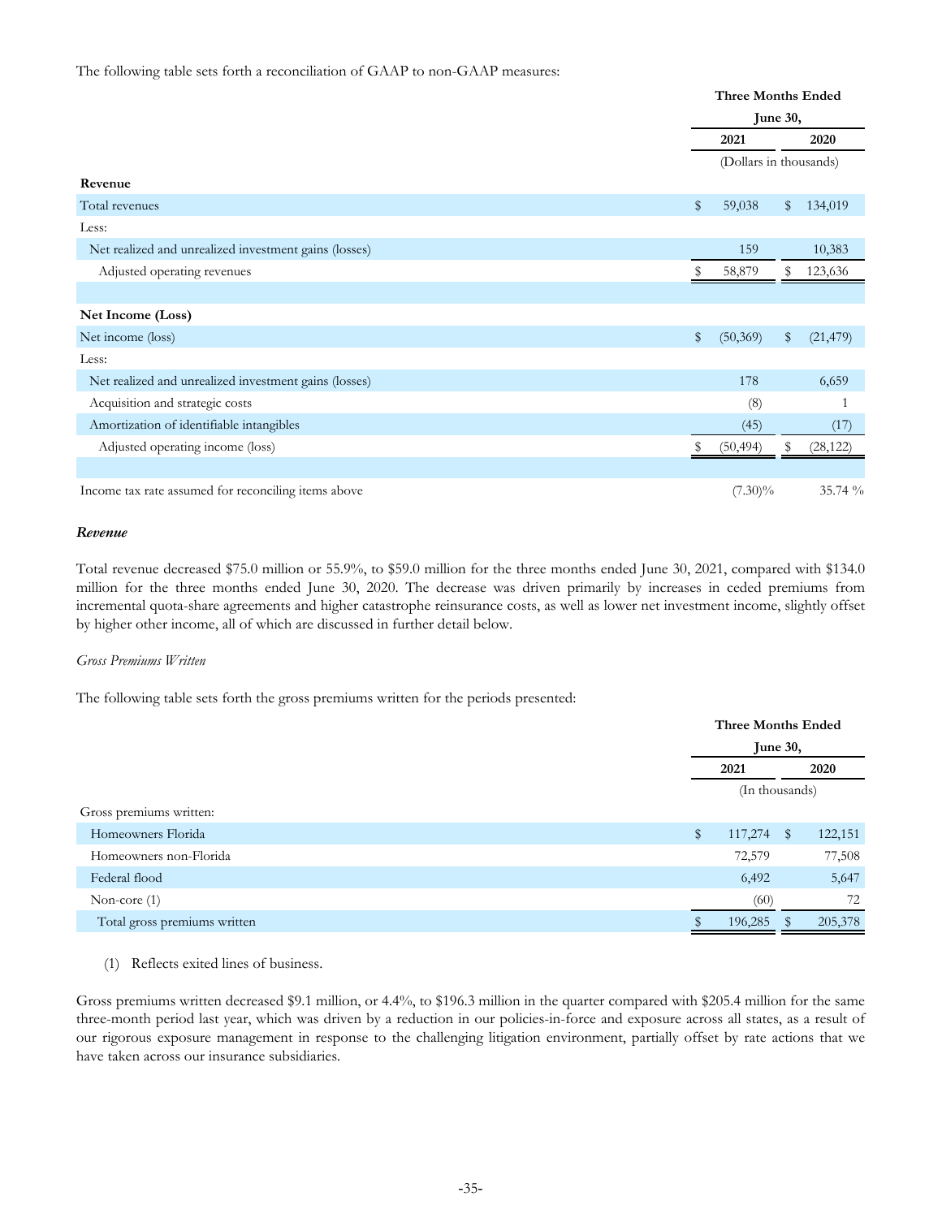The following table sets forth a reconciliation of GAAP to non-GAAP measures:

| | Three Months Ended June 30, | |
|---|---|---|
| | 2021 | 2020 |
| | (Dollars in thousands) | |
| **Revenue** | | |
| Total revenues | $ 59,038 | $ 134,019 |
| Less: | | |
| Net realized and unrealized investment gains (losses) | 159 | 10,383 |
| Adjusted operating revenues | $ 58,879 | $ 123,636 |
| | | |
| **Net Income (Loss)** | | |
| Net income (loss) | $ (50,369) | $ (21,479) |
| Less: | | |
| Net realized and unrealized investment gains (losses) | 178 | 6,659 |
| Acquisition and strategic costs | (8) | 1 |
| Amortization of identifiable intangibles | (45) | (17) |
| Adjusted operating income (loss) | $ (50,494) | $ (28,122) |
| | | |
| Income tax rate assumed for reconciling items above | (7.30)% | 35.74 % |

***Revenue***

Total revenue decreased $75.0 million or 55.9%, to $59.0 million for the three months ended June 30, 2021, compared with $134.0 million for the three months ended June 30, 2020. The decrease was driven primarily by increases in ceded premiums from incremental quota-share agreements and higher catastrophe reinsurance costs, as well as lower net investment income, slightly offset by higher other income, all of which are discussed in further detail below.

*Gross Premiums Written*

The following table sets forth the gross premiums written for the periods presented:

| | Three Months Ended June 30, | |
|---|---|---|
| | 2021 | 2020 |
| | (In thousands) | |
| Gross premiums written: | | |
| Homeowners Florida | $ 117,274 | $ 122,151 |
| Homeowners non-Florida | 72,579 | 77,508 |
| Federal flood | 6,492 | 5,647 |
| Non-core (1) | (60) | 72 |
| Total gross premiums written | $ 196,285 | $ 205,378 |

(1) Reflects exited lines of business.

Gross premiums written decreased $9.1 million, or 4.4%, to $196.3 million in the quarter compared with $205.4 million for the same three-month period last year, which was driven by a reduction in our policies-in-force and exposure across all states, as a result of our rigorous exposure management in response to the challenging litigation environment, partially offset by rate actions that we have taken across our insurance subsidiaries.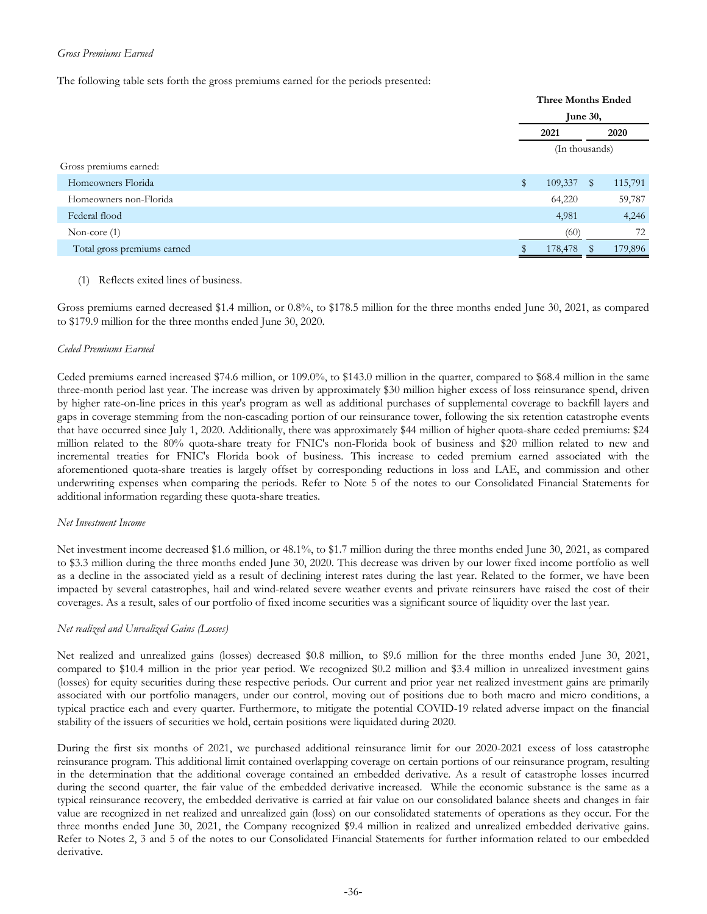*Gross Premiums Earned*

The following table sets forth the gross premiums earned for the periods presented:

| | Three Months Ended June 30, | |
|---|---|---|
| | 2021 | 2020 |
| | (In thousands) | |
| Gross premiums earned: | | |
| Homeowners Florida | $ 109,337 | $ 115,791 |
| Homeowners non-Florida | 64,220 | 59,787 |
| Federal flood | 4,981 | 4,246 |
| Non-core (1) | (60) | 72 |
| Total gross premiums earned | $ 178,478 | $ 179,896 |

(1) Reflects exited lines of business.

Gross premiums earned decreased $1.4 million, or 0.8%, to $178.5 million for the three months ended June 30, 2021, as compared to $179.9 million for the three months ended June 30, 2020.

*Ceded Premiums Earned*

Ceded premiums earned increased $74.6 million, or 109.0%, to $143.0 million in the quarter, compared to $68.4 million in the same three-month period last year. The increase was driven by approximately $30 million higher excess of loss reinsurance spend, driven by higher rate-on-line prices in this year's program as well as additional purchases of supplemental coverage to backfill layers and gaps in coverage stemming from the non-cascading portion of our reinsurance tower, following the six retention catastrophe events that have occurred since July 1, 2020. Additionally, there was approximately $44 million of higher quota-share ceded premiums: $24 million related to the 80% quota-share treaty for FNIC's non-Florida book of business and $20 million related to new and incremental treaties for FNIC's Florida book of business. This increase to ceded premium earned associated with the aforementioned quota-share treaties is largely offset by corresponding reductions in loss and LAE, and commission and other underwriting expenses when comparing the periods. Refer to Note 5 of the notes to our Consolidated Financial Statements for additional information regarding these quota-share treaties.

*Net Investment Income*

Net investment income decreased $1.6 million, or 48.1%, to $1.7 million during the three months ended June 30, 2021, as compared to $3.3 million during the three months ended June 30, 2020. This decrease was driven by our lower fixed income portfolio as well as a decline in the associated yield as a result of declining interest rates during the last year. Related to the former, we have been impacted by several catastrophes, hail and wind-related severe weather events and private reinsurers have raised the cost of their coverages. As a result, sales of our portfolio of fixed income securities was a significant source of liquidity over the last year.

*Net realized and Unrealized Gains (Losses)*

Net realized and unrealized gains (losses) decreased $0.8 million, to $9.6 million for the three months ended June 30, 2021, compared to $10.4 million in the prior year period. We recognized $0.2 million and $3.4 million in unrealized investment gains (losses) for equity securities during these respective periods. Our current and prior year net realized investment gains are primarily associated with our portfolio managers, under our control, moving out of positions due to both macro and micro conditions, a typical practice each and every quarter. Furthermore, to mitigate the potential COVID-19 related adverse impact on the financial stability of the issuers of securities we hold, certain positions were liquidated during 2020.

During the first six months of 2021, we purchased additional reinsurance limit for our 2020-2021 excess of loss catastrophe reinsurance program. This additional limit contained overlapping coverage on certain portions of our reinsurance program, resulting in the determination that the additional coverage contained an embedded derivative. As a result of catastrophe losses incurred during the second quarter, the fair value of the embedded derivative increased. While the economic substance is the same as a typical reinsurance recovery, the embedded derivative is carried at fair value on our consolidated balance sheets and changes in fair value are recognized in net realized and unrealized gain (loss) on our consolidated statements of operations as they occur. For the three months ended June 30, 2021, the Company recognized $9.4 million in realized and unrealized embedded derivative gains. Refer to Notes 2, 3 and 5 of the notes to our Consolidated Financial Statements for further information related to our embedded derivative.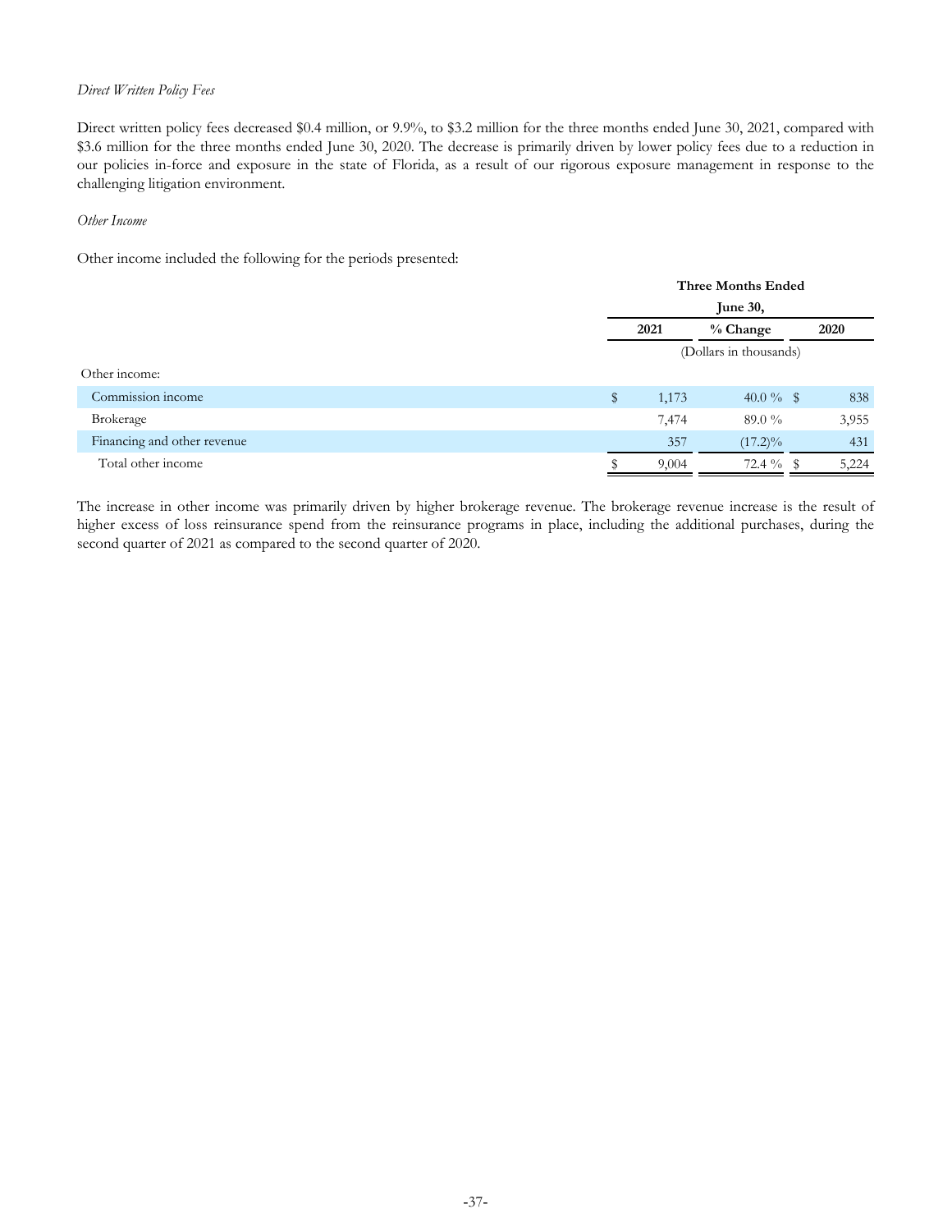*Direct Written Policy Fees*

Direct written policy fees decreased $0.4 million, or 9.9%, to $3.2 million for the three months ended June 30, 2021, compared with $3.6 million for the three months ended June 30, 2020. The decrease is primarily driven by lower policy fees due to a reduction in our policies in-force and exposure in the state of Florida, as a result of our rigorous exposure management in response to the challenging litigation environment.

*Other Income*

Other income included the following for the periods presented:

| | Three Months Ended June 30, | | |
|---|---|---|---|
| | 2021 | % Change | 2020 |
| | (Dollars in thousands) | | |
| Other income: | | | |
| Commission income | $ 1,173 | 40.0 % | $ 838 |
| Brokerage | 7,474 | 89.0 % | 3,955 |
| Financing and other revenue | 357 | (17.2)% | 431 |
| Total other income | $ 9,004 | 72.4 % | $ 5,224 |

The increase in other income was primarily driven by higher brokerage revenue. The brokerage revenue increase is the result of higher excess of loss reinsurance spend from the reinsurance programs in place, including the additional purchases, during the second quarter of 2021 as compared to the second quarter of 2020.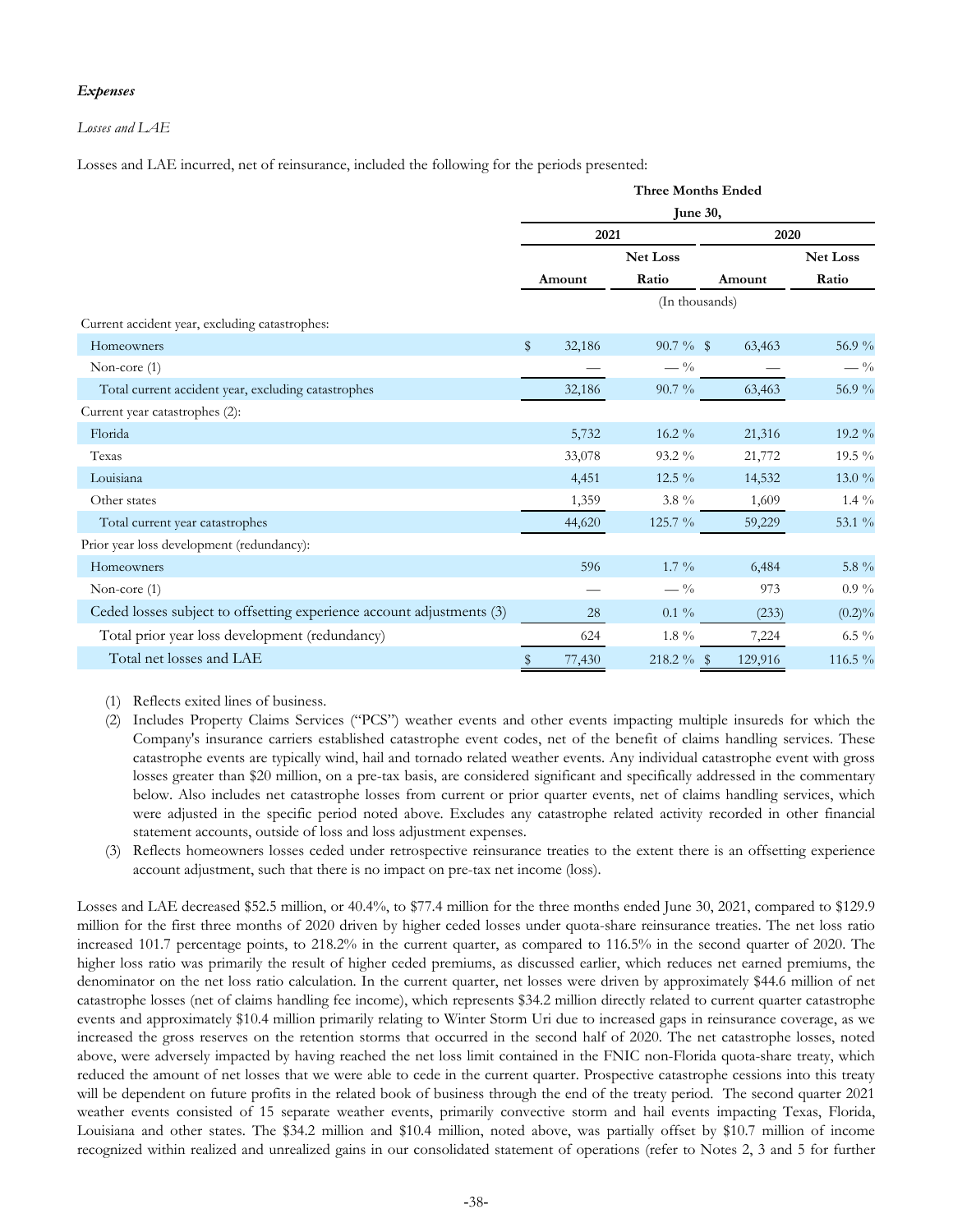### *Expenses*

*Losses and LAE*

Losses and LAE incurred, net of reinsurance, included the following for the periods presented:

| | Three Months Ended June 30, | | | |
|---|---|---|---|---|
| | 2021 | | 2020 | |
| | Amount | Net Loss Ratio | Amount | Net Loss Ratio |
| | (In thousands) | | | |
| Current accident year, excluding catastrophes: | | | | |
| Homeowners | $ 32,186 | 90.7 % | $ 63,463 | 56.9 % |
| Non-core (1) | — | — % | — | — % |
| Total current accident year, excluding catastrophes | 32,186 | 90.7 % | 63,463 | 56.9 % |
| Current year catastrophes (2): | | | | |
| Florida | 5,732 | 16.2 % | 21,316 | 19.2 % |
| Texas | 33,078 | 93.2 % | 21,772 | 19.5 % |
| Louisiana | 4,451 | 12.5 % | 14,532 | 13.0 % |
| Other states | 1,359 | 3.8 % | 1,609 | 1.4 % |
| Total current year catastrophes | 44,620 | 125.7 % | 59,229 | 53.1 % |
| Prior year loss development (redundancy): | | | | |
| Homeowners | 596 | 1.7 % | 6,484 | 5.8 % |
| Non-core (1) | — | — % | 973 | 0.9 % |
| Ceded losses subject to offsetting experience account adjustments (3) | 28 | 0.1 % | (233) | (0.2)% |
| Total prior year loss development (redundancy) | 624 | 1.8 % | 7,224 | 6.5 % |
| Total net losses and LAE | $ 77,430 | 218.2 % | $ 129,916 | 116.5 % |

(1) Reflects exited lines of business.

(2) Includes Property Claims Services ("PCS") weather events and other events impacting multiple insureds for which the Company's insurance carriers established catastrophe event codes, net of the benefit of claims handling services. These catastrophe events are typically wind, hail and tornado related weather events. Any individual catastrophe event with gross losses greater than $20 million, on a pre-tax basis, are considered significant and specifically addressed in the commentary below. Also includes net catastrophe losses from current or prior quarter events, net of claims handling services, which were adjusted in the specific period noted above. Excludes any catastrophe related activity recorded in other financial statement accounts, outside of loss and loss adjustment expenses.

(3) Reflects homeowners losses ceded under retrospective reinsurance treaties to the extent there is an offsetting experience account adjustment, such that there is no impact on pre-tax net income (loss).

Losses and LAE decreased $52.5 million, or 40.4%, to $77.4 million for the three months ended June 30, 2021, compared to $129.9 million for the first three months of 2020 driven by higher ceded losses under quota-share reinsurance treaties. The net loss ratio increased 101.7 percentage points, to 218.2% in the current quarter, as compared to 116.5% in the second quarter of 2020. The higher loss ratio was primarily the result of higher ceded premiums, as discussed earlier, which reduces net earned premiums, the denominator on the net loss ratio calculation. In the current quarter, net losses were driven by approximately $44.6 million of net catastrophe losses (net of claims handling fee income), which represents $34.2 million directly related to current quarter catastrophe events and approximately $10.4 million primarily relating to Winter Storm Uri due to increased gaps in reinsurance coverage, as we increased the gross reserves on the retention storms that occurred in the second half of 2020. The net catastrophe losses, noted above, were adversely impacted by having reached the net loss limit contained in the FNIC non-Florida quota-share treaty, which reduced the amount of net losses that we were able to cede in the current quarter. Prospective catastrophe cessions into this treaty will be dependent on future profits in the related book of business through the end of the treaty period. The second quarter 2021 weather events consisted of 15 separate weather events, primarily convective storm and hail events impacting Texas, Florida, Louisiana and other states. The $34.2 million and $10.4 million, noted above, was partially offset by $10.7 million of income recognized within realized and unrealized gains in our consolidated statement of operations (refer to Notes 2, 3 and 5 for further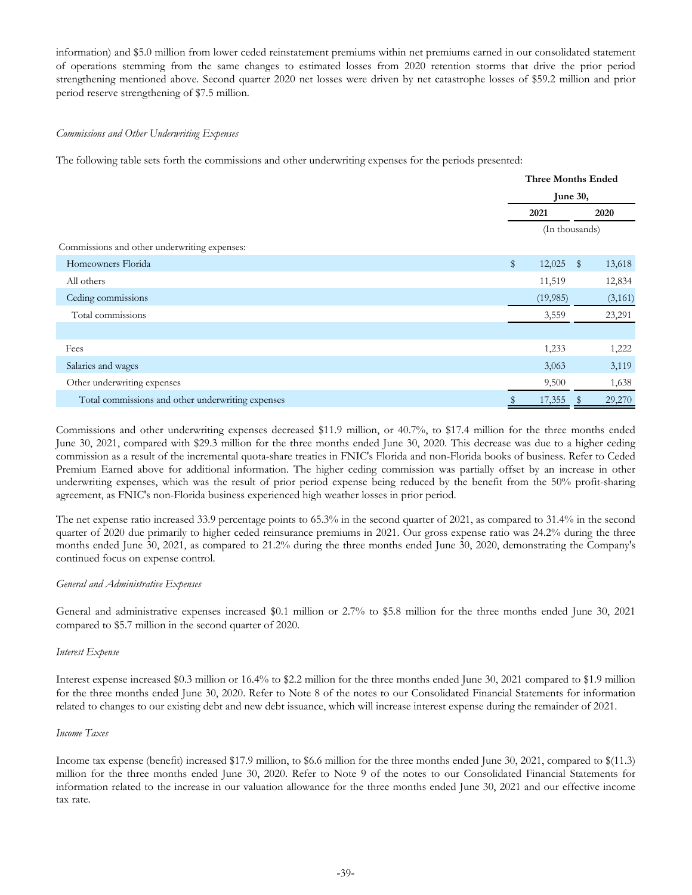information) and $5.0 million from lower ceded reinstatement premiums within net premiums earned in our consolidated statement of operations stemming from the same changes to estimated losses from 2020 retention storms that drive the prior period strengthening mentioned above. Second quarter 2020 net losses were driven by net catastrophe losses of $59.2 million and prior period reserve strengthening of $7.5 million.

*Commissions and Other Underwriting Expenses*

The following table sets forth the commissions and other underwriting expenses for the periods presented:

| | Three Months Ended June 30, | |
|---|---|---|
| | **2021** | **2020** |
| | (In thousands) | |
| Commissions and other underwriting expenses: | | |
| Homeowners Florida | $ 12,025 | $ 13,618 |
| All others | 11,519 | 12,834 |
| Ceding commissions | (19,985) | (3,161) |
| Total commissions | 3,559 | 23,291 |
| | | |
| Fees | 1,233 | 1,222 |
| Salaries and wages | 3,063 | 3,119 |
| Other underwriting expenses | 9,500 | 1,638 |
| Total commissions and other underwriting expenses | $ 17,355 | $ 29,270 |

Commissions and other underwriting expenses decreased $11.9 million, or 40.7%, to $17.4 million for the three months ended June 30, 2021, compared with $29.3 million for the three months ended June 30, 2020. This decrease was due to a higher ceding commission as a result of the incremental quota-share treaties in FNIC's Florida and non-Florida books of business. Refer to Ceded Premium Earned above for additional information. The higher ceding commission was partially offset by an increase in other underwriting expenses, which was the result of prior period expense being reduced by the benefit from the 50% profit-sharing agreement, as FNIC's non-Florida business experienced high weather losses in prior period.

The net expense ratio increased 33.9 percentage points to 65.3% in the second quarter of 2021, as compared to 31.4% in the second quarter of 2020 due primarily to higher ceded reinsurance premiums in 2021. Our gross expense ratio was 24.2% during the three months ended June 30, 2021, as compared to 21.2% during the three months ended June 30, 2020, demonstrating the Company's continued focus on expense control.

*General and Administrative Expenses*

General and administrative expenses increased $0.1 million or 2.7% to $5.8 million for the three months ended June 30, 2021 compared to $5.7 million in the second quarter of 2020.

*Interest Expense*

Interest expense increased $0.3 million or 16.4% to $2.2 million for the three months ended June 30, 2021 compared to $1.9 million for the three months ended June 30, 2020. Refer to Note 8 of the notes to our Consolidated Financial Statements for information related to changes to our existing debt and new debt issuance, which will increase interest expense during the remainder of 2021.

*Income Taxes*

Income tax expense (benefit) increased $17.9 million, to $6.6 million for the three months ended June 30, 2021, compared to $(11.3) million for the three months ended June 30, 2020. Refer to Note 9 of the notes to our Consolidated Financial Statements for information related to the increase in our valuation allowance for the three months ended June 30, 2021 and our effective income tax rate.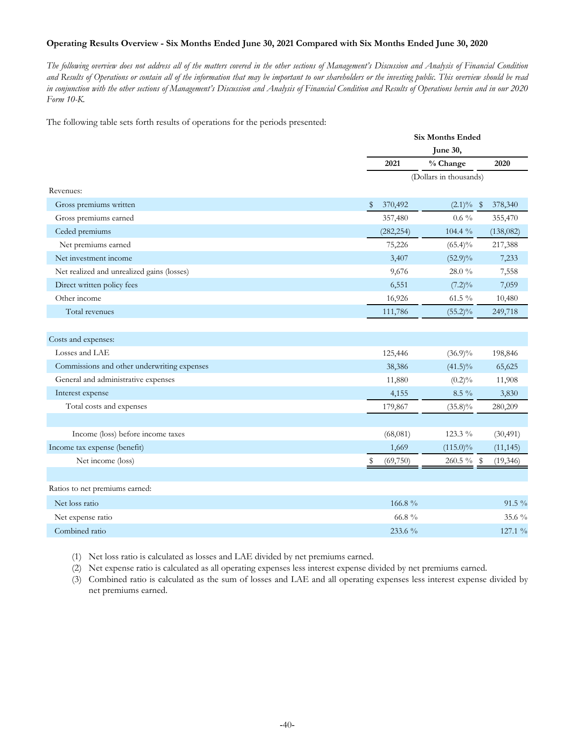**Operating Results Overview - Six Months Ended June 30, 2021 Compared with Six Months Ended June 30, 2020**

*The following overview does not address all of the matters covered in the other sections of Management's Discussion and Analysis of Financial Condition and Results of Operations or contain all of the information that may be important to our shareholders or the investing public. This overview should be read in conjunction with the other sections of Management's Discussion and Analysis of Financial Condition and Results of Operations herein and in our 2020 Form 10-K.*

The following table sets forth results of operations for the periods presented:

| | Six Months Ended June 30, | | |
|---|---|---|---|
| | 2021 | % Change | 2020 |
| | (Dollars in thousands) | | |
| Revenues: | | | |
| Gross premiums written | $ 370,492 | (2.1)% | $ 378,340 |
| Gross premiums earned | 357,480 | 0.6 % | 355,470 |
| Ceded premiums | (282,254) | 104.4 % | (138,082) |
| Net premiums earned | 75,226 | (65.4)% | 217,388 |
| Net investment income | 3,407 | (52.9)% | 7,233 |
| Net realized and unrealized gains (losses) | 9,676 | 28.0 % | 7,558 |
| Direct written policy fees | 6,551 | (7.2)% | 7,059 |
| Other income | 16,926 | 61.5 % | 10,480 |
| Total revenues | 111,786 | (55.2)% | 249,718 |
| | | | |
| Costs and expenses: | | | |
| Losses and LAE | 125,446 | (36.9)% | 198,846 |
| Commissions and other underwriting expenses | 38,386 | (41.5)% | 65,625 |
| General and administrative expenses | 11,880 | (0.2)% | 11,908 |
| Interest expense | 4,155 | 8.5 % | 3,830 |
| Total costs and expenses | 179,867 | (35.8)% | 280,209 |
| | | | |
| Income (loss) before income taxes | (68,081) | 123.3 % | (30,491) |
| Income tax expense (benefit) | 1,669 | (115.0)% | (11,145) |
| Net income (loss) | $ (69,750) | 260.5 % | $ (19,346) |
| | | | |
| Ratios to net premiums earned: | | | |
| Net loss ratio | 166.8 % | | 91.5 % |
| Net expense ratio | 66.8 % | | 35.6 % |
| Combined ratio | 233.6 % | | 127.1 % |

(1) Net loss ratio is calculated as losses and LAE divided by net premiums earned.

(2) Net expense ratio is calculated as all operating expenses less interest expense divided by net premiums earned.

(3) Combined ratio is calculated as the sum of losses and LAE and all operating expenses less interest expense divided by net premiums earned.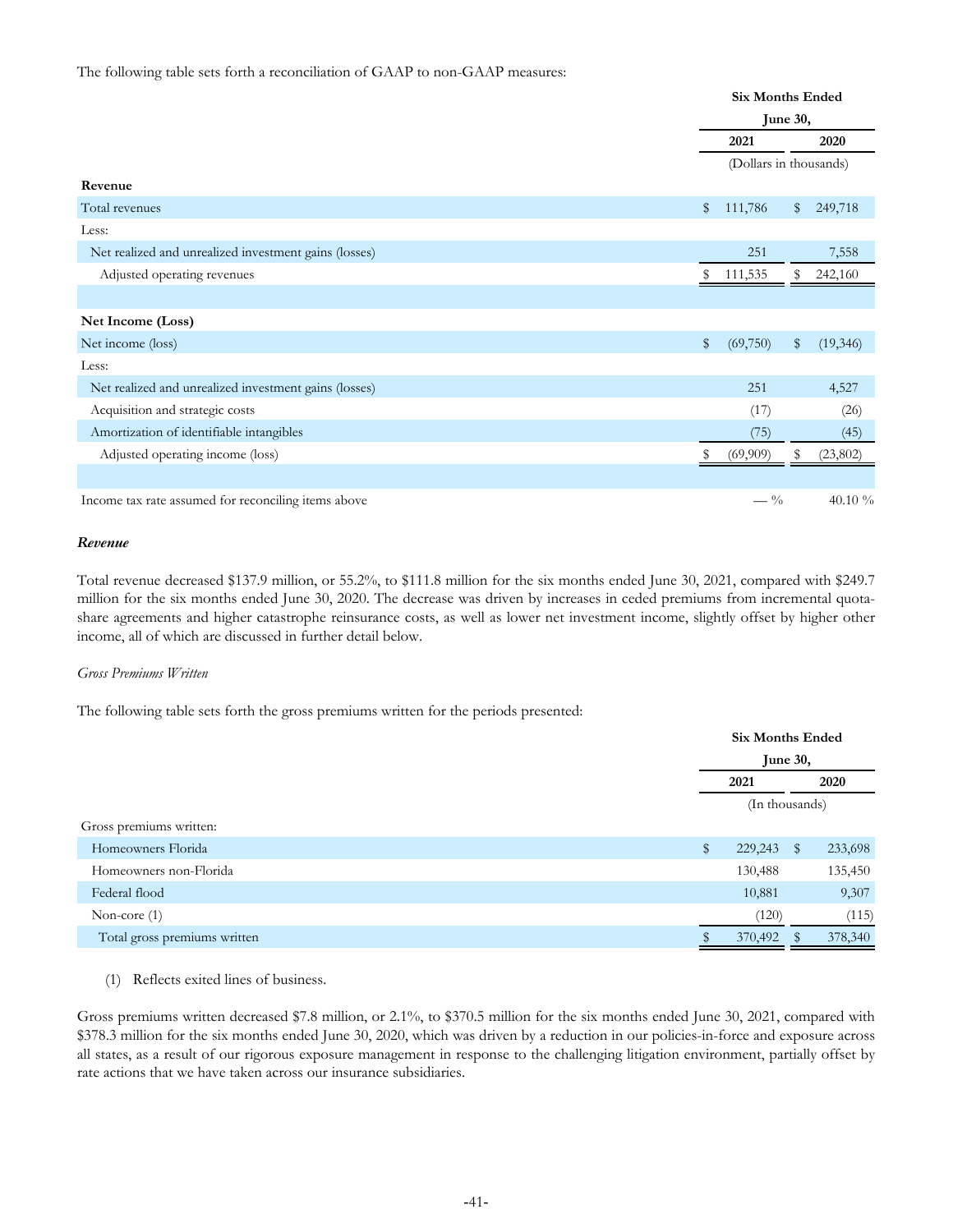The following table sets forth a reconciliation of GAAP to non-GAAP measures:

| | Six Months Ended June 30, | |
|---|---|---|
| | 2021 | 2020 |
| | (Dollars in thousands) | |
| **Revenue** | | |
| Total revenues | $ 111,786 | $ 249,718 |
| Less: | | |
| Net realized and unrealized investment gains (losses) | 251 | 7,558 |
| Adjusted operating revenues | $ 111,535 | $ 242,160 |
| | | |
| **Net Income (Loss)** | | |
| Net income (loss) | $ (69,750) | $ (19,346) |
| Less: | | |
| Net realized and unrealized investment gains (losses) | 251 | 4,527 |
| Acquisition and strategic costs | (17) | (26) |
| Amortization of identifiable intangibles | (75) | (45) |
| Adjusted operating income (loss) | $ (69,909) | $ (23,802) |
| | | |
| Income tax rate assumed for reconciling items above | — % | 40.10 % |

***Revenue***

Total revenue decreased $137.9 million, or 55.2%, to $111.8 million for the six months ended June 30, 2021, compared with $249.7 million for the six months ended June 30, 2020. The decrease was driven by increases in ceded premiums from incremental quota-share agreements and higher catastrophe reinsurance costs, as well as lower net investment income, slightly offset by higher other income, all of which are discussed in further detail below.

*Gross Premiums Written*

The following table sets forth the gross premiums written for the periods presented:

| | Six Months Ended June 30, | |
|---|---|---|
| | 2021 | 2020 |
| | (In thousands) | |
| Gross premiums written: | | |
| Homeowners Florida | $ 229,243 | $ 233,698 |
| Homeowners non-Florida | 130,488 | 135,450 |
| Federal flood | 10,881 | 9,307 |
| Non-core (1) | (120) | (115) |
| Total gross premiums written | $ 370,492 | $ 378,340 |

(1) Reflects exited lines of business.

Gross premiums written decreased $7.8 million, or 2.1%, to $370.5 million for the six months ended June 30, 2021, compared with $378.3 million for the six months ended June 30, 2020, which was driven by a reduction in our policies-in-force and exposure across all states, as a result of our rigorous exposure management in response to the challenging litigation environment, partially offset by rate actions that we have taken across our insurance subsidiaries.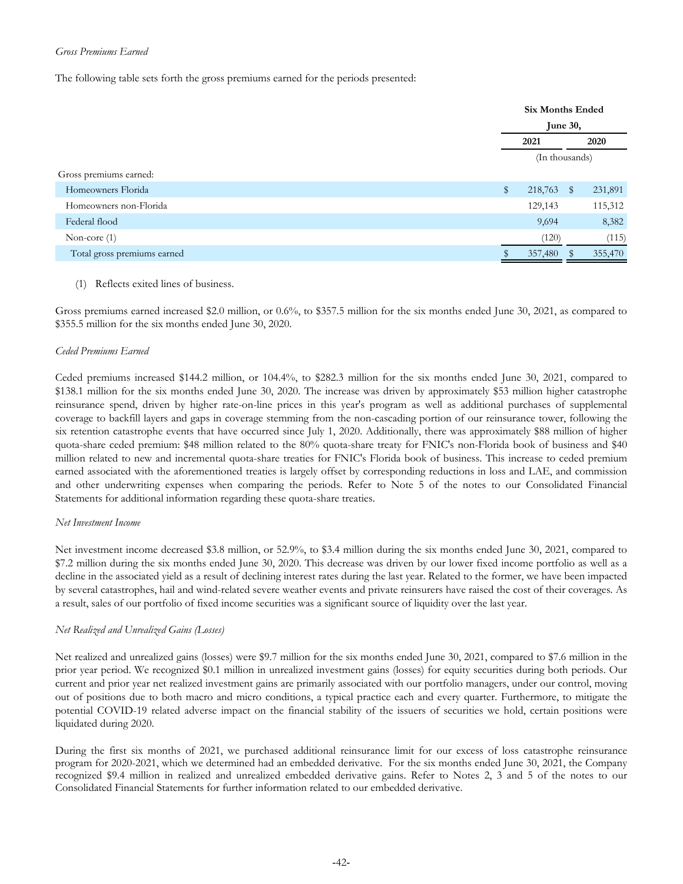*Gross Premiums Earned*

The following table sets forth the gross premiums earned for the periods presented:

| | Six Months Ended June 30, | |
|---|---|---|
| | 2021 | 2020 |
| | (In thousands) | |
| Gross premiums earned: | | |
| Homeowners Florida | $ 218,763 | $ 231,891 |
| Homeowners non-Florida | 129,143 | 115,312 |
| Federal flood | 9,694 | 8,382 |
| Non-core (1) | (120) | (115) |
| Total gross premiums earned | $ 357,480 | $ 355,470 |

(1) Reflects exited lines of business.

Gross premiums earned increased $2.0 million, or 0.6%, to $357.5 million for the six months ended June 30, 2021, as compared to $355.5 million for the six months ended June 30, 2020.

*Ceded Premiums Earned*

Ceded premiums increased $144.2 million, or 104.4%, to $282.3 million for the six months ended June 30, 2021, compared to $138.1 million for the six months ended June 30, 2020. The increase was driven by approximately $53 million higher catastrophe reinsurance spend, driven by higher rate-on-line prices in this year's program as well as additional purchases of supplemental coverage to backfill layers and gaps in coverage stemming from the non-cascading portion of our reinsurance tower, following the six retention catastrophe events that have occurred since July 1, 2020. Additionally, there was approximately $88 million of higher quota-share ceded premium: $48 million related to the 80% quota-share treaty for FNIC's non-Florida book of business and $40 million related to new and incremental quota-share treaties for FNIC's Florida book of business. This increase to ceded premium earned associated with the aforementioned treaties is largely offset by corresponding reductions in loss and LAE, and commission and other underwriting expenses when comparing the periods. Refer to Note 5 of the notes to our Consolidated Financial Statements for additional information regarding these quota-share treaties.

*Net Investment Income*

Net investment income decreased $3.8 million, or 52.9%, to $3.4 million during the six months ended June 30, 2021, compared to $7.2 million during the six months ended June 30, 2020. This decrease was driven by our lower fixed income portfolio as well as a decline in the associated yield as a result of declining interest rates during the last year. Related to the former, we have been impacted by several catastrophes, hail and wind-related severe weather events and private reinsurers have raised the cost of their coverages. As a result, sales of our portfolio of fixed income securities was a significant source of liquidity over the last year.

*Net Realized and Unrealized Gains (Losses)*

Net realized and unrealized gains (losses) were $9.7 million for the six months ended June 30, 2021, compared to $7.6 million in the prior year period. We recognized $0.1 million in unrealized investment gains (losses) for equity securities during both periods. Our current and prior year net realized investment gains are primarily associated with our portfolio managers, under our control, moving out of positions due to both macro and micro conditions, a typical practice each and every quarter. Furthermore, to mitigate the potential COVID-19 related adverse impact on the financial stability of the issuers of securities we hold, certain positions were liquidated during 2020.

During the first six months of 2021, we purchased additional reinsurance limit for our excess of loss catastrophe reinsurance program for 2020-2021, which we determined had an embedded derivative. For the six months ended June 30, 2021, the Company recognized $9.4 million in realized and unrealized embedded derivative gains. Refer to Notes 2, 3 and 5 of the notes to our Consolidated Financial Statements for further information related to our embedded derivative.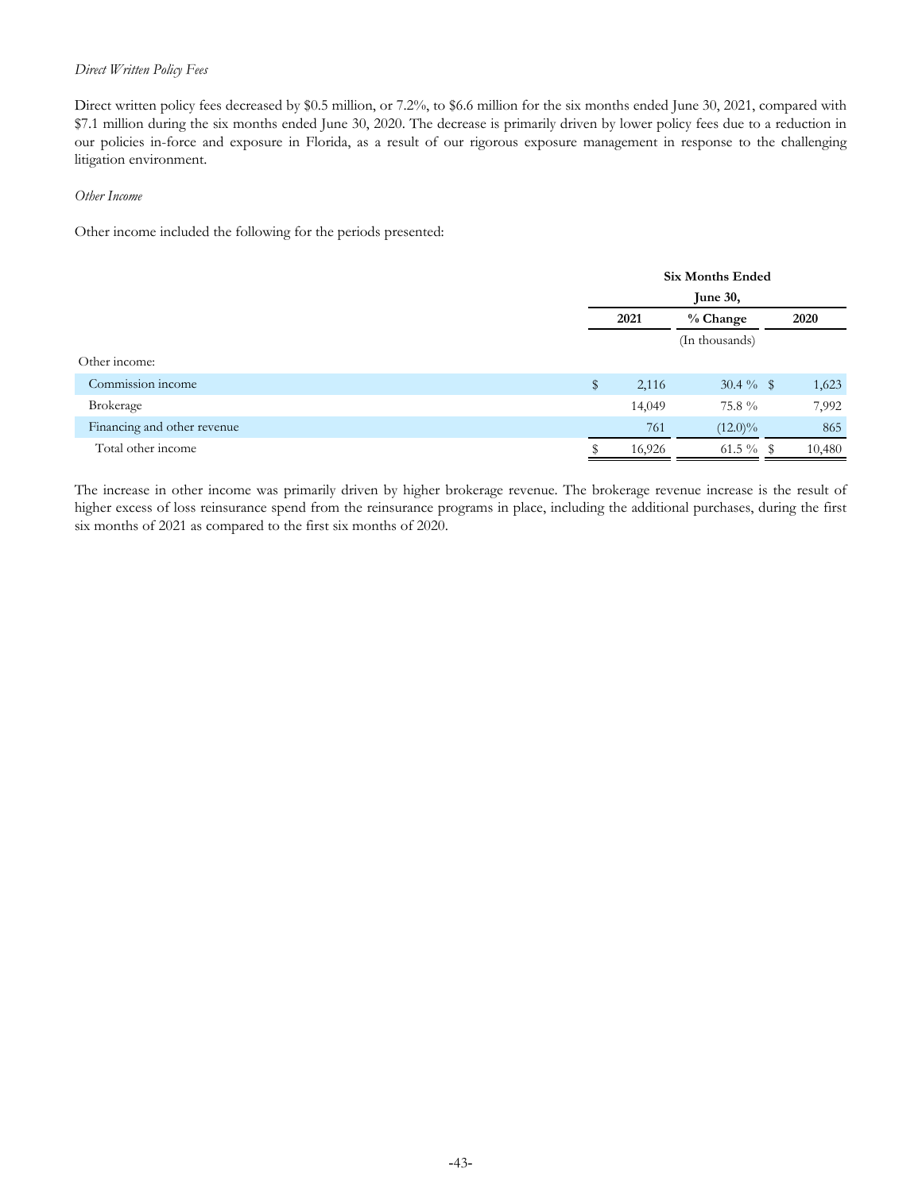*Direct Written Policy Fees*

Direct written policy fees decreased by $0.5 million, or 7.2%, to $6.6 million for the six months ended June 30, 2021, compared with $7.1 million during the six months ended June 30, 2020. The decrease is primarily driven by lower policy fees due to a reduction in our policies in-force and exposure in Florida, as a result of our rigorous exposure management in response to the challenging litigation environment.

*Other Income*

Other income included the following for the periods presented:

| | Six Months Ended June 30, | | |
|---|---|---|---|
| | 2021 | % Change | 2020 |
| | | (In thousands) | |
| Other income: | | | |
| Commission income | $ 2,116 | 30.4 % | $ 1,623 |
| Brokerage | 14,049 | 75.8 % | 7,992 |
| Financing and other revenue | 761 | (12.0)% | 865 |
| Total other income | $ 16,926 | 61.5 % | $ 10,480 |

The increase in other income was primarily driven by higher brokerage revenue. The brokerage revenue increase is the result of higher excess of loss reinsurance spend from the reinsurance programs in place, including the additional purchases, during the first six months of 2021 as compared to the first six months of 2020.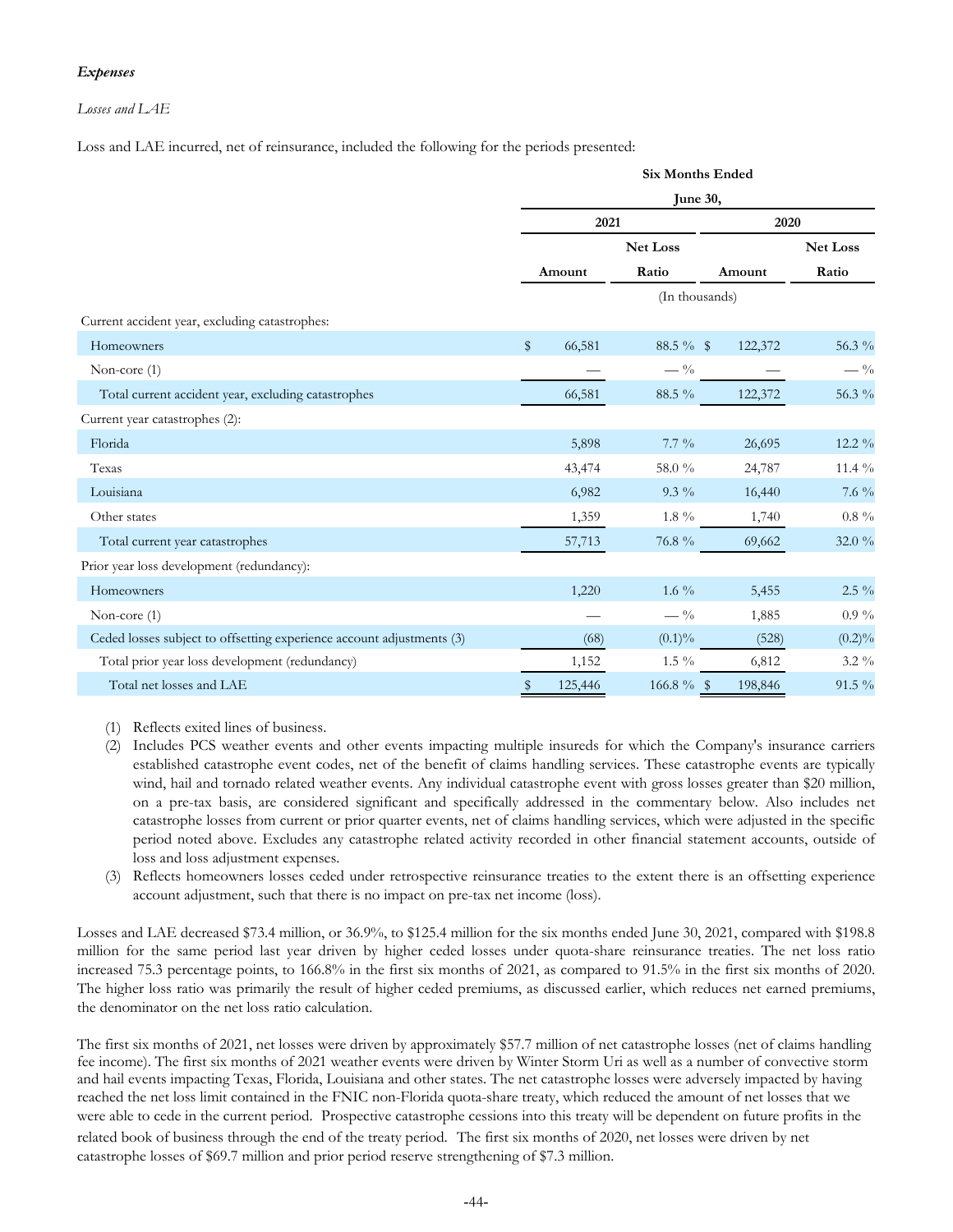***Expenses***

*Losses and LAE*

Loss and LAE incurred, net of reinsurance, included the following for the periods presented:

| | Six Months Ended June 30, | | | |
|---|---|---|---|---|
| | 2021 | | 2020 | |
| | Amount | Net Loss Ratio | Amount | Net Loss Ratio |
| | (In thousands) | | | |
| Current accident year, excluding catastrophes: | | | | |
| Homeowners | $ 66,581 | 88.5 % | $ 122,372 | 56.3 % |
| Non-core (1) | — | — % | — | — % |
| Total current accident year, excluding catastrophes | 66,581 | 88.5 % | 122,372 | 56.3 % |
| Current year catastrophes (2): | | | | |
| Florida | 5,898 | 7.7 % | 26,695 | 12.2 % |
| Texas | 43,474 | 58.0 % | 24,787 | 11.4 % |
| Louisiana | 6,982 | 9.3 % | 16,440 | 7.6 % |
| Other states | 1,359 | 1.8 % | 1,740 | 0.8 % |
| Total current year catastrophes | 57,713 | 76.8 % | 69,662 | 32.0 % |
| Prior year loss development (redundancy): | | | | |
| Homeowners | 1,220 | 1.6 % | 5,455 | 2.5 % |
| Non-core (1) | — | — % | 1,885 | 0.9 % |
| Ceded losses subject to offsetting experience account adjustments (3) | (68) | (0.1)% | (528) | (0.2)% |
| Total prior year loss development (redundancy) | 1,152 | 1.5 % | 6,812 | 3.2 % |
| Total net losses and LAE | $ 125,446 | 166.8 % | $ 198,846 | 91.5 % |

(1) Reflects exited lines of business.

(2) Includes PCS weather events and other events impacting multiple insureds for which the Company's insurance carriers established catastrophe event codes, net of the benefit of claims handling services. These catastrophe events are typically wind, hail and tornado related weather events. Any individual catastrophe event with gross losses greater than $20 million, on a pre-tax basis, are considered significant and specifically addressed in the commentary below. Also includes net catastrophe losses from current or prior quarter events, net of claims handling services, which were adjusted in the specific period noted above. Excludes any catastrophe related activity recorded in other financial statement accounts, outside of loss and loss adjustment expenses.

(3) Reflects homeowners losses ceded under retrospective reinsurance treaties to the extent there is an offsetting experience account adjustment, such that there is no impact on pre-tax net income (loss).

Losses and LAE decreased $73.4 million, or 36.9%, to $125.4 million for the six months ended June 30, 2021, compared with $198.8 million for the same period last year driven by higher ceded losses under quota-share reinsurance treaties. The net loss ratio increased 75.3 percentage points, to 166.8% in the first six months of 2021, as compared to 91.5% in the first six months of 2020. The higher loss ratio was primarily the result of higher ceded premiums, as discussed earlier, which reduces net earned premiums, the denominator on the net loss ratio calculation.

The first six months of 2021, net losses were driven by approximately $57.7 million of net catastrophe losses (net of claims handling fee income). The first six months of 2021 weather events were driven by Winter Storm Uri as well as a number of convective storm and hail events impacting Texas, Florida, Louisiana and other states. The net catastrophe losses were adversely impacted by having reached the net loss limit contained in the FNIC non-Florida quota-share treaty, which reduced the amount of net losses that we were able to cede in the current period. Prospective catastrophe cessions into this treaty will be dependent on future profits in the related book of business through the end of the treaty period. The first six months of 2020, net losses were driven by net catastrophe losses of $69.7 million and prior period reserve strengthening of $7.3 million.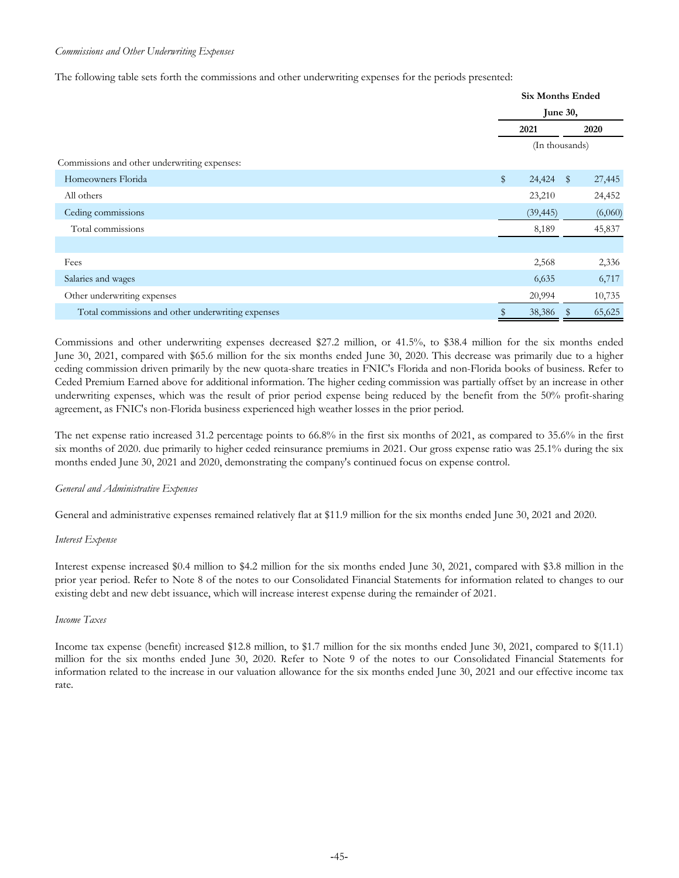*Commissions and Other Underwriting Expenses*

The following table sets forth the commissions and other underwriting expenses for the periods presented:

| | Six Months Ended June 30, | |
|---|---|---|
| | 2021 | 2020 |
| | (In thousands) | |
| Commissions and other underwriting expenses: | | |
| Homeowners Florida | $ 24,424 | $ 27,445 |
| All others | 23,210 | 24,452 |
| Ceding commissions | (39,445) | (6,060) |
| Total commissions | 8,189 | 45,837 |
| | | |
| Fees | 2,568 | 2,336 |
| Salaries and wages | 6,635 | 6,717 |
| Other underwriting expenses | 20,994 | 10,735 |
| Total commissions and other underwriting expenses | $ 38,386 | $ 65,625 |

Commissions and other underwriting expenses decreased $27.2 million, or 41.5%, to $38.4 million for the six months ended June 30, 2021, compared with $65.6 million for the six months ended June 30, 2020. This decrease was primarily due to a higher ceding commission driven primarily by the new quota-share treaties in FNIC's Florida and non-Florida books of business. Refer to Ceded Premium Earned above for additional information. The higher ceding commission was partially offset by an increase in other underwriting expenses, which was the result of prior period expense being reduced by the benefit from the 50% profit-sharing agreement, as FNIC's non-Florida business experienced high weather losses in the prior period.

The net expense ratio increased 31.2 percentage points to 66.8% in the first six months of 2021, as compared to 35.6% in the first six months of 2020. due primarily to higher ceded reinsurance premiums in 2021. Our gross expense ratio was 25.1% during the six months ended June 30, 2021 and 2020, demonstrating the company's continued focus on expense control.

*General and Administrative Expenses*

General and administrative expenses remained relatively flat at $11.9 million for the six months ended June 30, 2021 and 2020.

*Interest Expense*

Interest expense increased $0.4 million to $4.2 million for the six months ended June 30, 2021, compared with $3.8 million in the prior year period. Refer to Note 8 of the notes to our Consolidated Financial Statements for information related to changes to our existing debt and new debt issuance, which will increase interest expense during the remainder of 2021.

*Income Taxes*

Income tax expense (benefit) increased $12.8 million, to $1.7 million for the six months ended June 30, 2021, compared to $(11.1) million for the six months ended June 30, 2020. Refer to Note 9 of the notes to our Consolidated Financial Statements for information related to the increase in our valuation allowance for the six months ended June 30, 2021 and our effective income tax rate.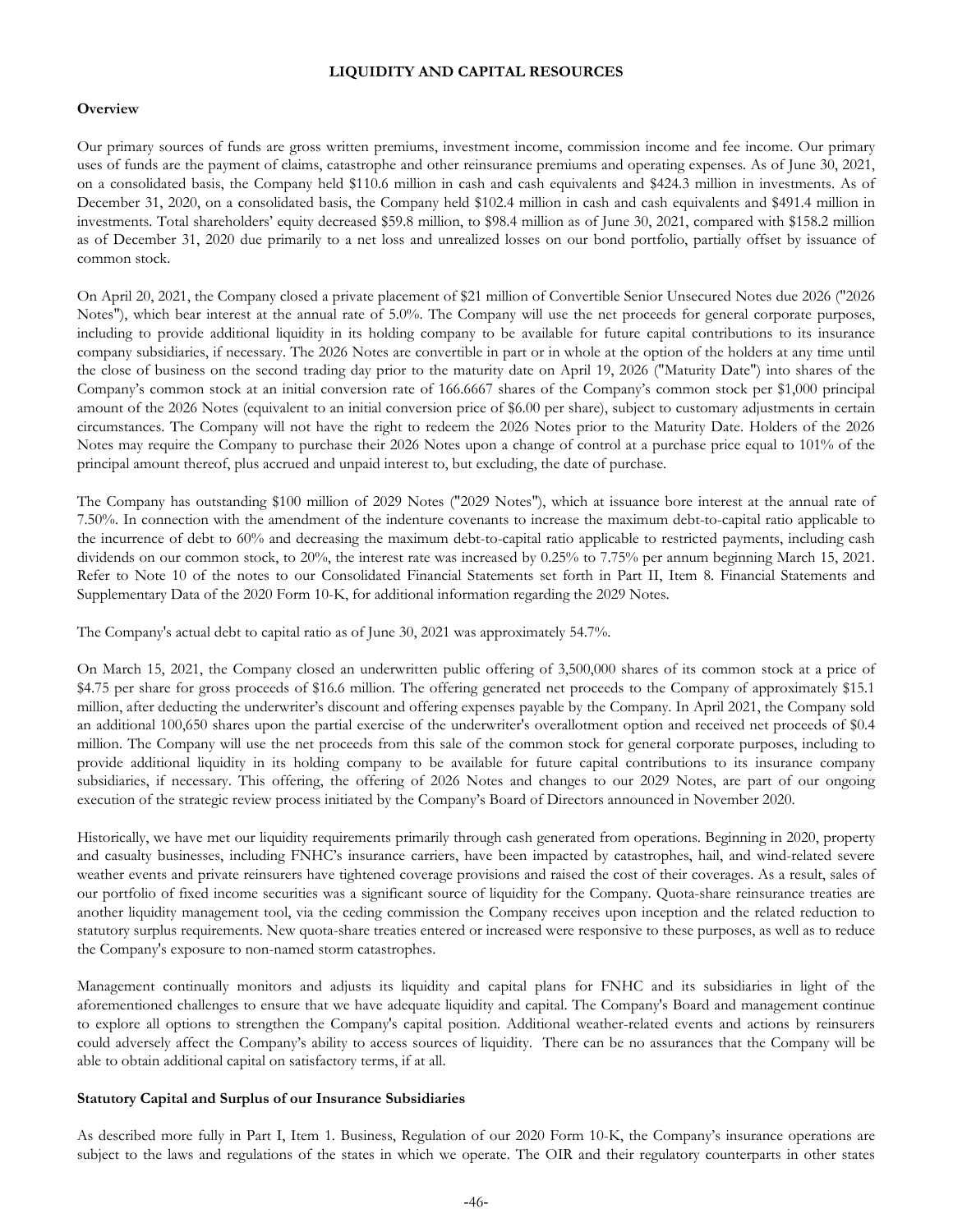## LIQUIDITY AND CAPITAL RESOURCES

### Overview

Our primary sources of funds are gross written premiums, investment income, commission income and fee income. Our primary uses of funds are the payment of claims, catastrophe and other reinsurance premiums and operating expenses. As of June 30, 2021, on a consolidated basis, the Company held $110.6 million in cash and cash equivalents and $424.3 million in investments. As of December 31, 2020, on a consolidated basis, the Company held $102.4 million in cash and cash equivalents and $491.4 million in investments. Total shareholders' equity decreased $59.8 million, to $98.4 million as of June 30, 2021, compared with $158.2 million as of December 31, 2020 due primarily to a net loss and unrealized losses on our bond portfolio, partially offset by issuance of common stock.

On April 20, 2021, the Company closed a private placement of $21 million of Convertible Senior Unsecured Notes due 2026 ("2026 Notes"), which bear interest at the annual rate of 5.0%. The Company will use the net proceeds for general corporate purposes, including to provide additional liquidity in its holding company to be available for future capital contributions to its insurance company subsidiaries, if necessary. The 2026 Notes are convertible in part or in whole at the option of the holders at any time until the close of business on the second trading day prior to the maturity date on April 19, 2026 ("Maturity Date") into shares of the Company's common stock at an initial conversion rate of 166.6667 shares of the Company's common stock per $1,000 principal amount of the 2026 Notes (equivalent to an initial conversion price of $6.00 per share), subject to customary adjustments in certain circumstances. The Company will not have the right to redeem the 2026 Notes prior to the Maturity Date. Holders of the 2026 Notes may require the Company to purchase their 2026 Notes upon a change of control at a purchase price equal to 101% of the principal amount thereof, plus accrued and unpaid interest to, but excluding, the date of purchase.

The Company has outstanding $100 million of 2029 Notes ("2029 Notes"), which at issuance bore interest at the annual rate of 7.50%. In connection with the amendment of the indenture covenants to increase the maximum debt-to-capital ratio applicable to the incurrence of debt to 60% and decreasing the maximum debt-to-capital ratio applicable to restricted payments, including cash dividends on our common stock, to 20%, the interest rate was increased by 0.25% to 7.75% per annum beginning March 15, 2021. Refer to Note 10 of the notes to our Consolidated Financial Statements set forth in Part II, Item 8. Financial Statements and Supplementary Data of the 2020 Form 10-K, for additional information regarding the 2029 Notes.

The Company's actual debt to capital ratio as of June 30, 2021 was approximately 54.7%.

On March 15, 2021, the Company closed an underwritten public offering of 3,500,000 shares of its common stock at a price of $4.75 per share for gross proceeds of $16.6 million. The offering generated net proceeds to the Company of approximately $15.1 million, after deducting the underwriter's discount and offering expenses payable by the Company. In April 2021, the Company sold an additional 100,650 shares upon the partial exercise of the underwriter's overallotment option and received net proceeds of $0.4 million. The Company will use the net proceeds from this sale of the common stock for general corporate purposes, including to provide additional liquidity in its holding company to be available for future capital contributions to its insurance company subsidiaries, if necessary. This offering, the offering of 2026 Notes and changes to our 2029 Notes, are part of our ongoing execution of the strategic review process initiated by the Company's Board of Directors announced in November 2020.

Historically, we have met our liquidity requirements primarily through cash generated from operations. Beginning in 2020, property and casualty businesses, including FNHC's insurance carriers, have been impacted by catastrophes, hail, and wind-related severe weather events and private reinsurers have tightened coverage provisions and raised the cost of their coverages. As a result, sales of our portfolio of fixed income securities was a significant source of liquidity for the Company. Quota-share reinsurance treaties are another liquidity management tool, via the ceding commission the Company receives upon inception and the related reduction to statutory surplus requirements. New quota-share treaties entered or increased were responsive to these purposes, as well as to reduce the Company's exposure to non-named storm catastrophes.

Management continually monitors and adjusts its liquidity and capital plans for FNHC and its subsidiaries in light of the aforementioned challenges to ensure that we have adequate liquidity and capital. The Company's Board and management continue to explore all options to strengthen the Company's capital position. Additional weather-related events and actions by reinsurers could adversely affect the Company's ability to access sources of liquidity. There can be no assurances that the Company will be able to obtain additional capital on satisfactory terms, if at all.

### Statutory Capital and Surplus of our Insurance Subsidiaries

As described more fully in Part I, Item 1. Business, Regulation of our 2020 Form 10-K, the Company's insurance operations are subject to the laws and regulations of the states in which we operate. The OIR and their regulatory counterparts in other states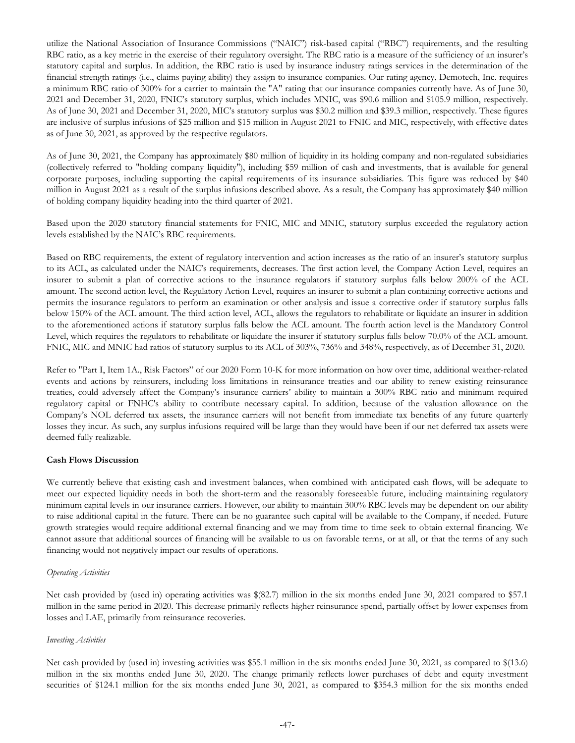utilize the National Association of Insurance Commissions ("NAIC") risk-based capital ("RBC") requirements, and the resulting RBC ratio, as a key metric in the exercise of their regulatory oversight. The RBC ratio is a measure of the sufficiency of an insurer's statutory capital and surplus. In addition, the RBC ratio is used by insurance industry ratings services in the determination of the financial strength ratings (i.e., claims paying ability) they assign to insurance companies. Our rating agency, Demotech, Inc. requires a minimum RBC ratio of 300% for a carrier to maintain the "A" rating that our insurance companies currently have. As of June 30, 2021 and December 31, 2020, FNIC's statutory surplus, which includes MNIC, was $90.6 million and $105.9 million, respectively. As of June 30, 2021 and December 31, 2020, MIC's statutory surplus was $30.2 million and $39.3 million, respectively. These figures are inclusive of surplus infusions of $25 million and $15 million in August 2021 to FNIC and MIC, respectively, with effective dates as of June 30, 2021, as approved by the respective regulators.

As of June 30, 2021, the Company has approximately $80 million of liquidity in its holding company and non-regulated subsidiaries (collectively referred to "holding company liquidity"), including $59 million of cash and investments, that is available for general corporate purposes, including supporting the capital requirements of its insurance subsidiaries. This figure was reduced by $40 million in August 2021 as a result of the surplus infusions described above. As a result, the Company has approximately $40 million of holding company liquidity heading into the third quarter of 2021.

Based upon the 2020 statutory financial statements for FNIC, MIC and MNIC, statutory surplus exceeded the regulatory action levels established by the NAIC's RBC requirements.

Based on RBC requirements, the extent of regulatory intervention and action increases as the ratio of an insurer's statutory surplus to its ACL, as calculated under the NAIC's requirements, decreases. The first action level, the Company Action Level, requires an insurer to submit a plan of corrective actions to the insurance regulators if statutory surplus falls below 200% of the ACL amount. The second action level, the Regulatory Action Level, requires an insurer to submit a plan containing corrective actions and permits the insurance regulators to perform an examination or other analysis and issue a corrective order if statutory surplus falls below 150% of the ACL amount. The third action level, ACL, allows the regulators to rehabilitate or liquidate an insurer in addition to the aforementioned actions if statutory surplus falls below the ACL amount. The fourth action level is the Mandatory Control Level, which requires the regulators to rehabilitate or liquidate the insurer if statutory surplus falls below 70.0% of the ACL amount. FNIC, MIC and MNIC had ratios of statutory surplus to its ACL of 303%, 736% and 348%, respectively, as of December 31, 2020.

Refer to "Part I, Item 1A., Risk Factors" of our 2020 Form 10-K for more information on how over time, additional weather-related events and actions by reinsurers, including loss limitations in reinsurance treaties and our ability to renew existing reinsurance treaties, could adversely affect the Company's insurance carriers' ability to maintain a 300% RBC ratio and minimum required regulatory capital or FNHC's ability to contribute necessary capital. In addition, because of the valuation allowance on the Company's NOL deferred tax assets, the insurance carriers will not benefit from immediate tax benefits of any future quarterly losses they incur. As such, any surplus infusions required will be large than they would have been if our net deferred tax assets were deemed fully realizable.

**Cash Flows Discussion**

We currently believe that existing cash and investment balances, when combined with anticipated cash flows, will be adequate to meet our expected liquidity needs in both the short-term and the reasonably foreseeable future, including maintaining regulatory minimum capital levels in our insurance carriers. However, our ability to maintain 300% RBC levels may be dependent on our ability to raise additional capital in the future. There can be no guarantee such capital will be available to the Company, if needed. Future growth strategies would require additional external financing and we may from time to time seek to obtain external financing. We cannot assure that additional sources of financing will be available to us on favorable terms, or at all, or that the terms of any such financing would not negatively impact our results of operations.

*Operating Activities*

Net cash provided by (used in) operating activities was $(82.7) million in the six months ended June 30, 2021 compared to $57.1 million in the same period in 2020. This decrease primarily reflects higher reinsurance spend, partially offset by lower expenses from losses and LAE, primarily from reinsurance recoveries.

*Investing Activities*

Net cash provided by (used in) investing activities was $55.1 million in the six months ended June 30, 2021, as compared to $(13.6) million in the six months ended June 30, 2020. The change primarily reflects lower purchases of debt and equity investment securities of $124.1 million for the six months ended June 30, 2021, as compared to $354.3 million for the six months ended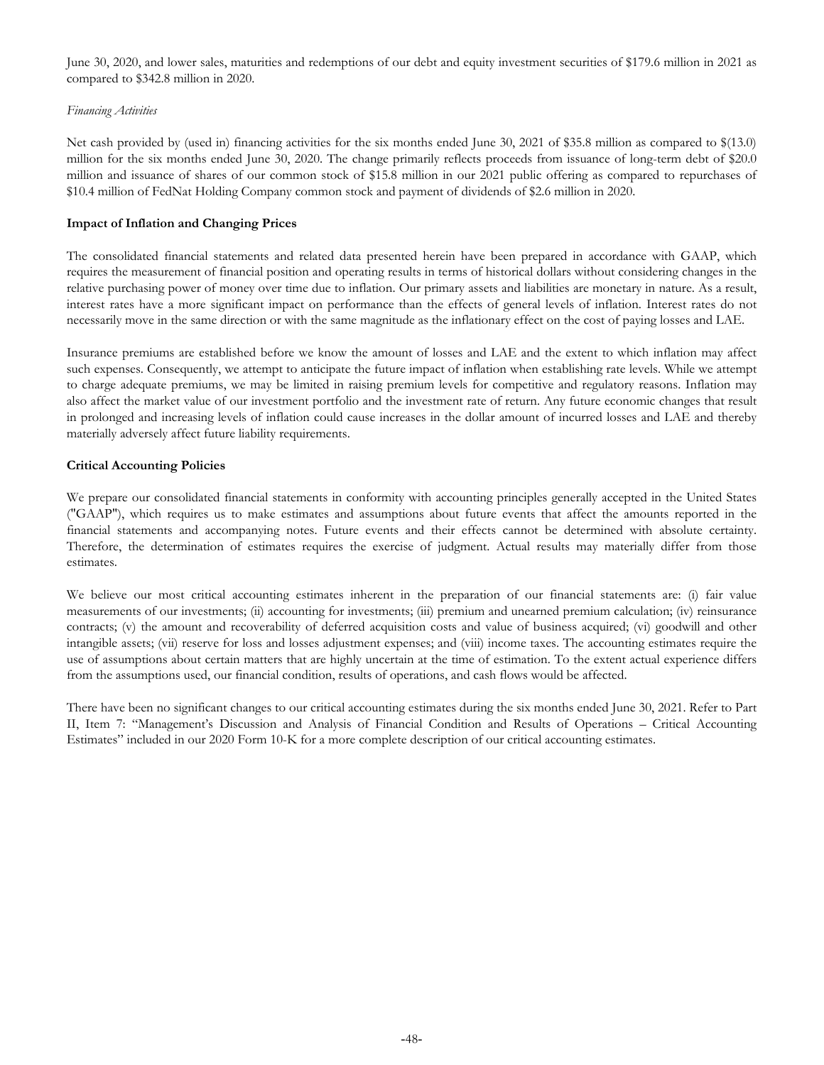June 30, 2020, and lower sales, maturities and redemptions of our debt and equity investment securities of $179.6 million in 2021 as compared to $342.8 million in 2020.

*Financing Activities*

Net cash provided by (used in) financing activities for the six months ended June 30, 2021 of $35.8 million as compared to $(13.0) million for the six months ended June 30, 2020. The change primarily reflects proceeds from issuance of long-term debt of $20.0 million and issuance of shares of our common stock of $15.8 million in our 2021 public offering as compared to repurchases of $10.4 million of FedNat Holding Company common stock and payment of dividends of $2.6 million in 2020.

**Impact of Inflation and Changing Prices**

The consolidated financial statements and related data presented herein have been prepared in accordance with GAAP, which requires the measurement of financial position and operating results in terms of historical dollars without considering changes in the relative purchasing power of money over time due to inflation. Our primary assets and liabilities are monetary in nature. As a result, interest rates have a more significant impact on performance than the effects of general levels of inflation. Interest rates do not necessarily move in the same direction or with the same magnitude as the inflationary effect on the cost of paying losses and LAE.

Insurance premiums are established before we know the amount of losses and LAE and the extent to which inflation may affect such expenses. Consequently, we attempt to anticipate the future impact of inflation when establishing rate levels. While we attempt to charge adequate premiums, we may be limited in raising premium levels for competitive and regulatory reasons. Inflation may also affect the market value of our investment portfolio and the investment rate of return. Any future economic changes that result in prolonged and increasing levels of inflation could cause increases in the dollar amount of incurred losses and LAE and thereby materially adversely affect future liability requirements.

**Critical Accounting Policies**

We prepare our consolidated financial statements in conformity with accounting principles generally accepted in the United States ("GAAP"), which requires us to make estimates and assumptions about future events that affect the amounts reported in the financial statements and accompanying notes. Future events and their effects cannot be determined with absolute certainty. Therefore, the determination of estimates requires the exercise of judgment. Actual results may materially differ from those estimates.

We believe our most critical accounting estimates inherent in the preparation of our financial statements are: (i) fair value measurements of our investments; (ii) accounting for investments; (iii) premium and unearned premium calculation; (iv) reinsurance contracts; (v) the amount and recoverability of deferred acquisition costs and value of business acquired; (vi) goodwill and other intangible assets; (vii) reserve for loss and losses adjustment expenses; and (viii) income taxes. The accounting estimates require the use of assumptions about certain matters that are highly uncertain at the time of estimation. To the extent actual experience differs from the assumptions used, our financial condition, results of operations, and cash flows would be affected.

There have been no significant changes to our critical accounting estimates during the six months ended June 30, 2021. Refer to Part II, Item 7: "Management's Discussion and Analysis of Financial Condition and Results of Operations – Critical Accounting Estimates" included in our 2020 Form 10-K for a more complete description of our critical accounting estimates.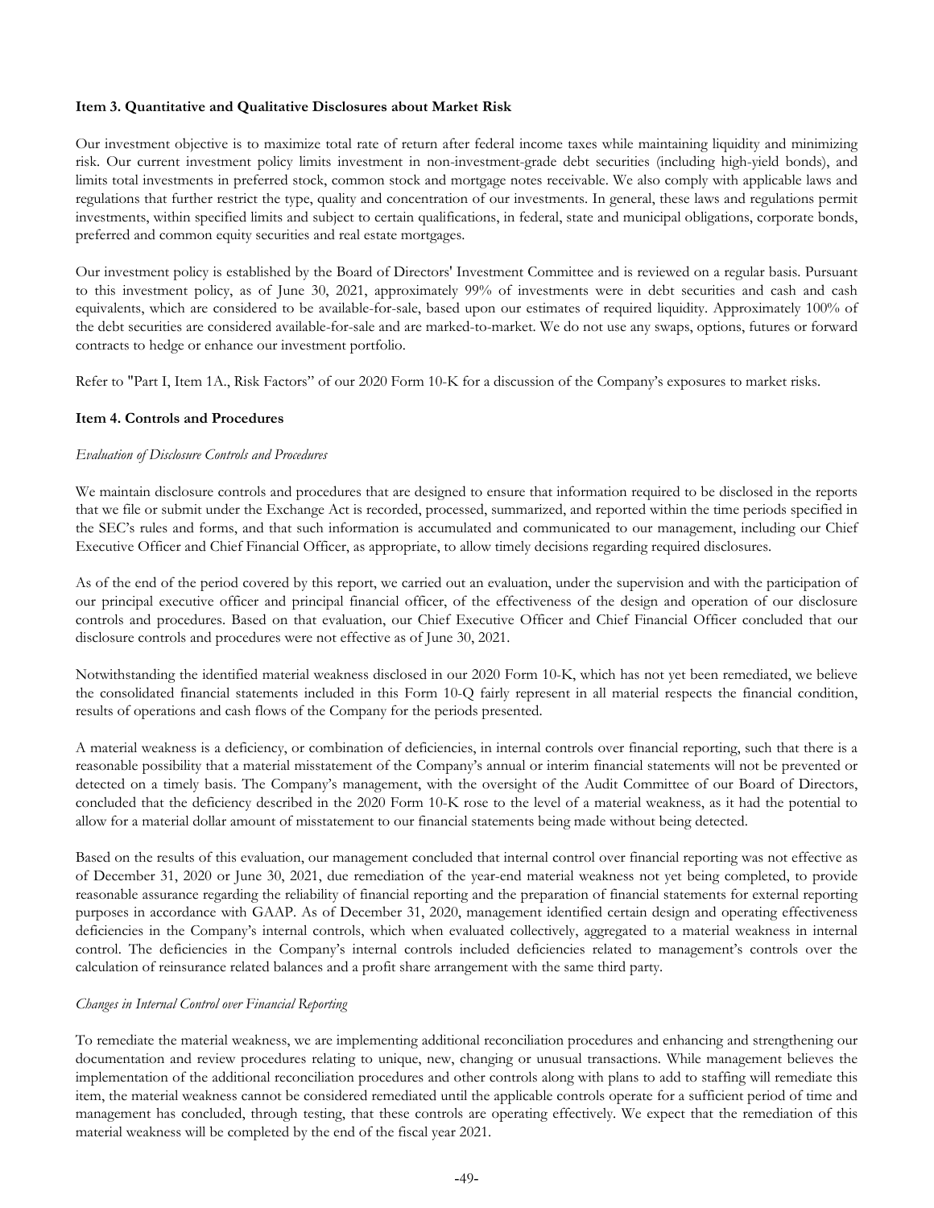### Item 3. Quantitative and Qualitative Disclosures about Market Risk

Our investment objective is to maximize total rate of return after federal income taxes while maintaining liquidity and minimizing risk. Our current investment policy limits investment in non-investment-grade debt securities (including high-yield bonds), and limits total investments in preferred stock, common stock and mortgage notes receivable. We also comply with applicable laws and regulations that further restrict the type, quality and concentration of our investments. In general, these laws and regulations permit investments, within specified limits and subject to certain qualifications, in federal, state and municipal obligations, corporate bonds, preferred and common equity securities and real estate mortgages.

Our investment policy is established by the Board of Directors' Investment Committee and is reviewed on a regular basis. Pursuant to this investment policy, as of June 30, 2021, approximately 99% of investments were in debt securities and cash and cash equivalents, which are considered to be available-for-sale, based upon our estimates of required liquidity. Approximately 100% of the debt securities are considered available-for-sale and are marked-to-market. We do not use any swaps, options, futures or forward contracts to hedge or enhance our investment portfolio.

Refer to "Part I, Item 1A., Risk Factors" of our 2020 Form 10-K for a discussion of the Company's exposures to market risks.

### Item 4. Controls and Procedures

*Evaluation of Disclosure Controls and Procedures*

We maintain disclosure controls and procedures that are designed to ensure that information required to be disclosed in the reports that we file or submit under the Exchange Act is recorded, processed, summarized, and reported within the time periods specified in the SEC's rules and forms, and that such information is accumulated and communicated to our management, including our Chief Executive Officer and Chief Financial Officer, as appropriate, to allow timely decisions regarding required disclosures.

As of the end of the period covered by this report, we carried out an evaluation, under the supervision and with the participation of our principal executive officer and principal financial officer, of the effectiveness of the design and operation of our disclosure controls and procedures. Based on that evaluation, our Chief Executive Officer and Chief Financial Officer concluded that our disclosure controls and procedures were not effective as of June 30, 2021.

Notwithstanding the identified material weakness disclosed in our 2020 Form 10-K, which has not yet been remediated, we believe the consolidated financial statements included in this Form 10-Q fairly represent in all material respects the financial condition, results of operations and cash flows of the Company for the periods presented.

A material weakness is a deficiency, or combination of deficiencies, in internal controls over financial reporting, such that there is a reasonable possibility that a material misstatement of the Company's annual or interim financial statements will not be prevented or detected on a timely basis. The Company's management, with the oversight of the Audit Committee of our Board of Directors, concluded that the deficiency described in the 2020 Form 10-K rose to the level of a material weakness, as it had the potential to allow for a material dollar amount of misstatement to our financial statements being made without being detected.

Based on the results of this evaluation, our management concluded that internal control over financial reporting was not effective as of December 31, 2020 or June 30, 2021, due remediation of the year-end material weakness not yet being completed, to provide reasonable assurance regarding the reliability of financial reporting and the preparation of financial statements for external reporting purposes in accordance with GAAP. As of December 31, 2020, management identified certain design and operating effectiveness deficiencies in the Company's internal controls, which when evaluated collectively, aggregated to a material weakness in internal control. The deficiencies in the Company's internal controls included deficiencies related to management's controls over the calculation of reinsurance related balances and a profit share arrangement with the same third party.

*Changes in Internal Control over Financial Reporting*

To remediate the material weakness, we are implementing additional reconciliation procedures and enhancing and strengthening our documentation and review procedures relating to unique, new, changing or unusual transactions. While management believes the implementation of the additional reconciliation procedures and other controls along with plans to add to staffing will remediate this item, the material weakness cannot be considered remediated until the applicable controls operate for a sufficient period of time and management has concluded, through testing, that these controls are operating effectively. We expect that the remediation of this material weakness will be completed by the end of the fiscal year 2021.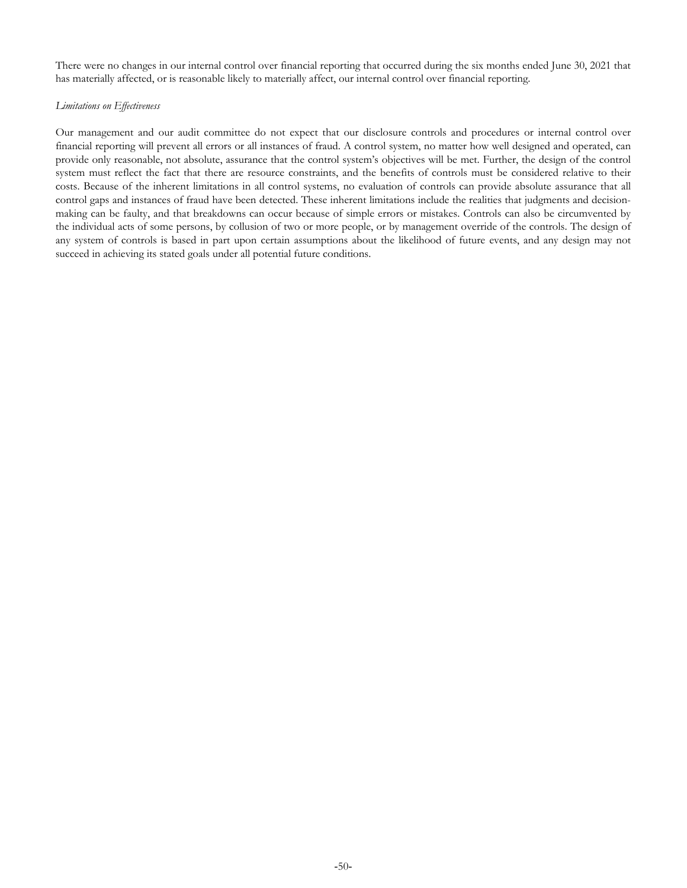There were no changes in our internal control over financial reporting that occurred during the six months ended June 30, 2021 that has materially affected, or is reasonable likely to materially affect, our internal control over financial reporting.

*Limitations on Effectiveness*

Our management and our audit committee do not expect that our disclosure controls and procedures or internal control over financial reporting will prevent all errors or all instances of fraud. A control system, no matter how well designed and operated, can provide only reasonable, not absolute, assurance that the control system's objectives will be met. Further, the design of the control system must reflect the fact that there are resource constraints, and the benefits of controls must be considered relative to their costs. Because of the inherent limitations in all control systems, no evaluation of controls can provide absolute assurance that all control gaps and instances of fraud have been detected. These inherent limitations include the realities that judgments and decision-making can be faulty, and that breakdowns can occur because of simple errors or mistakes. Controls can also be circumvented by the individual acts of some persons, by collusion of two or more people, or by management override of the controls. The design of any system of controls is based in part upon certain assumptions about the likelihood of future events, and any design may not succeed in achieving its stated goals under all potential future conditions.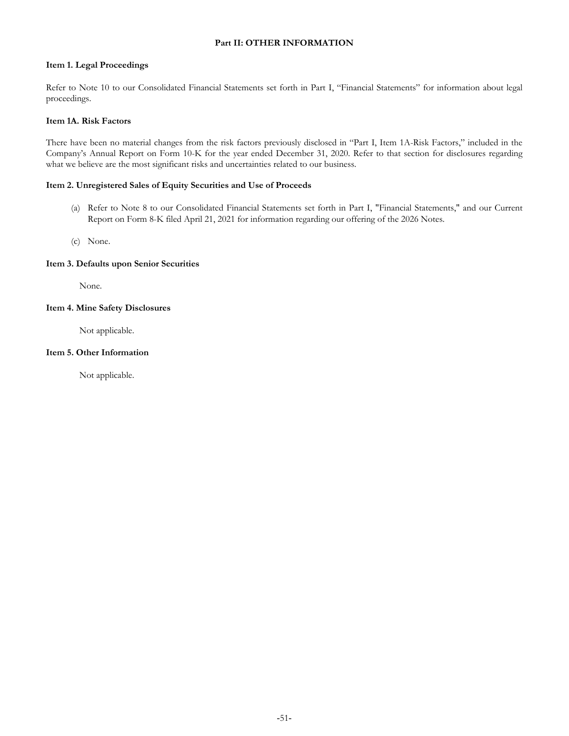## Part II: OTHER INFORMATION

### Item 1. Legal Proceedings

Refer to Note 10 to our Consolidated Financial Statements set forth in Part I, "Financial Statements" for information about legal proceedings.

### Item 1A. Risk Factors

There have been no material changes from the risk factors previously disclosed in "Part I, Item 1A-Risk Factors," included in the Company's Annual Report on Form 10-K for the year ended December 31, 2020. Refer to that section for disclosures regarding what we believe are the most significant risks and uncertainties related to our business.

### Item 2. Unregistered Sales of Equity Securities and Use of Proceeds

(a) Refer to Note 8 to our Consolidated Financial Statements set forth in Part I, "Financial Statements," and our Current Report on Form 8-K filed April 21, 2021 for information regarding our offering of the 2026 Notes.

(c) None.

### Item 3. Defaults upon Senior Securities

None.

### Item 4. Mine Safety Disclosures

Not applicable.

### Item 5. Other Information

Not applicable.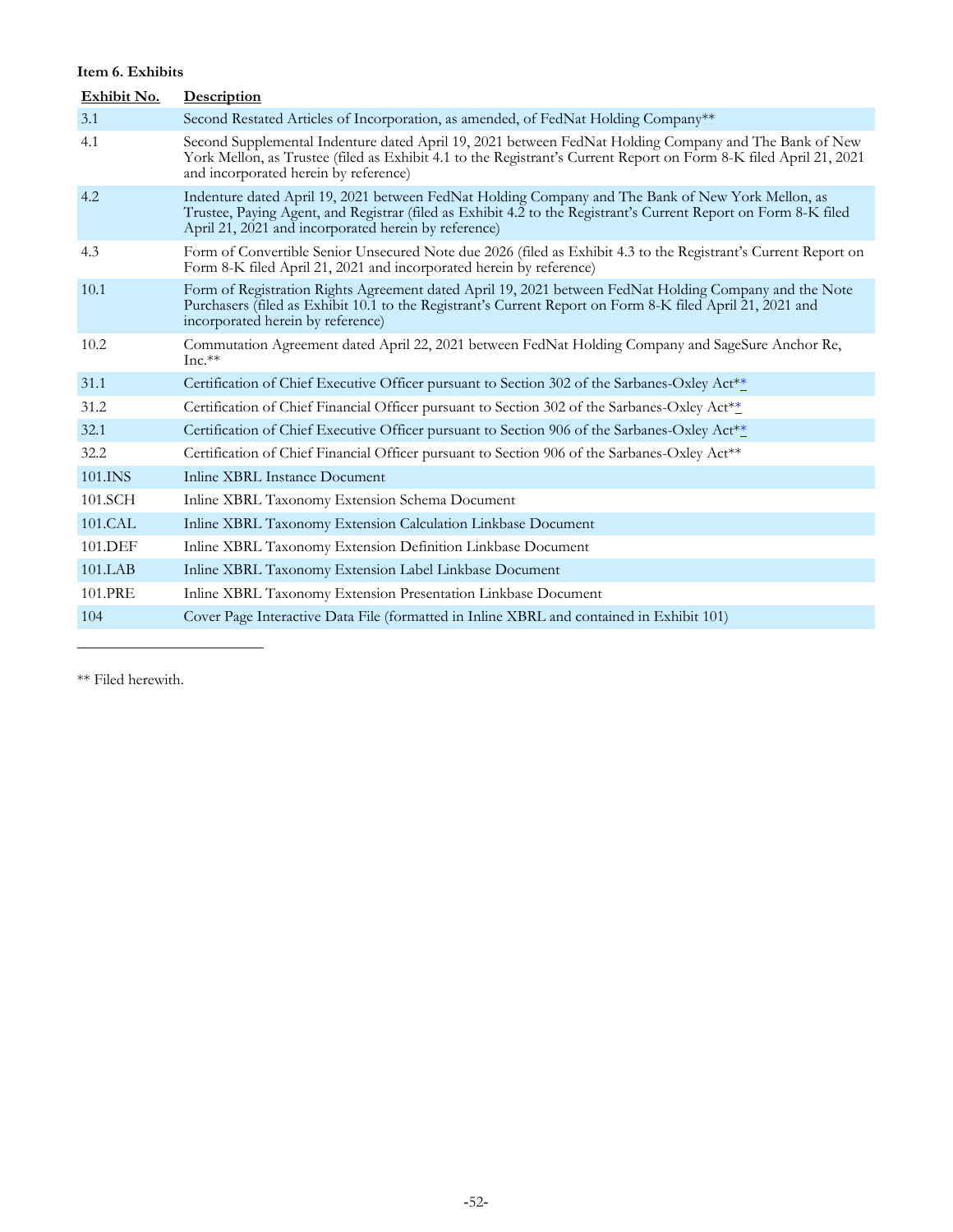**Item 6. Exhibits**

| Exhibit No. | Description |
| --- | --- |
| 3.1 | Second Restated Articles of Incorporation, as amended, of FedNat Holding Company** |
| 4.1 | Second Supplemental Indenture dated April 19, 2021 between FedNat Holding Company and The Bank of New York Mellon, as Trustee (filed as Exhibit 4.1 to the Registrant's Current Report on Form 8-K filed April 21, 2021 and incorporated herein by reference) |
| 4.2 | Indenture dated April 19, 2021 between FedNat Holding Company and The Bank of New York Mellon, as Trustee, Paying Agent, and Registrar (filed as Exhibit 4.2 to the Registrant's Current Report on Form 8-K filed April 21, 2021 and incorporated herein by reference) |
| 4.3 | Form of Convertible Senior Unsecured Note due 2026 (filed as Exhibit 4.3 to the Registrant's Current Report on Form 8-K filed April 21, 2021 and incorporated herein by reference) |
| 10.1 | Form of Registration Rights Agreement dated April 19, 2021 between FedNat Holding Company and the Note Purchasers (filed as Exhibit 10.1 to the Registrant's Current Report on Form 8-K filed April 21, 2021 and incorporated herein by reference) |
| 10.2 | Commutation Agreement dated April 22, 2021 between FedNat Holding Company and SageSure Anchor Re, Inc.** |
| 31.1 | Certification of Chief Executive Officer pursuant to Section 302 of the Sarbanes-Oxley Act** |
| 31.2 | Certification of Chief Financial Officer pursuant to Section 302 of the Sarbanes-Oxley Act** |
| 32.1 | Certification of Chief Executive Officer pursuant to Section 906 of the Sarbanes-Oxley Act** |
| 32.2 | Certification of Chief Financial Officer pursuant to Section 906 of the Sarbanes-Oxley Act** |
| 101.INS | Inline XBRL Instance Document |
| 101.SCH | Inline XBRL Taxonomy Extension Schema Document |
| 101.CAL | Inline XBRL Taxonomy Extension Calculation Linkbase Document |
| 101.DEF | Inline XBRL Taxonomy Extension Definition Linkbase Document |
| 101.LAB | Inline XBRL Taxonomy Extension Label Linkbase Document |
| 101.PRE | Inline XBRL Taxonomy Extension Presentation Linkbase Document |
| 104 | Cover Page Interactive Data File (formatted in Inline XBRL and contained in Exhibit 101) |

** Filed herewith.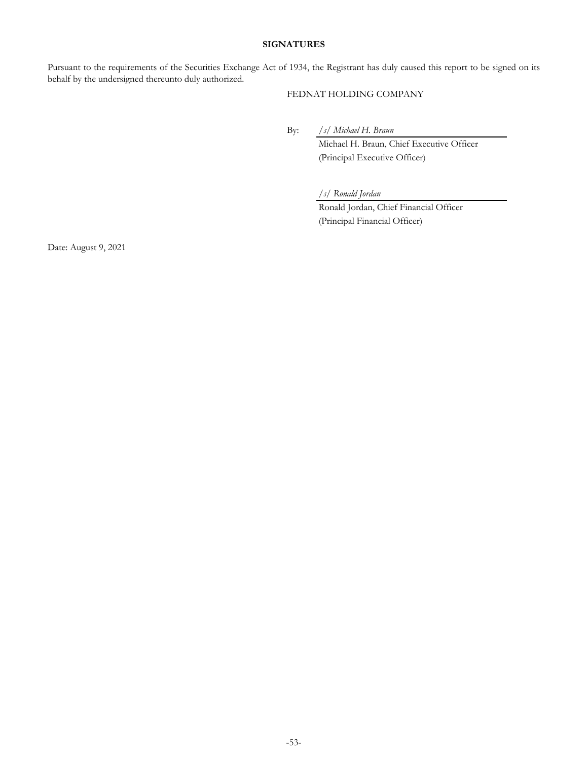**SIGNATURES**

Pursuant to the requirements of the Securities Exchange Act of 1934, the Registrant has duly caused this report to be signed on its behalf by the undersigned thereunto duly authorized.

FEDNAT HOLDING COMPANY

By: */s/ Michael H. Braun*
Michael H. Braun, Chief Executive Officer
(Principal Executive Officer)

*/s/ Ronald Jordan*
Ronald Jordan, Chief Financial Officer
(Principal Financial Officer)

Date: August 9, 2021